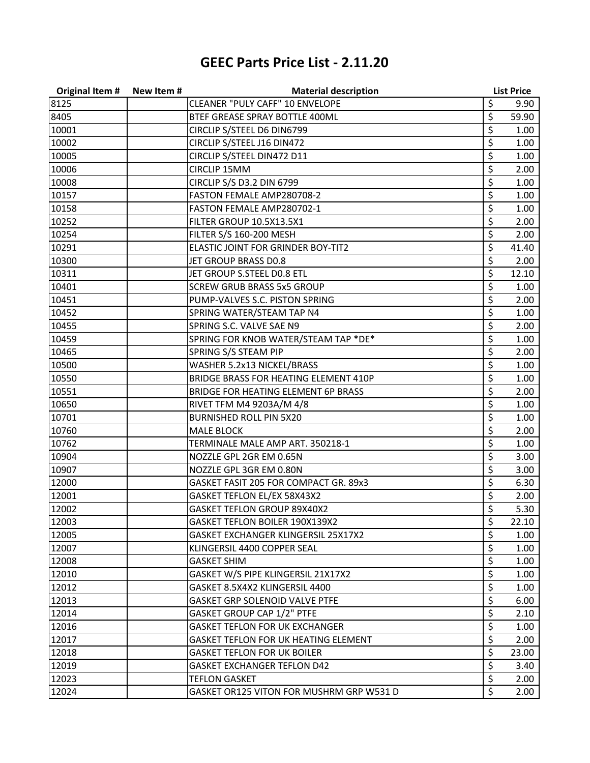# GEEC Parts Price List - 2.11.20

| Original Item # | New Item # | Material description | List Price |
|---|---|---|---|
| 8125 | | CLEANER "PULY CAFF" 10 ENVELOPE | $ 9.90 |
| 8405 | | BTEF GREASE SPRAY BOTTLE 400ML | $ 59.90 |
| 10001 | | CIRCLIP S/STEEL D6 DIN6799 | $ 1.00 |
| 10002 | | CIRCLIP S/STEEL J16 DIN472 | $ 1.00 |
| 10005 | | CIRCLIP S/STEEL DIN472 D11 | $ 1.00 |
| 10006 | | CIRCLIP 15MM | $ 2.00 |
| 10008 | | CIRCLIP S/S D3.2 DIN 6799 | $ 1.00 |
| 10157 | | FASTON FEMALE AMP280708-2 | $ 1.00 |
| 10158 | | FASTON FEMALE AMP280702-1 | $ 1.00 |
| 10252 | | FILTER GROUP 10.5X13.5X1 | $ 2.00 |
| 10254 | | FILTER S/S 160-200 MESH | $ 2.00 |
| 10291 | | ELASTIC JOINT FOR GRINDER BOY-TIT2 | $ 41.40 |
| 10300 | | JET GROUP BRASS D0.8 | $ 2.00 |
| 10311 | | JET GROUP S.STEEL D0.8 ETL | $ 12.10 |
| 10401 | | SCREW GRUB BRASS 5x5 GROUP | $ 1.00 |
| 10451 | | PUMP-VALVES S.C. PISTON SPRING | $ 2.00 |
| 10452 | | SPRING WATER/STEAM TAP N4 | $ 1.00 |
| 10455 | | SPRING S.C. VALVE SAE N9 | $ 2.00 |
| 10459 | | SPRING FOR KNOB WATER/STEAM TAP *DE* | $ 1.00 |
| 10465 | | SPRING S/S STEAM PIP | $ 2.00 |
| 10500 | | WASHER 5.2x13 NICKEL/BRASS | $ 1.00 |
| 10550 | | BRIDGE BRASS FOR HEATING ELEMENT 410P | $ 1.00 |
| 10551 | | BRIDGE FOR HEATING ELEMENT 6P BRASS | $ 2.00 |
| 10650 | | RIVET TFM M4 9203A/M 4/8 | $ 1.00 |
| 10701 | | BURNISHED ROLL PIN 5X20 | $ 1.00 |
| 10760 | | MALE BLOCK | $ 2.00 |
| 10762 | | TERMINALE MALE AMP ART. 350218-1 | $ 1.00 |
| 10904 | | NOZZLE GPL 2GR EM 0.65N | $ 3.00 |
| 10907 | | NOZZLE GPL 3GR EM 0.80N | $ 3.00 |
| 12000 | | GASKET FASIT 205 FOR COMPACT GR. 89x3 | $ 6.30 |
| 12001 | | GASKET TEFLON EL/EX 58X43X2 | $ 2.00 |
| 12002 | | GASKET TEFLON GROUP 89X40X2 | $ 5.30 |
| 12003 | | GASKET TEFLON BOILER 190X139X2 | $ 22.10 |
| 12005 | | GASKET EXCHANGER KLINGERSIL 25X17X2 | $ 1.00 |
| 12007 | | KLINGERSIL 4400 COPPER SEAL | $ 1.00 |
| 12008 | | GASKET SHIM | $ 1.00 |
| 12010 | | GASKET W/S PIPE KLINGERSIL 21X17X2 | $ 1.00 |
| 12012 | | GASKET 8.5X4X2 KLINGERSIL 4400 | $ 1.00 |
| 12013 | | GASKET GRP SOLENOID VALVE PTFE | $ 6.00 |
| 12014 | | GASKET GROUP CAP 1/2" PTFE | $ 2.10 |
| 12016 | | GASKET TEFLON FOR UK EXCHANGER | $ 1.00 |
| 12017 | | GASKET TEFLON FOR UK HEATING ELEMENT | $ 2.00 |
| 12018 | | GASKET TEFLON FOR UK BOILER | $ 23.00 |
| 12019 | | GASKET EXCHANGER TEFLON D42 | $ 3.40 |
| 12023 | | TEFLON GASKET | $ 2.00 |
| 12024 | | GASKET OR125 VITON FOR MUSHRM GRP W531 D | $ 2.00 |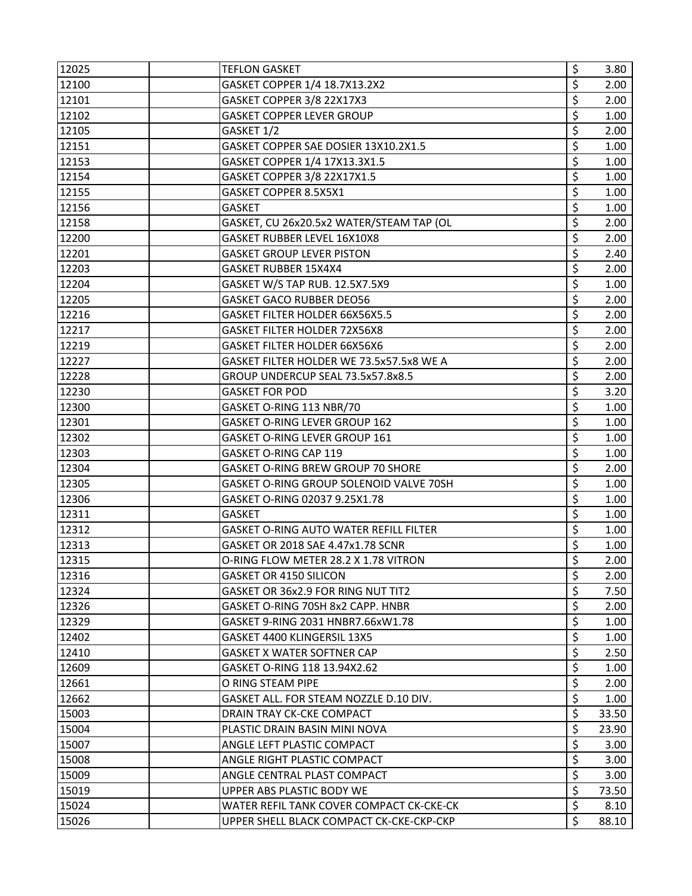| 12025 | | TEFLON GASKET | $ | 3.80 |
|---|---|---|---|---|
| 12100 | | GASKET COPPER 1/4 18.7X13.2X2 | $ | 2.00 |
| 12101 | | GASKET COPPER 3/8 22X17X3 | $ | 2.00 |
| 12102 | | GASKET COPPER LEVER GROUP | $ | 1.00 |
| 12105 | | GASKET 1/2 | $ | 2.00 |
| 12151 | | GASKET COPPER SAE DOSIER 13X10.2X1.5 | $ | 1.00 |
| 12153 | | GASKET COPPER 1/4 17X13.3X1.5 | $ | 1.00 |
| 12154 | | GASKET COPPER 3/8 22X17X1.5 | $ | 1.00 |
| 12155 | | GASKET COPPER 8.5X5X1 | $ | 1.00 |
| 12156 | | GASKET | $ | 1.00 |
| 12158 | | GASKET, CU 26x20.5x2 WATER/STEAM TAP (OL | $ | 2.00 |
| 12200 | | GASKET RUBBER LEVEL 16X10X8 | $ | 2.00 |
| 12201 | | GASKET GROUP LEVER PISTON | $ | 2.40 |
| 12203 | | GASKET RUBBER 15X4X4 | $ | 2.00 |
| 12204 | | GASKET W/S TAP RUB. 12.5X7.5X9 | $ | 1.00 |
| 12205 | | GASKET GACO RUBBER DEO56 | $ | 2.00 |
| 12216 | | GASKET FILTER HOLDER 66X56X5.5 | $ | 2.00 |
| 12217 | | GASKET FILTER HOLDER 72X56X8 | $ | 2.00 |
| 12219 | | GASKET FILTER HOLDER 66X56X6 | $ | 2.00 |
| 12227 | | GASKET FILTER HOLDER WE 73.5x57.5x8 WE A | $ | 2.00 |
| 12228 | | GROUP UNDERCUP SEAL 73.5x57.8x8.5 | $ | 2.00 |
| 12230 | | GASKET FOR POD | $ | 3.20 |
| 12300 | | GASKET O-RING 113 NBR/70 | $ | 1.00 |
| 12301 | | GASKET O-RING LEVER GROUP 162 | $ | 1.00 |
| 12302 | | GASKET O-RING LEVER GROUP 161 | $ | 1.00 |
| 12303 | | GASKET O-RING CAP 119 | $ | 1.00 |
| 12304 | | GASKET O-RING BREW GROUP 70 SHORE | $ | 2.00 |
| 12305 | | GASKET O-RING GROUP SOLENOID VALVE 70SH | $ | 1.00 |
| 12306 | | GASKET O-RING 02037 9.25X1.78 | $ | 1.00 |
| 12311 | | GASKET | $ | 1.00 |
| 12312 | | GASKET O-RING AUTO WATER REFILL FILTER | $ | 1.00 |
| 12313 | | GASKET OR 2018 SAE 4.47x1.78 SCNR | $ | 1.00 |
| 12315 | | O-RING FLOW METER 28.2 X 1.78 VITRON | $ | 2.00 |
| 12316 | | GASKET OR 4150 SILICON | $ | 2.00 |
| 12324 | | GASKET OR 36x2.9 FOR RING NUT TIT2 | $ | 7.50 |
| 12326 | | GASKET O-RING 70SH 8x2 CAPP. HNBR | $ | 2.00 |
| 12329 | | GASKET 9-RING 2031 HNBR7.66xW1.78 | $ | 1.00 |
| 12402 | | GASKET 4400 KLINGERSIL 13X5 | $ | 1.00 |
| 12410 | | GASKET X WATER SOFTNER CAP | $ | 2.50 |
| 12609 | | GASKET O-RING 118 13.94X2.62 | $ | 1.00 |
| 12661 | | O RING STEAM PIPE | $ | 2.00 |
| 12662 | | GASKET ALL. FOR STEAM NOZZLE D.10 DIV. | $ | 1.00 |
| 15003 | | DRAIN TRAY CK-CKE COMPACT | $ | 33.50 |
| 15004 | | PLASTIC DRAIN BASIN MINI NOVA | $ | 23.90 |
| 15007 | | ANGLE LEFT PLASTIC COMPACT | $ | 3.00 |
| 15008 | | ANGLE RIGHT PLASTIC COMPACT | $ | 3.00 |
| 15009 | | ANGLE CENTRAL PLAST COMPACT | $ | 3.00 |
| 15019 | | UPPER ABS PLASTIC BODY WE | $ | 73.50 |
| 15024 | | WATER REFIL TANK COVER COMPACT CK-CKE-CK | $ | 8.10 |
| 15026 | | UPPER SHELL BLACK COMPACT CK-CKE-CKP-CKP | $ | 88.10 |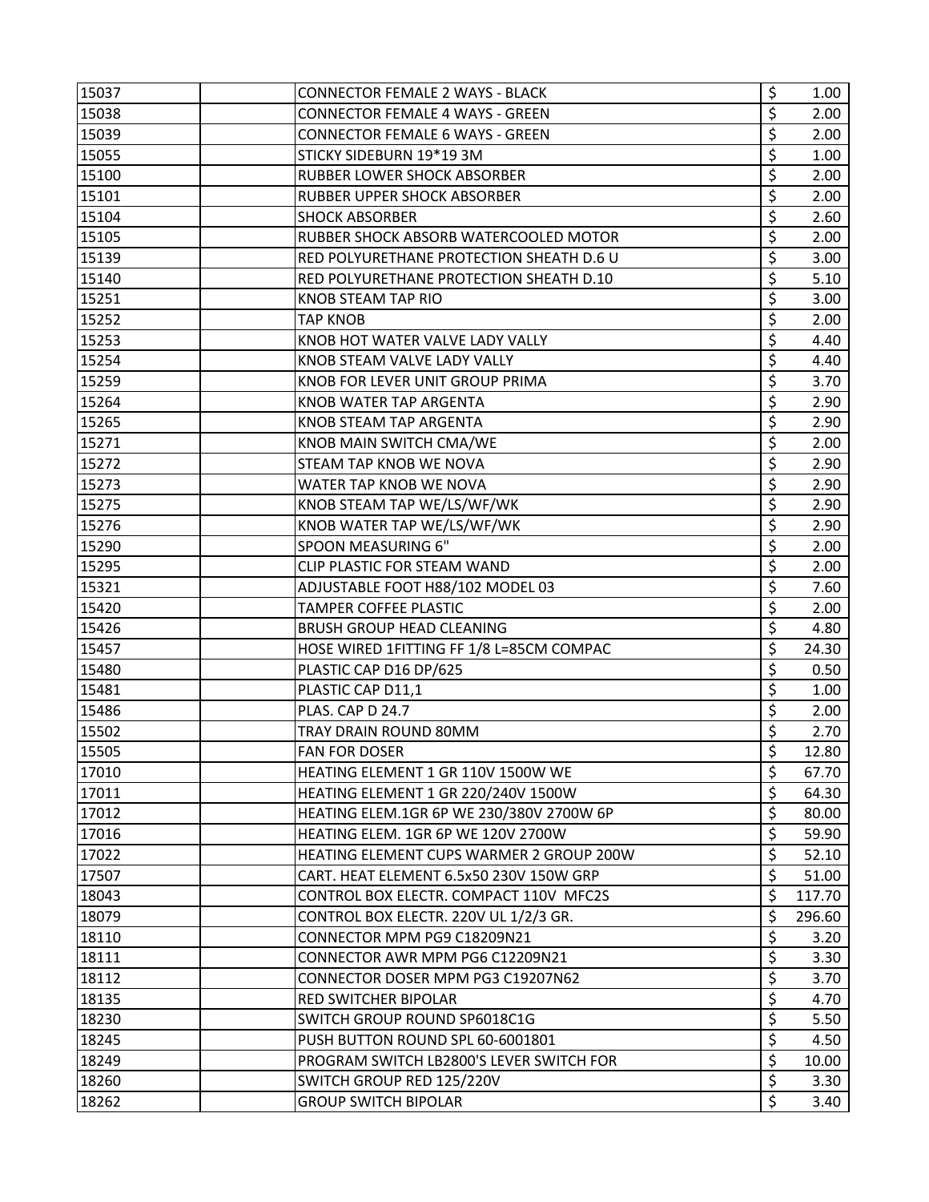| | | | | |
|---|---|---|---|---|
| 15037 | | CONNECTOR FEMALE 2 WAYS - BLACK | $ | 1.00 |
| 15038 | | CONNECTOR FEMALE 4 WAYS - GREEN | $ | 2.00 |
| 15039 | | CONNECTOR FEMALE 6 WAYS - GREEN | $ | 2.00 |
| 15055 | | STICKY SIDEBURN 19*19 3M | $ | 1.00 |
| 15100 | | RUBBER LOWER SHOCK ABSORBER | $ | 2.00 |
| 15101 | | RUBBER UPPER SHOCK ABSORBER | $ | 2.00 |
| 15104 | | SHOCK ABSORBER | $ | 2.60 |
| 15105 | | RUBBER SHOCK ABSORB WATERCOOLED MOTOR | $ | 2.00 |
| 15139 | | RED POLYURETHANE PROTECTION SHEATH D.6 U | $ | 3.00 |
| 15140 | | RED POLYURETHANE PROTECTION SHEATH D.10 | $ | 5.10 |
| 15251 | | KNOB STEAM TAP RIO | $ | 3.00 |
| 15252 | | TAP KNOB | $ | 2.00 |
| 15253 | | KNOB HOT WATER VALVE LADY VALLY | $ | 4.40 |
| 15254 | | KNOB STEAM VALVE LADY VALLY | $ | 4.40 |
| 15259 | | KNOB FOR LEVER UNIT GROUP PRIMA | $ | 3.70 |
| 15264 | | KNOB WATER TAP ARGENTA | $ | 2.90 |
| 15265 | | KNOB STEAM TAP ARGENTA | $ | 2.90 |
| 15271 | | KNOB MAIN SWITCH CMA/WE | $ | 2.00 |
| 15272 | | STEAM TAP KNOB WE NOVA | $ | 2.90 |
| 15273 | | WATER TAP KNOB WE NOVA | $ | 2.90 |
| 15275 | | KNOB STEAM TAP WE/LS/WF/WK | $ | 2.90 |
| 15276 | | KNOB WATER TAP WE/LS/WF/WK | $ | 2.90 |
| 15290 | | SPOON MEASURING 6" | $ | 2.00 |
| 15295 | | CLIP PLASTIC FOR STEAM WAND | $ | 2.00 |
| 15321 | | ADJUSTABLE FOOT H88/102 MODEL 03 | $ | 7.60 |
| 15420 | | TAMPER COFFEE PLASTIC | $ | 2.00 |
| 15426 | | BRUSH GROUP HEAD CLEANING | $ | 4.80 |
| 15457 | | HOSE WIRED 1FITTING FF 1/8 L=85CM COMPAC | $ | 24.30 |
| 15480 | | PLASTIC CAP D16 DP/625 | $ | 0.50 |
| 15481 | | PLASTIC CAP D11,1 | $ | 1.00 |
| 15486 | | PLAS. CAP D 24.7 | $ | 2.00 |
| 15502 | | TRAY DRAIN ROUND 80MM | $ | 2.70 |
| 15505 | | FAN FOR DOSER | $ | 12.80 |
| 17010 | | HEATING ELEMENT 1 GR 110V 1500W WE | $ | 67.70 |
| 17011 | | HEATING ELEMENT 1 GR 220/240V 1500W | $ | 64.30 |
| 17012 | | HEATING ELEM.1GR 6P WE 230/380V 2700W 6P | $ | 80.00 |
| 17016 | | HEATING ELEM. 1GR 6P WE 120V 2700W | $ | 59.90 |
| 17022 | | HEATING ELEMENT CUPS WARMER 2 GROUP 200W | $ | 52.10 |
| 17507 | | CART. HEAT ELEMENT 6.5x50 230V 150W GRP | $ | 51.00 |
| 18043 | | CONTROL BOX ELECTR. COMPACT 110V MFC2S | $ | 117.70 |
| 18079 | | CONTROL BOX ELECTR. 220V UL 1/2/3 GR. | $ | 296.60 |
| 18110 | | CONNECTOR MPM PG9 C18209N21 | $ | 3.20 |
| 18111 | | CONNECTOR AWR MPM PG6 C12209N21 | $ | 3.30 |
| 18112 | | CONNECTOR DOSER MPM PG3 C19207N62 | $ | 3.70 |
| 18135 | | RED SWITCHER BIPOLAR | $ | 4.70 |
| 18230 | | SWITCH GROUP ROUND SP6018C1G | $ | 5.50 |
| 18245 | | PUSH BUTTON ROUND SPL 60-6001801 | $ | 4.50 |
| 18249 | | PROGRAM SWITCH LB2800'S LEVER SWITCH FOR | $ | 10.00 |
| 18260 | | SWITCH GROUP RED 125/220V | $ | 3.30 |
| 18262 | | GROUP SWITCH BIPOLAR | $ | 3.40 |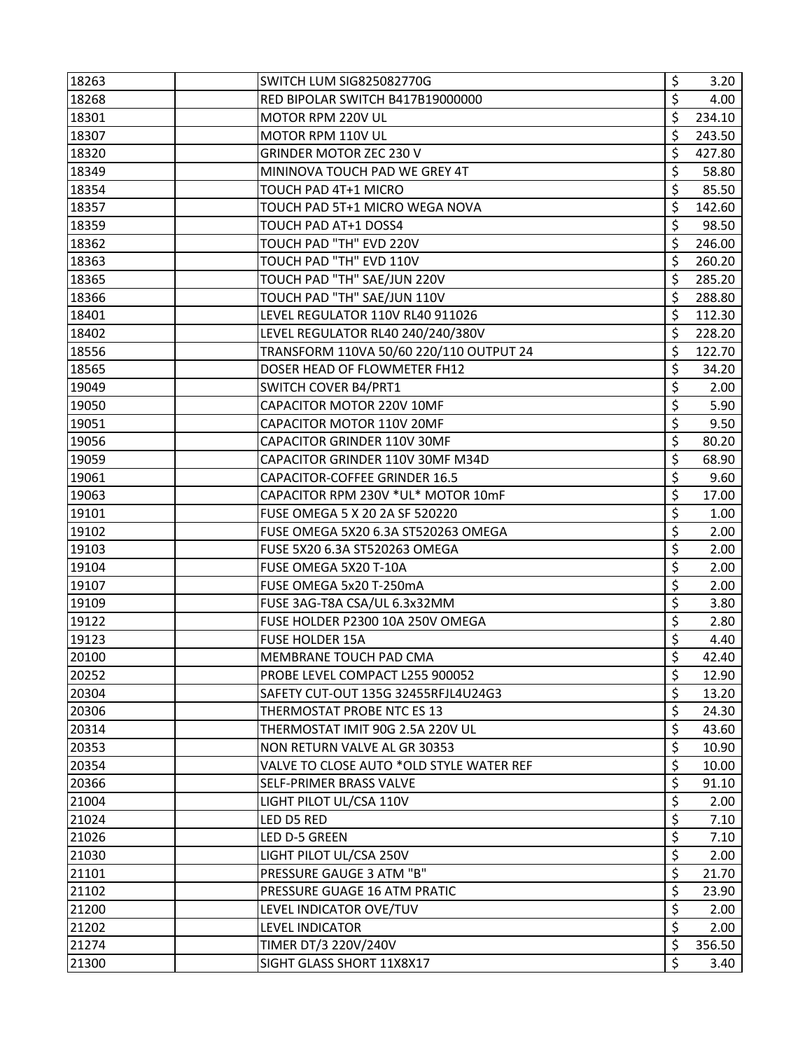| | | | |
|---|---|---|---|
| 18263 | | SWITCH LUM SIG825082770G | $ 3.20 |
| 18268 | | RED BIPOLAR SWITCH B417B19000000 | $ 4.00 |
| 18301 | | MOTOR RPM 220V UL | $ 234.10 |
| 18307 | | MOTOR RPM 110V UL | $ 243.50 |
| 18320 | | GRINDER MOTOR ZEC 230 V | $ 427.80 |
| 18349 | | MININOVA TOUCH PAD WE GREY 4T | $ 58.80 |
| 18354 | | TOUCH PAD 4T+1 MICRO | $ 85.50 |
| 18357 | | TOUCH PAD 5T+1 MICRO WEGA NOVA | $ 142.60 |
| 18359 | | TOUCH PAD AT+1 DOSS4 | $ 98.50 |
| 18362 | | TOUCH PAD "TH" EVD 220V | $ 246.00 |
| 18363 | | TOUCH PAD "TH" EVD 110V | $ 260.20 |
| 18365 | | TOUCH PAD "TH" SAE/JUN 220V | $ 285.20 |
| 18366 | | TOUCH PAD "TH" SAE/JUN 110V | $ 288.80 |
| 18401 | | LEVEL REGULATOR 110V RL40 911026 | $ 112.30 |
| 18402 | | LEVEL REGULATOR RL40 240/240/380V | $ 228.20 |
| 18556 | | TRANSFORM 110VA 50/60 220/110 OUTPUT 24 | $ 122.70 |
| 18565 | | DOSER HEAD OF FLOWMETER FH12 | $ 34.20 |
| 19049 | | SWITCH COVER B4/PRT1 | $ 2.00 |
| 19050 | | CAPACITOR MOTOR 220V 10MF | $ 5.90 |
| 19051 | | CAPACITOR MOTOR 110V 20MF | $ 9.50 |
| 19056 | | CAPACITOR GRINDER 110V 30MF | $ 80.20 |
| 19059 | | CAPACITOR GRINDER 110V 30MF M34D | $ 68.90 |
| 19061 | | CAPACITOR-COFFEE GRINDER 16.5 | $ 9.60 |
| 19063 | | CAPACITOR RPM 230V *UL* MOTOR 10mF | $ 17.00 |
| 19101 | | FUSE OMEGA 5 X 20 2A SF 520220 | $ 1.00 |
| 19102 | | FUSE OMEGA 5X20 6.3A ST520263 OMEGA | $ 2.00 |
| 19103 | | FUSE 5X20 6.3A ST520263 OMEGA | $ 2.00 |
| 19104 | | FUSE OMEGA 5X20 T-10A | $ 2.00 |
| 19107 | | FUSE OMEGA 5x20 T-250mA | $ 2.00 |
| 19109 | | FUSE 3AG-T8A CSA/UL 6.3x32MM | $ 3.80 |
| 19122 | | FUSE HOLDER P2300 10A 250V OMEGA | $ 2.80 |
| 19123 | | FUSE HOLDER 15A | $ 4.40 |
| 20100 | | MEMBRANE TOUCH PAD CMA | $ 42.40 |
| 20252 | | PROBE LEVEL COMPACT L255 900052 | $ 12.90 |
| 20304 | | SAFETY CUT-OUT 135G 32455RFJL4U24G3 | $ 13.20 |
| 20306 | | THERMOSTAT PROBE NTC ES 13 | $ 24.30 |
| 20314 | | THERMOSTAT IMIT 90G 2.5A 220V UL | $ 43.60 |
| 20353 | | NON RETURN VALVE AL GR 30353 | $ 10.90 |
| 20354 | | VALVE TO CLOSE AUTO *OLD STYLE WATER REF | $ 10.00 |
| 20366 | | SELF-PRIMER BRASS VALVE | $ 91.10 |
| 21004 | | LIGHT PILOT UL/CSA 110V | $ 2.00 |
| 21024 | | LED D5 RED | $ 7.10 |
| 21026 | | LED D-5 GREEN | $ 7.10 |
| 21030 | | LIGHT PILOT UL/CSA 250V | $ 2.00 |
| 21101 | | PRESSURE GAUGE 3 ATM "B" | $ 21.70 |
| 21102 | | PRESSURE GUAGE 16 ATM PRATIC | $ 23.90 |
| 21200 | | LEVEL INDICATOR OVE/TUV | $ 2.00 |
| 21202 | | LEVEL INDICATOR | $ 2.00 |
| 21274 | | TIMER DT/3 220V/240V | $ 356.50 |
| 21300 | | SIGHT GLASS SHORT 11X8X17 | $ 3.40 |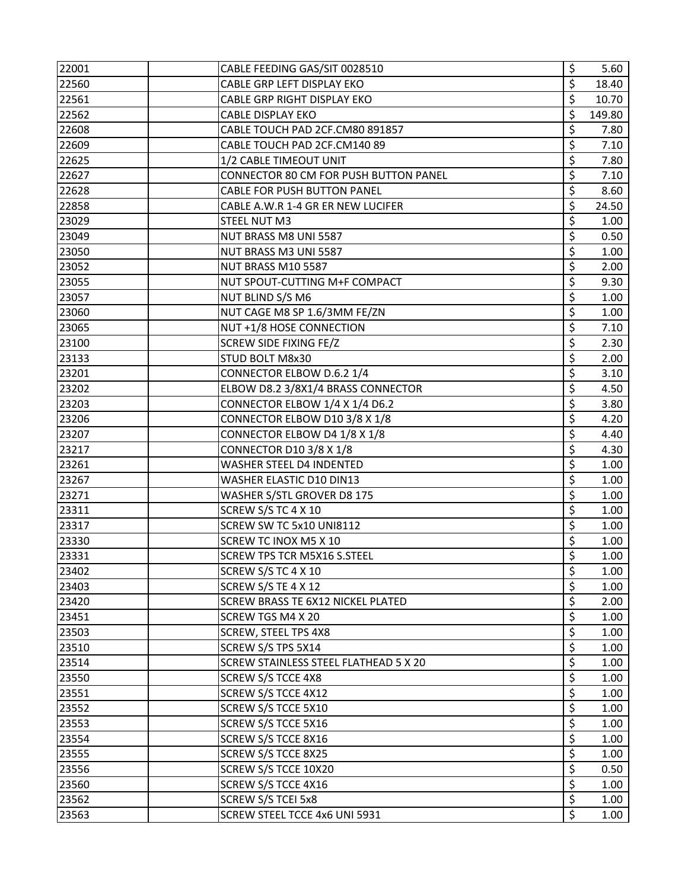| | | | |
|---|---|---|---|
| 22001 | | CABLE FEEDING GAS/SIT 0028510 | $ 5.60 |
| 22560 | | CABLE GRP LEFT DISPLAY EKO | $ 18.40 |
| 22561 | | CABLE GRP RIGHT DISPLAY EKO | $ 10.70 |
| 22562 | | CABLE DISPLAY EKO | $ 149.80 |
| 22608 | | CABLE TOUCH PAD 2CF.CM80 891857 | $ 7.80 |
| 22609 | | CABLE TOUCH PAD 2CF.CM140 89 | $ 7.10 |
| 22625 | | 1/2 CABLE TIMEOUT UNIT | $ 7.80 |
| 22627 | | CONNECTOR 80 CM FOR PUSH BUTTON PANEL | $ 7.10 |
| 22628 | | CABLE FOR PUSH BUTTON PANEL | $ 8.60 |
| 22858 | | CABLE A.W.R 1-4 GR ER NEW LUCIFER | $ 24.50 |
| 23029 | | STEEL NUT M3 | $ 1.00 |
| 23049 | | NUT BRASS M8 UNI 5587 | $ 0.50 |
| 23050 | | NUT BRASS M3 UNI 5587 | $ 1.00 |
| 23052 | | NUT BRASS M10 5587 | $ 2.00 |
| 23055 | | NUT SPOUT-CUTTING M+F COMPACT | $ 9.30 |
| 23057 | | NUT BLIND S/S M6 | $ 1.00 |
| 23060 | | NUT CAGE M8 SP 1.6/3MM FE/ZN | $ 1.00 |
| 23065 | | NUT +1/8 HOSE CONNECTION | $ 7.10 |
| 23100 | | SCREW SIDE FIXING FE/Z | $ 2.30 |
| 23133 | | STUD BOLT M8x30 | $ 2.00 |
| 23201 | | CONNECTOR ELBOW D.6.2 1/4 | $ 3.10 |
| 23202 | | ELBOW D8.2 3/8X1/4 BRASS CONNECTOR | $ 4.50 |
| 23203 | | CONNECTOR ELBOW 1/4 X 1/4 D6.2 | $ 3.80 |
| 23206 | | CONNECTOR ELBOW D10 3/8 X 1/8 | $ 4.20 |
| 23207 | | CONNECTOR ELBOW D4 1/8 X 1/8 | $ 4.40 |
| 23217 | | CONNECTOR D10 3/8 X 1/8 | $ 4.30 |
| 23261 | | WASHER STEEL D4 INDENTED | $ 1.00 |
| 23267 | | WASHER ELASTIC D10 DIN13 | $ 1.00 |
| 23271 | | WASHER S/STL GROVER D8 175 | $ 1.00 |
| 23311 | | SCREW S/S TC 4 X 10 | $ 1.00 |
| 23317 | | SCREW SW TC 5x10 UNI8112 | $ 1.00 |
| 23330 | | SCREW TC INOX M5 X 10 | $ 1.00 |
| 23331 | | SCREW TPS TCR M5X16 S.STEEL | $ 1.00 |
| 23402 | | SCREW S/S TC 4 X 10 | $ 1.00 |
| 23403 | | SCREW S/S TE 4 X 12 | $ 1.00 |
| 23420 | | SCREW BRASS TE 6X12 NICKEL PLATED | $ 2.00 |
| 23451 | | SCREW TGS M4 X 20 | $ 1.00 |
| 23503 | | SCREW, STEEL TPS 4X8 | $ 1.00 |
| 23510 | | SCREW S/S TPS 5X14 | $ 1.00 |
| 23514 | | SCREW STAINLESS STEEL FLATHEAD 5 X 20 | $ 1.00 |
| 23550 | | SCREW S/S TCCE 4X8 | $ 1.00 |
| 23551 | | SCREW S/S TCCE 4X12 | $ 1.00 |
| 23552 | | SCREW S/S TCCE 5X10 | $ 1.00 |
| 23553 | | SCREW S/S TCCE 5X16 | $ 1.00 |
| 23554 | | SCREW S/S TCCE 8X16 | $ 1.00 |
| 23555 | | SCREW S/S TCCE 8X25 | $ 1.00 |
| 23556 | | SCREW S/S TCCE 10X20 | $ 0.50 |
| 23560 | | SCREW S/S TCCE 4X16 | $ 1.00 |
| 23562 | | SCREW S/S TCEI 5x8 | $ 1.00 |
| 23563 | | SCREW STEEL TCCE 4x6 UNI 5931 | $ 1.00 |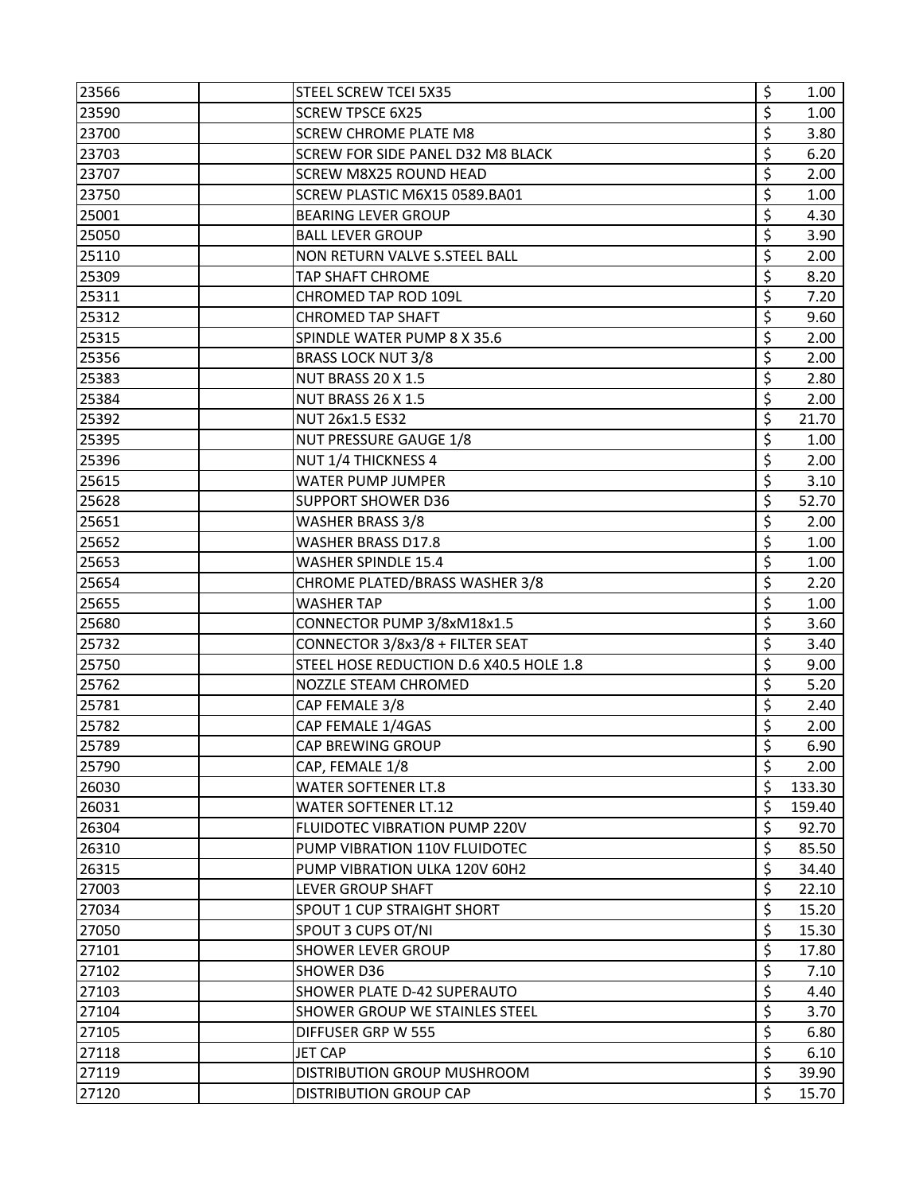| | | | |
|---|---|---|---|
| 23566 | | STEEL SCREW TCEI 5X35 | $ 1.00 |
| 23590 | | SCREW TPSCE 6X25 | $ 1.00 |
| 23700 | | SCREW CHROME PLATE M8 | $ 3.80 |
| 23703 | | SCREW FOR SIDE PANEL D32 M8 BLACK | $ 6.20 |
| 23707 | | SCREW M8X25 ROUND HEAD | $ 2.00 |
| 23750 | | SCREW PLASTIC M6X15 0589.BA01 | $ 1.00 |
| 25001 | | BEARING LEVER GROUP | $ 4.30 |
| 25050 | | BALL LEVER GROUP | $ 3.90 |
| 25110 | | NON RETURN VALVE S.STEEL BALL | $ 2.00 |
| 25309 | | TAP SHAFT CHROME | $ 8.20 |
| 25311 | | CHROMED TAP ROD 109L | $ 7.20 |
| 25312 | | CHROMED TAP SHAFT | $ 9.60 |
| 25315 | | SPINDLE WATER PUMP 8 X 35.6 | $ 2.00 |
| 25356 | | BRASS LOCK NUT 3/8 | $ 2.00 |
| 25383 | | NUT BRASS 20 X 1.5 | $ 2.80 |
| 25384 | | NUT BRASS 26 X 1.5 | $ 2.00 |
| 25392 | | NUT 26x1.5 ES32 | $ 21.70 |
| 25395 | | NUT PRESSURE GAUGE 1/8 | $ 1.00 |
| 25396 | | NUT 1/4 THICKNESS 4 | $ 2.00 |
| 25615 | | WATER PUMP JUMPER | $ 3.10 |
| 25628 | | SUPPORT SHOWER D36 | $ 52.70 |
| 25651 | | WASHER BRASS 3/8 | $ 2.00 |
| 25652 | | WASHER BRASS D17.8 | $ 1.00 |
| 25653 | | WASHER SPINDLE 15.4 | $ 1.00 |
| 25654 | | CHROME PLATED/BRASS WASHER 3/8 | $ 2.20 |
| 25655 | | WASHER TAP | $ 1.00 |
| 25680 | | CONNECTOR PUMP 3/8xM18x1.5 | $ 3.60 |
| 25732 | | CONNECTOR 3/8x3/8 + FILTER SEAT | $ 3.40 |
| 25750 | | STEEL HOSE REDUCTION D.6 X40.5 HOLE 1.8 | $ 9.00 |
| 25762 | | NOZZLE STEAM CHROMED | $ 5.20 |
| 25781 | | CAP FEMALE 3/8 | $ 2.40 |
| 25782 | | CAP FEMALE 1/4GAS | $ 2.00 |
| 25789 | | CAP BREWING GROUP | $ 6.90 |
| 25790 | | CAP, FEMALE 1/8 | $ 2.00 |
| 26030 | | WATER SOFTENER LT.8 | $ 133.30 |
| 26031 | | WATER SOFTENER LT.12 | $ 159.40 |
| 26304 | | FLUIDOTEC VIBRATION PUMP 220V | $ 92.70 |
| 26310 | | PUMP VIBRATION 110V FLUIDOTEC | $ 85.50 |
| 26315 | | PUMP VIBRATION ULKA 120V 60H2 | $ 34.40 |
| 27003 | | LEVER GROUP SHAFT | $ 22.10 |
| 27034 | | SPOUT 1 CUP STRAIGHT SHORT | $ 15.20 |
| 27050 | | SPOUT 3 CUPS OT/NI | $ 15.30 |
| 27101 | | SHOWER LEVER GROUP | $ 17.80 |
| 27102 | | SHOWER D36 | $ 7.10 |
| 27103 | | SHOWER PLATE D-42 SUPERAUTO | $ 4.40 |
| 27104 | | SHOWER GROUP WE STAINLES STEEL | $ 3.70 |
| 27105 | | DIFFUSER GRP W 555 | $ 6.80 |
| 27118 | | JET CAP | $ 6.10 |
| 27119 | | DISTRIBUTION GROUP MUSHROOM | $ 39.90 |
| 27120 | | DISTRIBUTION GROUP CAP | $ 15.70 |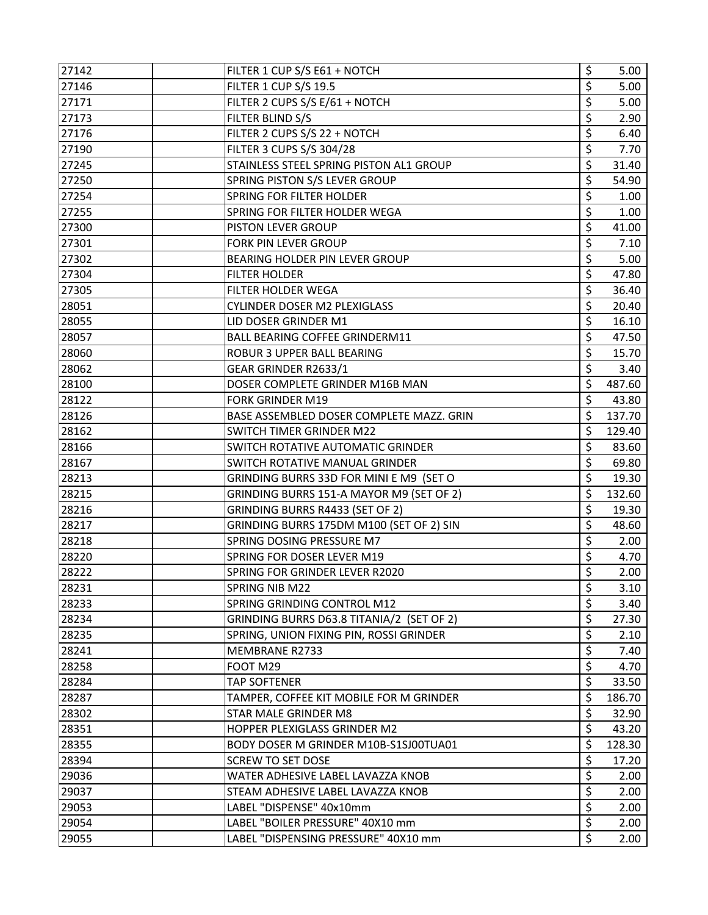| | | | | |
|---|---|---|---|---|
| 27142 | | FILTER 1 CUP S/S E61 + NOTCH | $ | 5.00 |
| 27146 | | FILTER 1 CUP S/S 19.5 | $ | 5.00 |
| 27171 | | FILTER 2 CUPS S/S E/61 + NOTCH | $ | 5.00 |
| 27173 | | FILTER BLIND S/S | $ | 2.90 |
| 27176 | | FILTER 2 CUPS S/S 22 + NOTCH | $ | 6.40 |
| 27190 | | FILTER 3 CUPS S/S 304/28 | $ | 7.70 |
| 27245 | | STAINLESS STEEL SPRING PISTON AL1 GROUP | $ | 31.40 |
| 27250 | | SPRING PISTON S/S LEVER GROUP | $ | 54.90 |
| 27254 | | SPRING FOR FILTER HOLDER | $ | 1.00 |
| 27255 | | SPRING FOR FILTER HOLDER WEGA | $ | 1.00 |
| 27300 | | PISTON LEVER GROUP | $ | 41.00 |
| 27301 | | FORK PIN LEVER GROUP | $ | 7.10 |
| 27302 | | BEARING HOLDER PIN LEVER GROUP | $ | 5.00 |
| 27304 | | FILTER HOLDER | $ | 47.80 |
| 27305 | | FILTER HOLDER WEGA | $ | 36.40 |
| 28051 | | CYLINDER DOSER M2 PLEXIGLASS | $ | 20.40 |
| 28055 | | LID DOSER GRINDER M1 | $ | 16.10 |
| 28057 | | BALL BEARING COFFEE GRINDERM11 | $ | 47.50 |
| 28060 | | ROBUR 3 UPPER BALL BEARING | $ | 15.70 |
| 28062 | | GEAR GRINDER R2633/1 | $ | 3.40 |
| 28100 | | DOSER COMPLETE GRINDER M16B MAN | $ | 487.60 |
| 28122 | | FORK GRINDER M19 | $ | 43.80 |
| 28126 | | BASE ASSEMBLED DOSER COMPLETE MAZZ. GRIN | $ | 137.70 |
| 28162 | | SWITCH TIMER GRINDER M22 | $ | 129.40 |
| 28166 | | SWITCH ROTATIVE AUTOMATIC GRINDER | $ | 83.60 |
| 28167 | | SWITCH ROTATIVE MANUAL GRINDER | $ | 69.80 |
| 28213 | | GRINDING BURRS 33D FOR MINI E M9 (SET O | $ | 19.30 |
| 28215 | | GRINDING BURRS 151-A MAYOR M9 (SET OF 2) | $ | 132.60 |
| 28216 | | GRINDING BURRS R4433 (SET OF 2) | $ | 19.30 |
| 28217 | | GRINDING BURRS 175DM M100 (SET OF 2) SIN | $ | 48.60 |
| 28218 | | SPRING DOSING PRESSURE M7 | $ | 2.00 |
| 28220 | | SPRING FOR DOSER LEVER M19 | $ | 4.70 |
| 28222 | | SPRING FOR GRINDER LEVER R2020 | $ | 2.00 |
| 28231 | | SPRING NIB M22 | $ | 3.10 |
| 28233 | | SPRING GRINDING CONTROL M12 | $ | 3.40 |
| 28234 | | GRINDING BURRS D63.8 TITANIA/2 (SET OF 2) | $ | 27.30 |
| 28235 | | SPRING, UNION FIXING PIN, ROSSI GRINDER | $ | 2.10 |
| 28241 | | MEMBRANE R2733 | $ | 7.40 |
| 28258 | | FOOT M29 | $ | 4.70 |
| 28284 | | TAP SOFTENER | $ | 33.50 |
| 28287 | | TAMPER, COFFEE KIT MOBILE FOR M GRINDER | $ | 186.70 |
| 28302 | | STAR MALE GRINDER M8 | $ | 32.90 |
| 28351 | | HOPPER PLEXIGLASS GRINDER M2 | $ | 43.20 |
| 28355 | | BODY DOSER M GRINDER M10B-S1SJ00TUA01 | $ | 128.30 |
| 28394 | | SCREW TO SET DOSE | $ | 17.20 |
| 29036 | | WATER ADHESIVE LABEL LAVAZZA KNOB | $ | 2.00 |
| 29037 | | STEAM ADHESIVE LABEL LAVAZZA KNOB | $ | 2.00 |
| 29053 | | LABEL "DISPENSE" 40x10mm | $ | 2.00 |
| 29054 | | LABEL "BOILER PRESSURE" 40X10 mm | $ | 2.00 |
| 29055 | | LABEL "DISPENSING PRESSURE" 40X10 mm | $ | 2.00 |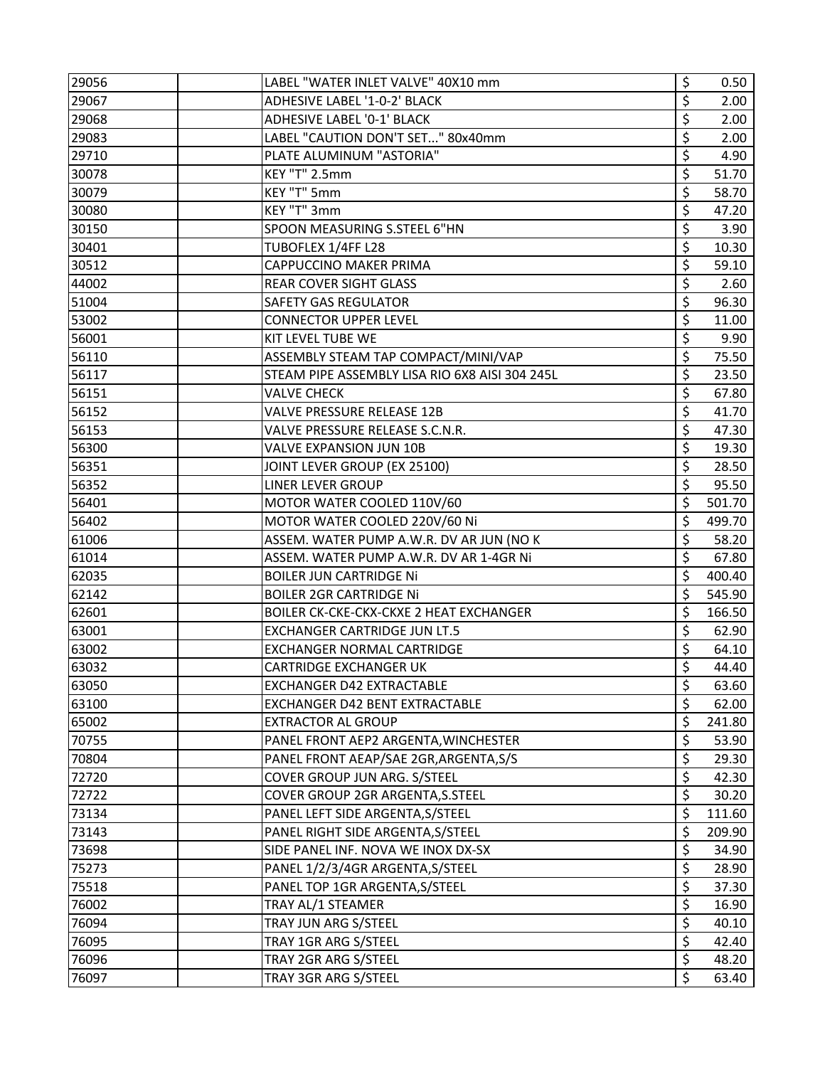| | | | | |
|---|---|---|---|---|
| 29056 | | LABEL "WATER INLET VALVE" 40X10 mm | $ | 0.50 |
| 29067 | | ADHESIVE LABEL '1-0-2' BLACK | $ | 2.00 |
| 29068 | | ADHESIVE LABEL '0-1' BLACK | $ | 2.00 |
| 29083 | | LABEL "CAUTION DON'T SET..." 80x40mm | $ | 2.00 |
| 29710 | | PLATE ALUMINUM "ASTORIA" | $ | 4.90 |
| 30078 | | KEY "T" 2.5mm | $ | 51.70 |
| 30079 | | KEY "T" 5mm | $ | 58.70 |
| 30080 | | KEY "T" 3mm | $ | 47.20 |
| 30150 | | SPOON MEASURING S.STEEL 6"HN | $ | 3.90 |
| 30401 | | TUBOFLEX 1/4FF L28 | $ | 10.30 |
| 30512 | | CAPPUCCINO MAKER PRIMA | $ | 59.10 |
| 44002 | | REAR COVER SIGHT GLASS | $ | 2.60 |
| 51004 | | SAFETY GAS REGULATOR | $ | 96.30 |
| 53002 | | CONNECTOR UPPER LEVEL | $ | 11.00 |
| 56001 | | KIT LEVEL TUBE WE | $ | 9.90 |
| 56110 | | ASSEMBLY STEAM TAP COMPACT/MINI/VAP | $ | 75.50 |
| 56117 | | STEAM PIPE ASSEMBLY LISA RIO 6X8 AISI 304 245L | $ | 23.50 |
| 56151 | | VALVE CHECK | $ | 67.80 |
| 56152 | | VALVE PRESSURE RELEASE 12B | $ | 41.70 |
| 56153 | | VALVE PRESSURE RELEASE S.C.N.R. | $ | 47.30 |
| 56300 | | VALVE EXPANSION JUN 10B | $ | 19.30 |
| 56351 | | JOINT LEVER GROUP (EX 25100) | $ | 28.50 |
| 56352 | | LINER LEVER GROUP | $ | 95.50 |
| 56401 | | MOTOR WATER COOLED 110V/60 | $ | 501.70 |
| 56402 | | MOTOR WATER COOLED 220V/60 Ni | $ | 499.70 |
| 61006 | | ASSEM. WATER PUMP A.W.R. DV AR JUN (NO K | $ | 58.20 |
| 61014 | | ASSEM. WATER PUMP A.W.R. DV AR 1-4GR Ni | $ | 67.80 |
| 62035 | | BOILER JUN CARTRIDGE Ni | $ | 400.40 |
| 62142 | | BOILER 2GR CARTRIDGE Ni | $ | 545.90 |
| 62601 | | BOILER CK-CKE-CKX-CKXE 2 HEAT EXCHANGER | $ | 166.50 |
| 63001 | | EXCHANGER CARTRIDGE JUN LT.5 | $ | 62.90 |
| 63002 | | EXCHANGER NORMAL CARTRIDGE | $ | 64.10 |
| 63032 | | CARTRIDGE EXCHANGER UK | $ | 44.40 |
| 63050 | | EXCHANGER D42 EXTRACTABLE | $ | 63.60 |
| 63100 | | EXCHANGER D42 BENT EXTRACTABLE | $ | 62.00 |
| 65002 | | EXTRACTOR AL GROUP | $ | 241.80 |
| 70755 | | PANEL FRONT AEP2 ARGENTA,WINCHESTER | $ | 53.90 |
| 70804 | | PANEL FRONT AEAP/SAE 2GR,ARGENTA,S/S | $ | 29.30 |
| 72720 | | COVER GROUP JUN ARG. S/STEEL | $ | 42.30 |
| 72722 | | COVER GROUP 2GR ARGENTA,S.STEEL | $ | 30.20 |
| 73134 | | PANEL LEFT SIDE ARGENTA,S/STEEL | $ | 111.60 |
| 73143 | | PANEL RIGHT SIDE ARGENTA,S/STEEL | $ | 209.90 |
| 73698 | | SIDE PANEL INF. NOVA WE INOX DX-SX | $ | 34.90 |
| 75273 | | PANEL 1/2/3/4GR ARGENTA,S/STEEL | $ | 28.90 |
| 75518 | | PANEL TOP 1GR ARGENTA,S/STEEL | $ | 37.30 |
| 76002 | | TRAY AL/1 STEAMER | $ | 16.90 |
| 76094 | | TRAY JUN ARG S/STEEL | $ | 40.10 |
| 76095 | | TRAY 1GR ARG S/STEEL | $ | 42.40 |
| 76096 | | TRAY 2GR ARG S/STEEL | $ | 48.20 |
| 76097 | | TRAY 3GR ARG S/STEEL | $ | 63.40 |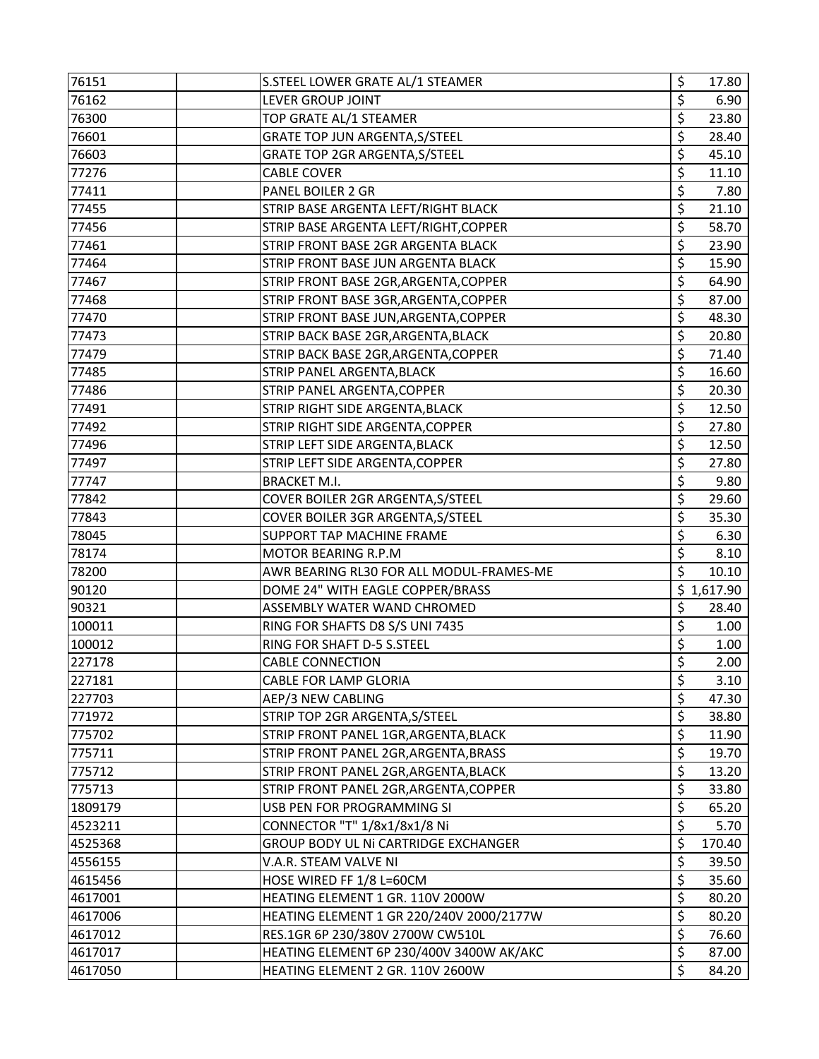| | | | |
|---|---|---|---|
| 76151 | | S.STEEL LOWER GRATE AL/1 STEAMER | $ 17.80 |
| 76162 | | LEVER GROUP JOINT | $ 6.90 |
| 76300 | | TOP GRATE AL/1 STEAMER | $ 23.80 |
| 76601 | | GRATE TOP JUN ARGENTA,S/STEEL | $ 28.40 |
| 76603 | | GRATE TOP 2GR ARGENTA,S/STEEL | $ 45.10 |
| 77276 | | CABLE COVER | $ 11.10 |
| 77411 | | PANEL BOILER 2 GR | $ 7.80 |
| 77455 | | STRIP BASE ARGENTA LEFT/RIGHT BLACK | $ 21.10 |
| 77456 | | STRIP BASE ARGENTA LEFT/RIGHT,COPPER | $ 58.70 |
| 77461 | | STRIP FRONT BASE 2GR ARGENTA BLACK | $ 23.90 |
| 77464 | | STRIP FRONT BASE JUN ARGENTA BLACK | $ 15.90 |
| 77467 | | STRIP FRONT BASE 2GR,ARGENTA,COPPER | $ 64.90 |
| 77468 | | STRIP FRONT BASE 3GR,ARGENTA,COPPER | $ 87.00 |
| 77470 | | STRIP FRONT BASE JUN,ARGENTA,COPPER | $ 48.30 |
| 77473 | | STRIP BACK BASE 2GR,ARGENTA,BLACK | $ 20.80 |
| 77479 | | STRIP BACK BASE 2GR,ARGENTA,COPPER | $ 71.40 |
| 77485 | | STRIP PANEL ARGENTA,BLACK | $ 16.60 |
| 77486 | | STRIP PANEL ARGENTA,COPPER | $ 20.30 |
| 77491 | | STRIP RIGHT SIDE ARGENTA,BLACK | $ 12.50 |
| 77492 | | STRIP RIGHT SIDE ARGENTA,COPPER | $ 27.80 |
| 77496 | | STRIP LEFT SIDE ARGENTA,BLACK | $ 12.50 |
| 77497 | | STRIP LEFT SIDE ARGENTA,COPPER | $ 27.80 |
| 77747 | | BRACKET M.I. | $ 9.80 |
| 77842 | | COVER BOILER 2GR ARGENTA,S/STEEL | $ 29.60 |
| 77843 | | COVER BOILER 3GR ARGENTA,S/STEEL | $ 35.30 |
| 78045 | | SUPPORT TAP MACHINE FRAME | $ 6.30 |
| 78174 | | MOTOR BEARING R.P.M | $ 8.10 |
| 78200 | | AWR BEARING RL30 FOR ALL MODUL-FRAMES-ME | $ 10.10 |
| 90120 | | DOME 24" WITH EAGLE COPPER/BRASS | $ 1,617.90 |
| 90321 | | ASSEMBLY WATER WAND CHROMED | $ 28.40 |
| 100011 | | RING FOR SHAFTS D8 S/S UNI 7435 | $ 1.00 |
| 100012 | | RING FOR SHAFT D-5 S.STEEL | $ 1.00 |
| 227178 | | CABLE CONNECTION | $ 2.00 |
| 227181 | | CABLE FOR LAMP GLORIA | $ 3.10 |
| 227703 | | AEP/3 NEW CABLING | $ 47.30 |
| 771972 | | STRIP TOP 2GR ARGENTA,S/STEEL | $ 38.80 |
| 775702 | | STRIP FRONT PANEL 1GR,ARGENTA,BLACK | $ 11.90 |
| 775711 | | STRIP FRONT PANEL 2GR,ARGENTA,BRASS | $ 19.70 |
| 775712 | | STRIP FRONT PANEL 2GR,ARGENTA,BLACK | $ 13.20 |
| 775713 | | STRIP FRONT PANEL 2GR,ARGENTA,COPPER | $ 33.80 |
| 1809179 | | USB PEN FOR PROGRAMMING SI | $ 65.20 |
| 4523211 | | CONNECTOR "T" 1/8x1/8x1/8 Ni | $ 5.70 |
| 4525368 | | GROUP BODY UL Ni CARTRIDGE EXCHANGER | $ 170.40 |
| 4556155 | | V.A.R. STEAM VALVE NI | $ 39.50 |
| 4615456 | | HOSE WIRED FF 1/8 L=60CM | $ 35.60 |
| 4617001 | | HEATING ELEMENT 1 GR. 110V 2000W | $ 80.20 |
| 4617006 | | HEATING ELEMENT 1 GR 220/240V 2000/2177W | $ 80.20 |
| 4617012 | | RES.1GR 6P 230/380V 2700W CW510L | $ 76.60 |
| 4617017 | | HEATING ELEMENT 6P 230/400V 3400W AK/AKC | $ 87.00 |
| 4617050 | | HEATING ELEMENT 2 GR. 110V 2600W | $ 84.20 |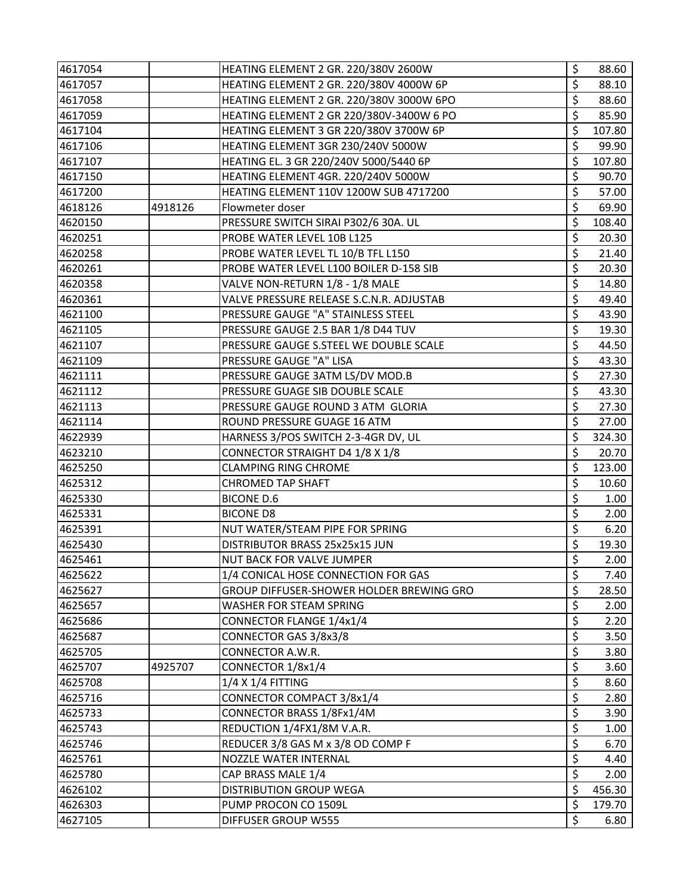| | | | | |
|---|---|---|---|---|
| 4617054 | | HEATING ELEMENT 2 GR. 220/380V 2600W | $ | 88.60 |
| 4617057 | | HEATING ELEMENT 2 GR. 220/380V 4000W 6P | $ | 88.10 |
| 4617058 | | HEATING ELEMENT 2 GR. 220/380V 3000W 6PO | $ | 88.60 |
| 4617059 | | HEATING ELEMENT 2 GR 220/380V-3400W 6 PO | $ | 85.90 |
| 4617104 | | HEATING ELEMENT 3 GR 220/380V 3700W 6P | $ | 107.80 |
| 4617106 | | HEATING ELEMENT 3GR 230/240V 5000W | $ | 99.90 |
| 4617107 | | HEATING EL. 3 GR 220/240V 5000/5440 6P | $ | 107.80 |
| 4617150 | | HEATING ELEMENT 4GR. 220/240V 5000W | $ | 90.70 |
| 4617200 | | HEATING ELEMENT 110V 1200W SUB 4717200 | $ | 57.00 |
| 4618126 | 4918126 | Flowmeter doser | $ | 69.90 |
| 4620150 | | PRESSURE SWITCH SIRAI P302/6 30A. UL | $ | 108.40 |
| 4620251 | | PROBE WATER LEVEL 10B L125 | $ | 20.30 |
| 4620258 | | PROBE WATER LEVEL TL 10/B TFL L150 | $ | 21.40 |
| 4620261 | | PROBE WATER LEVEL L100 BOILER D-158 SIB | $ | 20.30 |
| 4620358 | | VALVE NON-RETURN 1/8 - 1/8 MALE | $ | 14.80 |
| 4620361 | | VALVE PRESSURE RELEASE S.C.N.R. ADJUSTAB | $ | 49.40 |
| 4621100 | | PRESSURE GAUGE "A" STAINLESS STEEL | $ | 43.90 |
| 4621105 | | PRESSURE GAUGE 2.5 BAR 1/8 D44 TUV | $ | 19.30 |
| 4621107 | | PRESSURE GAUGE S.STEEL WE DOUBLE SCALE | $ | 44.50 |
| 4621109 | | PRESSURE GAUGE "A" LISA | $ | 43.30 |
| 4621111 | | PRESSURE GAUGE 3ATM LS/DV MOD.B | $ | 27.30 |
| 4621112 | | PRESSURE GUAGE SIB DOUBLE SCALE | $ | 43.30 |
| 4621113 | | PRESSURE GAUGE ROUND 3 ATM GLORIA | $ | 27.30 |
| 4621114 | | ROUND PRESSURE GUAGE 16 ATM | $ | 27.00 |
| 4622939 | | HARNESS 3/POS SWITCH 2-3-4GR DV, UL | $ | 324.30 |
| 4623210 | | CONNECTOR STRAIGHT D4 1/8 X 1/8 | $ | 20.70 |
| 4625250 | | CLAMPING RING CHROME | $ | 123.00 |
| 4625312 | | CHROMED TAP SHAFT | $ | 10.60 |
| 4625330 | | BICONE D.6 | $ | 1.00 |
| 4625331 | | BICONE D8 | $ | 2.00 |
| 4625391 | | NUT WATER/STEAM PIPE FOR SPRING | $ | 6.20 |
| 4625430 | | DISTRIBUTOR BRASS 25x25x15 JUN | $ | 19.30 |
| 4625461 | | NUT BACK FOR VALVE JUMPER | $ | 2.00 |
| 4625622 | | 1/4 CONICAL HOSE CONNECTION FOR GAS | $ | 7.40 |
| 4625627 | | GROUP DIFFUSER-SHOWER HOLDER BREWING GRO | $ | 28.50 |
| 4625657 | | WASHER FOR STEAM SPRING | $ | 2.00 |
| 4625686 | | CONNECTOR FLANGE 1/4x1/4 | $ | 2.20 |
| 4625687 | | CONNECTOR GAS 3/8x3/8 | $ | 3.50 |
| 4625705 | | CONNECTOR A.W.R. | $ | 3.80 |
| 4625707 | 4925707 | CONNECTOR 1/8x1/4 | $ | 3.60 |
| 4625708 | | 1/4 X 1/4 FITTING | $ | 8.60 |
| 4625716 | | CONNECTOR COMPACT 3/8x1/4 | $ | 2.80 |
| 4625733 | | CONNECTOR BRASS 1/8Fx1/4M | $ | 3.90 |
| 4625743 | | REDUCTION 1/4FX1/8M V.A.R. | $ | 1.00 |
| 4625746 | | REDUCER 3/8 GAS M x 3/8 OD COMP F | $ | 6.70 |
| 4625761 | | NOZZLE WATER INTERNAL | $ | 4.40 |
| 4625780 | | CAP BRASS MALE 1/4 | $ | 2.00 |
| 4626102 | | DISTRIBUTION GROUP WEGA | $ | 456.30 |
| 4626303 | | PUMP PROCON CO 1509L | $ | 179.70 |
| 4627105 | | DIFFUSER GROUP W555 | $ | 6.80 |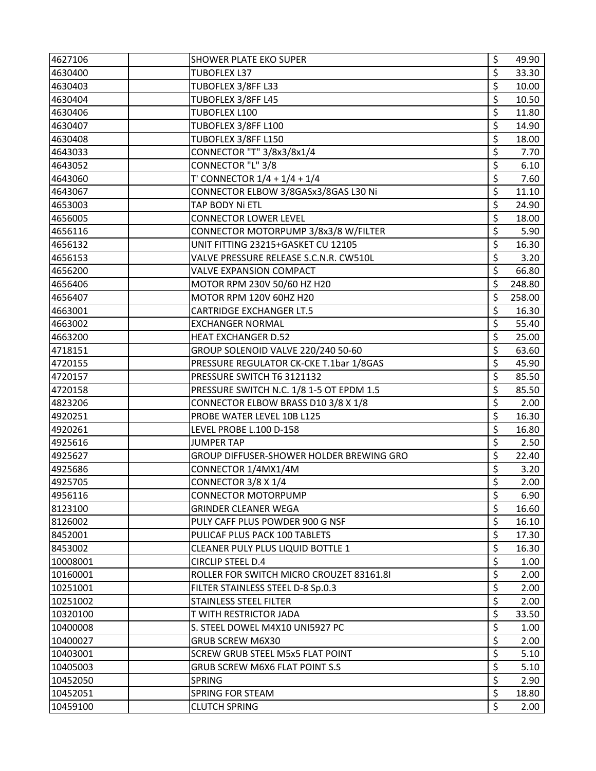| | | | | |
|---|---|---|---|---|
| 4627106 | | SHOWER PLATE EKO SUPER | $ | 49.90 |
| 4630400 | | TUBOFLEX L37 | $ | 33.30 |
| 4630403 | | TUBOFLEX 3/8FF L33 | $ | 10.00 |
| 4630404 | | TUBOFLEX 3/8FF L45 | $ | 10.50 |
| 4630406 | | TUBOFLEX L100 | $ | 11.80 |
| 4630407 | | TUBOFLEX 3/8FF L100 | $ | 14.90 |
| 4630408 | | TUBOFLEX 3/8FF L150 | $ | 18.00 |
| 4643033 | | CONNECTOR "T" 3/8x3/8x1/4 | $ | 7.70 |
| 4643052 | | CONNECTOR "L" 3/8 | $ | 6.10 |
| 4643060 | | T' CONNECTOR 1/4 + 1/4 + 1/4 | $ | 7.60 |
| 4643067 | | CONNECTOR ELBOW 3/8GASx3/8GAS L30 Ni | $ | 11.10 |
| 4653003 | | TAP BODY Ni ETL | $ | 24.90 |
| 4656005 | | CONNECTOR LOWER LEVEL | $ | 18.00 |
| 4656116 | | CONNECTOR MOTORPUMP 3/8x3/8 W/FILTER | $ | 5.90 |
| 4656132 | | UNIT FITTING 23215+GASKET CU 12105 | $ | 16.30 |
| 4656153 | | VALVE PRESSURE RELEASE S.C.N.R. CW510L | $ | 3.20 |
| 4656200 | | VALVE EXPANSION COMPACT | $ | 66.80 |
| 4656406 | | MOTOR RPM 230V 50/60 HZ H20 | $ | 248.80 |
| 4656407 | | MOTOR RPM 120V 60HZ H20 | $ | 258.00 |
| 4663001 | | CARTRIDGE EXCHANGER LT.5 | $ | 16.30 |
| 4663002 | | EXCHANGER NORMAL | $ | 55.40 |
| 4663200 | | HEAT EXCHANGER D.52 | $ | 25.00 |
| 4718151 | | GROUP SOLENOID VALVE 220/240 50-60 | $ | 63.60 |
| 4720155 | | PRESSURE REGULATOR CK-CKE T.1bar 1/8GAS | $ | 45.90 |
| 4720157 | | PRESSURE SWITCH T6 3121132 | $ | 85.50 |
| 4720158 | | PRESSURE SWITCH N.C. 1/8 1-5 OT EPDM 1.5 | $ | 85.50 |
| 4823206 | | CONNECTOR ELBOW BRASS D10 3/8 X 1/8 | $ | 2.00 |
| 4920251 | | PROBE WATER LEVEL 10B L125 | $ | 16.30 |
| 4920261 | | LEVEL PROBE L.100 D-158 | $ | 16.80 |
| 4925616 | | JUMPER TAP | $ | 2.50 |
| 4925627 | | GROUP DIFFUSER-SHOWER HOLDER BREWING GRO | $ | 22.40 |
| 4925686 | | CONNECTOR 1/4MX1/4M | $ | 3.20 |
| 4925705 | | CONNECTOR 3/8 X 1/4 | $ | 2.00 |
| 4956116 | | CONNECTOR MOTORPUMP | $ | 6.90 |
| 8123100 | | GRINDER CLEANER WEGA | $ | 16.60 |
| 8126002 | | PULY CAFF PLUS POWDER 900 G NSF | $ | 16.10 |
| 8452001 | | PULICAF PLUS PACK 100 TABLETS | $ | 17.30 |
| 8453002 | | CLEANER PULY PLUS LIQUID BOTTLE 1 | $ | 16.30 |
| 10008001 | | CIRCLIP STEEL D.4 | $ | 1.00 |
| 10160001 | | ROLLER FOR SWITCH MICRO CROUZET 83161.8I | $ | 2.00 |
| 10251001 | | FILTER STAINLESS STEEL D-8 Sp.0.3 | $ | 2.00 |
| 10251002 | | STAINLESS STEEL FILTER | $ | 2.00 |
| 10320100 | | T WITH RESTRICTOR JADA | $ | 33.50 |
| 10400008 | | S. STEEL DOWEL M4X10 UNI5927 PC | $ | 1.00 |
| 10400027 | | GRUB SCREW M6X30 | $ | 2.00 |
| 10403001 | | SCREW GRUB STEEL M5x5 FLAT POINT | $ | 5.10 |
| 10405003 | | GRUB SCREW M6X6 FLAT POINT S.S | $ | 5.10 |
| 10452050 | | SPRING | $ | 2.90 |
| 10452051 | | SPRING FOR STEAM | $ | 18.80 |
| 10459100 | | CLUTCH SPRING | $ | 2.00 |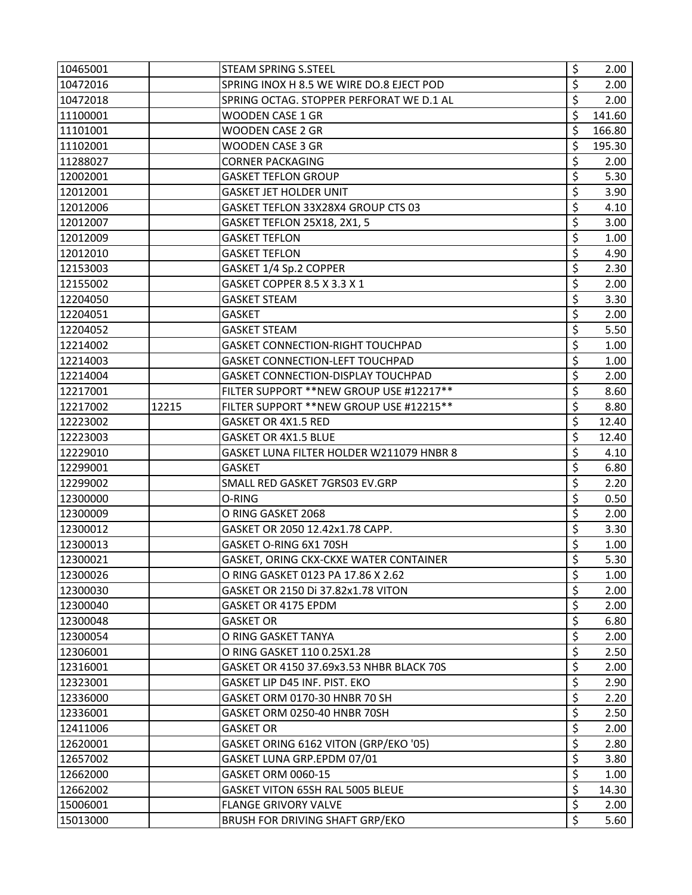| | | | | |
|---|---|---|---|---|
| 10465001 | | STEAM SPRING S.STEEL | $ | 2.00 |
| 10472016 | | SPRING INOX H 8.5 WE WIRE DO.8 EJECT POD | $ | 2.00 |
| 10472018 | | SPRING OCTAG. STOPPER PERFORAT WE D.1 AL | $ | 2.00 |
| 11100001 | | WOODEN CASE 1 GR | $ | 141.60 |
| 11101001 | | WOODEN CASE 2 GR | $ | 166.80 |
| 11102001 | | WOODEN CASE 3 GR | $ | 195.30 |
| 11288027 | | CORNER PACKAGING | $ | 2.00 |
| 12002001 | | GASKET TEFLON GROUP | $ | 5.30 |
| 12012001 | | GASKET JET HOLDER UNIT | $ | 3.90 |
| 12012006 | | GASKET TEFLON 33X28X4 GROUP CTS 03 | $ | 4.10 |
| 12012007 | | GASKET TEFLON 25X18, 2X1, 5 | $ | 3.00 |
| 12012009 | | GASKET TEFLON | $ | 1.00 |
| 12012010 | | GASKET TEFLON | $ | 4.90 |
| 12153003 | | GASKET 1/4 Sp.2 COPPER | $ | 2.30 |
| 12155002 | | GASKET COPPER 8.5 X 3.3 X 1 | $ | 2.00 |
| 12204050 | | GASKET STEAM | $ | 3.30 |
| 12204051 | | GASKET | $ | 2.00 |
| 12204052 | | GASKET STEAM | $ | 5.50 |
| 12214002 | | GASKET CONNECTION-RIGHT TOUCHPAD | $ | 1.00 |
| 12214003 | | GASKET CONNECTION-LEFT TOUCHPAD | $ | 1.00 |
| 12214004 | | GASKET CONNECTION-DISPLAY TOUCHPAD | $ | 2.00 |
| 12217001 | | FILTER SUPPORT **NEW GROUP USE #12217** | $ | 8.60 |
| 12217002 | 12215 | FILTER SUPPORT **NEW GROUP USE #12215** | $ | 8.80 |
| 12223002 | | GASKET OR 4X1.5 RED | $ | 12.40 |
| 12223003 | | GASKET OR 4X1.5 BLUE | $ | 12.40 |
| 12229010 | | GASKET LUNA FILTER HOLDER W211079 HNBR 8 | $ | 4.10 |
| 12299001 | | GASKET | $ | 6.80 |
| 12299002 | | SMALL RED GASKET 7GRS03 EV.GRP | $ | 2.20 |
| 12300000 | | O-RING | $ | 0.50 |
| 12300009 | | O RING GASKET 2068 | $ | 2.00 |
| 12300012 | | GASKET OR 2050 12.42x1.78 CAPP. | $ | 3.30 |
| 12300013 | | GASKET O-RING 6X1 70SH | $ | 1.00 |
| 12300021 | | GASKET, ORING CKX-CKXE WATER CONTAINER | $ | 5.30 |
| 12300026 | | O RING GASKET 0123 PA 17.86 X 2.62 | $ | 1.00 |
| 12300030 | | GASKET OR 2150 Di 37.82x1.78 VITON | $ | 2.00 |
| 12300040 | | GASKET OR 4175 EPDM | $ | 2.00 |
| 12300048 | | GASKET OR | $ | 6.80 |
| 12300054 | | O RING GASKET TANYA | $ | 2.00 |
| 12306001 | | O RING GASKET 110 0.25X1.28 | $ | 2.50 |
| 12316001 | | GASKET OR 4150 37.69x3.53 NHBR BLACK 70S | $ | 2.00 |
| 12323001 | | GASKET LIP D45 INF. PIST. EKO | $ | 2.90 |
| 12336000 | | GASKET ORM 0170-30 HNBR 70 SH | $ | 2.20 |
| 12336001 | | GASKET ORM 0250-40 HNBR 70SH | $ | 2.50 |
| 12411006 | | GASKET OR | $ | 2.00 |
| 12620001 | | GASKET ORING 6162 VITON (GRP/EKO '05) | $ | 2.80 |
| 12657002 | | GASKET LUNA GRP.EPDM 07/01 | $ | 3.80 |
| 12662000 | | GASKET ORM 0060-15 | $ | 1.00 |
| 12662002 | | GASKET VITON 65SH RAL 5005 BLEUE | $ | 14.30 |
| 15006001 | | FLANGE GRIVORY VALVE | $ | 2.00 |
| 15013000 | | BRUSH FOR DRIVING SHAFT GRP/EKO | $ | 5.60 |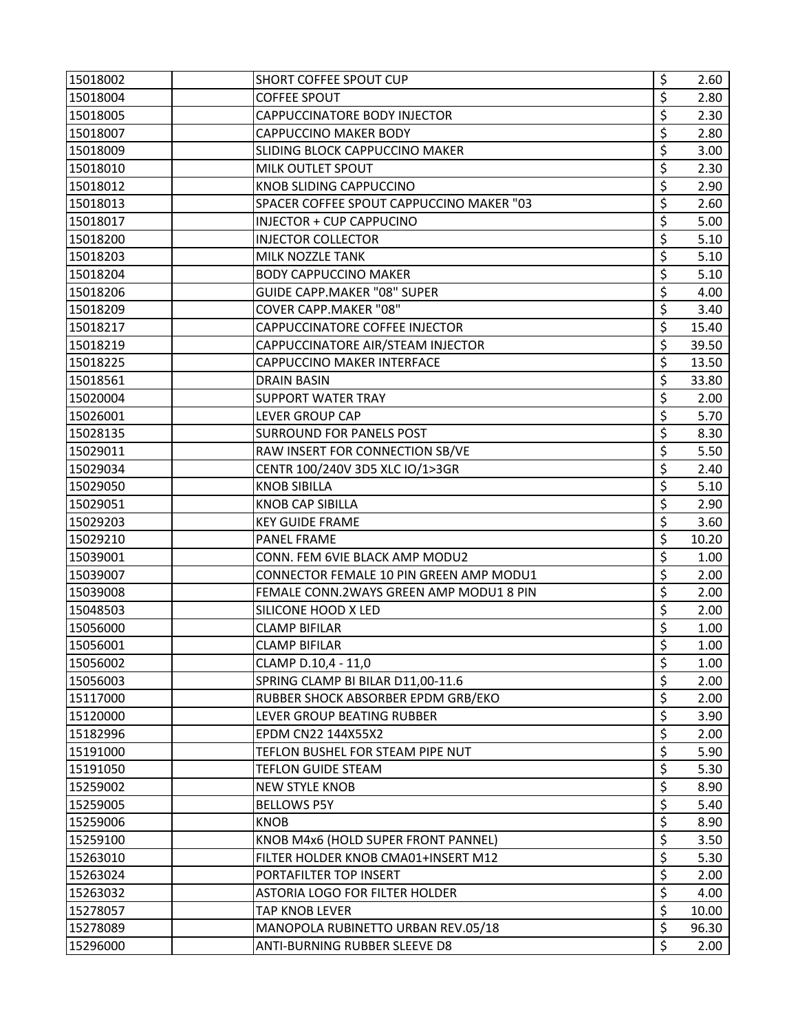| | | | | |
|---|---|---|---|---|
| 15018002 | | SHORT COFFEE SPOUT CUP | $ | 2.60 |
| 15018004 | | COFFEE SPOUT | $ | 2.80 |
| 15018005 | | CAPPUCCINATORE BODY INJECTOR | $ | 2.30 |
| 15018007 | | CAPPUCCINO MAKER BODY | $ | 2.80 |
| 15018009 | | SLIDING BLOCK CAPPUCCINO MAKER | $ | 3.00 |
| 15018010 | | MILK OUTLET SPOUT | $ | 2.30 |
| 15018012 | | KNOB SLIDING CAPPUCCINO | $ | 2.90 |
| 15018013 | | SPACER COFFEE SPOUT CAPPUCCINO MAKER "03 | $ | 2.60 |
| 15018017 | | INJECTOR + CUP CAPPUCINO | $ | 5.00 |
| 15018200 | | INJECTOR COLLECTOR | $ | 5.10 |
| 15018203 | | MILK NOZZLE TANK | $ | 5.10 |
| 15018204 | | BODY CAPPUCCINO MAKER | $ | 5.10 |
| 15018206 | | GUIDE CAPP.MAKER "08" SUPER | $ | 4.00 |
| 15018209 | | COVER CAPP.MAKER "08" | $ | 3.40 |
| 15018217 | | CAPPUCCINATORE COFFEE INJECTOR | $ | 15.40 |
| 15018219 | | CAPPUCCINATORE AIR/STEAM INJECTOR | $ | 39.50 |
| 15018225 | | CAPPUCCINO MAKER INTERFACE | $ | 13.50 |
| 15018561 | | DRAIN BASIN | $ | 33.80 |
| 15020004 | | SUPPORT WATER TRAY | $ | 2.00 |
| 15026001 | | LEVER GROUP CAP | $ | 5.70 |
| 15028135 | | SURROUND FOR PANELS POST | $ | 8.30 |
| 15029011 | | RAW INSERT FOR CONNECTION SB/VE | $ | 5.50 |
| 15029034 | | CENTR 100/240V 3D5 XLC IO/1>3GR | $ | 2.40 |
| 15029050 | | KNOB SIBILLA | $ | 5.10 |
| 15029051 | | KNOB CAP SIBILLA | $ | 2.90 |
| 15029203 | | KEY GUIDE FRAME | $ | 3.60 |
| 15029210 | | PANEL FRAME | $ | 10.20 |
| 15039001 | | CONN. FEM 6VIE BLACK AMP MODU2 | $ | 1.00 |
| 15039007 | | CONNECTOR FEMALE 10 PIN GREEN AMP MODU1 | $ | 2.00 |
| 15039008 | | FEMALE CONN.2WAYS GREEN AMP MODU1 8 PIN | $ | 2.00 |
| 15048503 | | SILICONE HOOD X LED | $ | 2.00 |
| 15056000 | | CLAMP BIFILAR | $ | 1.00 |
| 15056001 | | CLAMP BIFILAR | $ | 1.00 |
| 15056002 | | CLAMP D.10,4 - 11,0 | $ | 1.00 |
| 15056003 | | SPRING CLAMP BI BILAR D11,00-11.6 | $ | 2.00 |
| 15117000 | | RUBBER SHOCK ABSORBER EPDM GRB/EKO | $ | 2.00 |
| 15120000 | | LEVER GROUP BEATING RUBBER | $ | 3.90 |
| 15182996 | | EPDM CN22 144X55X2 | $ | 2.00 |
| 15191000 | | TEFLON BUSHEL FOR STEAM PIPE NUT | $ | 5.90 |
| 15191050 | | TEFLON GUIDE STEAM | $ | 5.30 |
| 15259002 | | NEW STYLE KNOB | $ | 8.90 |
| 15259005 | | BELLOWS P5Y | $ | 5.40 |
| 15259006 | | KNOB | $ | 8.90 |
| 15259100 | | KNOB M4x6 (HOLD SUPER FRONT PANNEL) | $ | 3.50 |
| 15263010 | | FILTER HOLDER KNOB CMA01+INSERT M12 | $ | 5.30 |
| 15263024 | | PORTAFILTER TOP INSERT | $ | 2.00 |
| 15263032 | | ASTORIA LOGO FOR FILTER HOLDER | $ | 4.00 |
| 15278057 | | TAP KNOB LEVER | $ | 10.00 |
| 15278089 | | MANOPOLA RUBINETTO URBAN REV.05/18 | $ | 96.30 |
| 15296000 | | ANTI-BURNING RUBBER SLEEVE D8 | $ | 2.00 |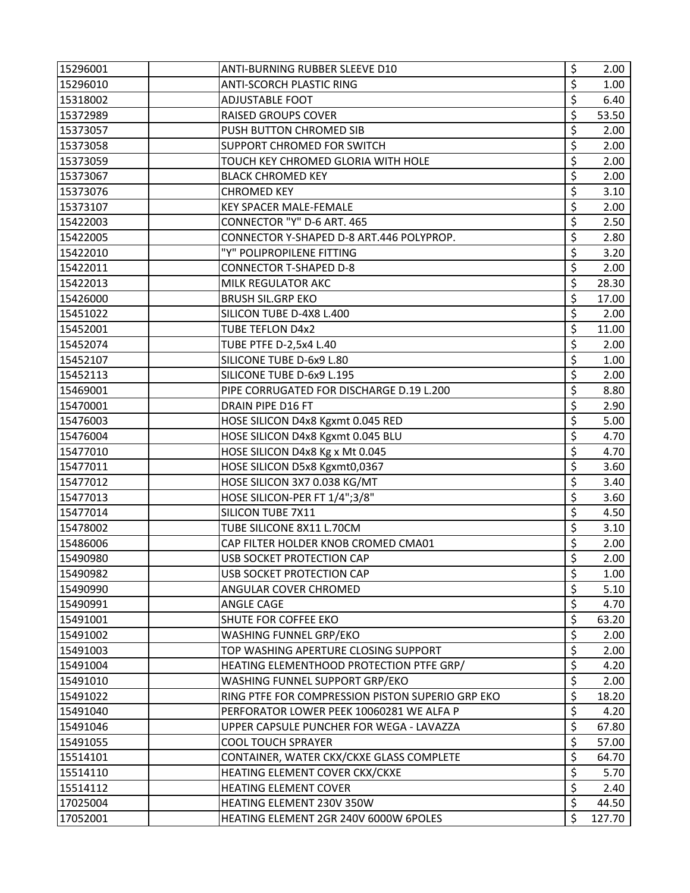| | | | | |
|---|---|---|---|---|
| 15296001 | | ANTI-BURNING RUBBER SLEEVE D10 | $ | 2.00 |
| 15296010 | | ANTI-SCORCH PLASTIC RING | $ | 1.00 |
| 15318002 | | ADJUSTABLE FOOT | $ | 6.40 |
| 15372989 | | RAISED GROUPS COVER | $ | 53.50 |
| 15373057 | | PUSH BUTTON CHROMED SIB | $ | 2.00 |
| 15373058 | | SUPPORT CHROMED FOR SWITCH | $ | 2.00 |
| 15373059 | | TOUCH KEY CHROMED GLORIA WITH HOLE | $ | 2.00 |
| 15373067 | | BLACK CHROMED KEY | $ | 2.00 |
| 15373076 | | CHROMED KEY | $ | 3.10 |
| 15373107 | | KEY SPACER MALE-FEMALE | $ | 2.00 |
| 15422003 | | CONNECTOR "Y" D-6 ART. 465 | $ | 2.50 |
| 15422005 | | CONNECTOR Y-SHAPED D-8 ART.446 POLYPROP. | $ | 2.80 |
| 15422010 | | "Y" POLIPROPILENE FITTING | $ | 3.20 |
| 15422011 | | CONNECTOR T-SHAPED D-8 | $ | 2.00 |
| 15422013 | | MILK REGULATOR AKC | $ | 28.30 |
| 15426000 | | BRUSH SIL.GRP EKO | $ | 17.00 |
| 15451022 | | SILICON TUBE D-4X8 L.400 | $ | 2.00 |
| 15452001 | | TUBE TEFLON D4x2 | $ | 11.00 |
| 15452074 | | TUBE PTFE D-2,5x4 L.40 | $ | 2.00 |
| 15452107 | | SILICONE TUBE D-6x9 L.80 | $ | 1.00 |
| 15452113 | | SILICONE TUBE D-6x9 L.195 | $ | 2.00 |
| 15469001 | | PIPE CORRUGATED FOR DISCHARGE D.19 L.200 | $ | 8.80 |
| 15470001 | | DRAIN PIPE D16 FT | $ | 2.90 |
| 15476003 | | HOSE SILICON D4x8 Kgxmt 0.045 RED | $ | 5.00 |
| 15476004 | | HOSE SILICON D4x8 Kgxmt 0.045 BLU | $ | 4.70 |
| 15477010 | | HOSE SILICON D4x8 Kg x Mt 0.045 | $ | 4.70 |
| 15477011 | | HOSE SILICON D5x8 Kgxmt0,0367 | $ | 3.60 |
| 15477012 | | HOSE SILICON 3X7 0.038 KG/MT | $ | 3.40 |
| 15477013 | | HOSE SILICON-PER FT 1/4";3/8" | $ | 3.60 |
| 15477014 | | SILICON TUBE 7X11 | $ | 4.50 |
| 15478002 | | TUBE SILICONE 8X11 L.70CM | $ | 3.10 |
| 15486006 | | CAP FILTER HOLDER KNOB CROMED CMA01 | $ | 2.00 |
| 15490980 | | USB SOCKET PROTECTION CAP | $ | 2.00 |
| 15490982 | | USB SOCKET PROTECTION CAP | $ | 1.00 |
| 15490990 | | ANGULAR COVER CHROMED | $ | 5.10 |
| 15490991 | | ANGLE CAGE | $ | 4.70 |
| 15491001 | | SHUTE FOR COFFEE EKO | $ | 63.20 |
| 15491002 | | WASHING FUNNEL GRP/EKO | $ | 2.00 |
| 15491003 | | TOP WASHING APERTURE CLOSING SUPPORT | $ | 2.00 |
| 15491004 | | HEATING ELEMENTHOOD PROTECTION PTFE GRP/ | $ | 4.20 |
| 15491010 | | WASHING FUNNEL SUPPORT GRP/EKO | $ | 2.00 |
| 15491022 | | RING PTFE FOR COMPRESSION PISTON SUPERIO GRP EKO | $ | 18.20 |
| 15491040 | | PERFORATOR LOWER PEEK 10060281 WE ALFA P | $ | 4.20 |
| 15491046 | | UPPER CAPSULE PUNCHER FOR WEGA - LAVAZZA | $ | 67.80 |
| 15491055 | | COOL TOUCH SPRAYER | $ | 57.00 |
| 15514101 | | CONTAINER, WATER CKX/CKXE GLASS COMPLETE | $ | 64.70 |
| 15514110 | | HEATING ELEMENT COVER CKX/CKXE | $ | 5.70 |
| 15514112 | | HEATING ELEMENT COVER | $ | 2.40 |
| 17025004 | | HEATING ELEMENT 230V 350W | $ | 44.50 |
| 17052001 | | HEATING ELEMENT 2GR 240V 6000W 6POLES | $ | 127.70 |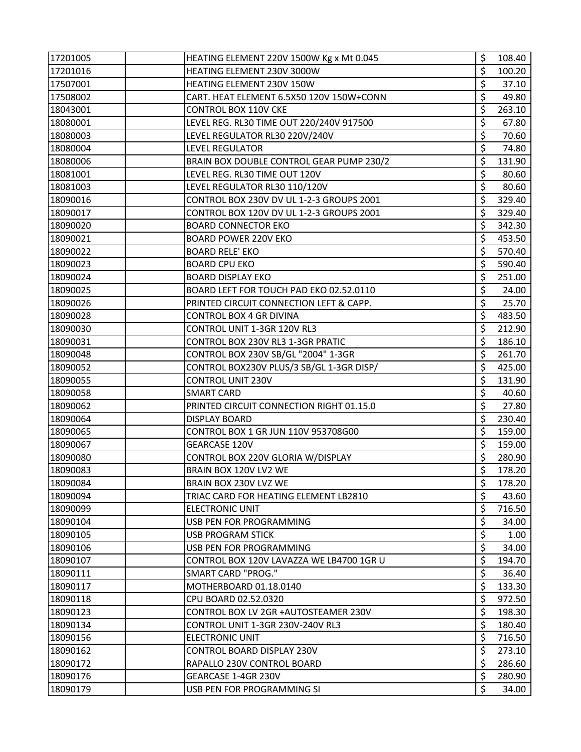| | | | | |
|---|---|---|---|---|
| 17201005 | | HEATING ELEMENT 220V 1500W Kg x Mt 0.045 | $ | 108.40 |
| 17201016 | | HEATING ELEMENT 230V 3000W | $ | 100.20 |
| 17507001 | | HEATING ELEMENT 230V 150W | $ | 37.10 |
| 17508002 | | CART. HEAT ELEMENT 6.5X50 120V 150W+CONN | $ | 49.80 |
| 18043001 | | CONTROL BOX 110V CKE | $ | 263.10 |
| 18080001 | | LEVEL REG. RL30 TIME OUT 220/240V 917500 | $ | 67.80 |
| 18080003 | | LEVEL REGULATOR RL30 220V/240V | $ | 70.60 |
| 18080004 | | LEVEL REGULATOR | $ | 74.80 |
| 18080006 | | BRAIN BOX DOUBLE CONTROL GEAR PUMP 230/2 | $ | 131.90 |
| 18081001 | | LEVEL REG. RL30 TIME OUT 120V | $ | 80.60 |
| 18081003 | | LEVEL REGULATOR RL30 110/120V | $ | 80.60 |
| 18090016 | | CONTROL BOX 230V DV UL 1-2-3 GROUPS 2001 | $ | 329.40 |
| 18090017 | | CONTROL BOX 120V DV UL 1-2-3 GROUPS 2001 | $ | 329.40 |
| 18090020 | | BOARD CONNECTOR EKO | $ | 342.30 |
| 18090021 | | BOARD POWER 220V EKO | $ | 453.50 |
| 18090022 | | BOARD RELE' EKO | $ | 570.40 |
| 18090023 | | BOARD CPU EKO | $ | 590.40 |
| 18090024 | | BOARD DISPLAY EKO | $ | 251.00 |
| 18090025 | | BOARD LEFT FOR TOUCH PAD EKO 02.52.0110 | $ | 24.00 |
| 18090026 | | PRINTED CIRCUIT CONNECTION LEFT & CAPP. | $ | 25.70 |
| 18090028 | | CONTROL BOX 4 GR DIVINA | $ | 483.50 |
| 18090030 | | CONTROL UNIT 1-3GR 120V RL3 | $ | 212.90 |
| 18090031 | | CONTROL BOX 230V RL3 1-3GR PRATIC | $ | 186.10 |
| 18090048 | | CONTROL BOX 230V SB/GL "2004" 1-3GR | $ | 261.70 |
| 18090052 | | CONTROL BOX230V PLUS/3 SB/GL 1-3GR DISP/ | $ | 425.00 |
| 18090055 | | CONTROL UNIT 230V | $ | 131.90 |
| 18090058 | | SMART CARD | $ | 40.60 |
| 18090062 | | PRINTED CIRCUIT CONNECTION RIGHT 01.15.0 | $ | 27.80 |
| 18090064 | | DISPLAY BOARD | $ | 230.40 |
| 18090065 | | CONTROL BOX 1 GR JUN 110V 953708G00 | $ | 159.00 |
| 18090067 | | GEARCASE 120V | $ | 159.00 |
| 18090080 | | CONTROL BOX 220V GLORIA W/DISPLAY | $ | 280.90 |
| 18090083 | | BRAIN BOX 120V LV2 WE | $ | 178.20 |
| 18090084 | | BRAIN BOX 230V LVZ WE | $ | 178.20 |
| 18090094 | | TRIAC CARD FOR HEATING ELEMENT LB2810 | $ | 43.60 |
| 18090099 | | ELECTRONIC UNIT | $ | 716.50 |
| 18090104 | | USB PEN FOR PROGRAMMING | $ | 34.00 |
| 18090105 | | USB PROGRAM STICK | $ | 1.00 |
| 18090106 | | USB PEN FOR PROGRAMMING | $ | 34.00 |
| 18090107 | | CONTROL BOX 120V LAVAZZA WE LB4700 1GR U | $ | 194.70 |
| 18090111 | | SMART CARD "PROG." | $ | 36.40 |
| 18090117 | | MOTHERBOARD 01.18.0140 | $ | 133.30 |
| 18090118 | | CPU BOARD 02.52.0320 | $ | 972.50 |
| 18090123 | | CONTROL BOX LV 2GR +AUTOSTEAMER 230V | $ | 198.30 |
| 18090134 | | CONTROL UNIT 1-3GR 230V-240V RL3 | $ | 180.40 |
| 18090156 | | ELECTRONIC UNIT | $ | 716.50 |
| 18090162 | | CONTROL BOARD DISPLAY 230V | $ | 273.10 |
| 18090172 | | RAPALLO 230V CONTROL BOARD | $ | 286.60 |
| 18090176 | | GEARCASE 1-4GR 230V | $ | 280.90 |
| 18090179 | | USB PEN FOR PROGRAMMING SI | $ | 34.00 |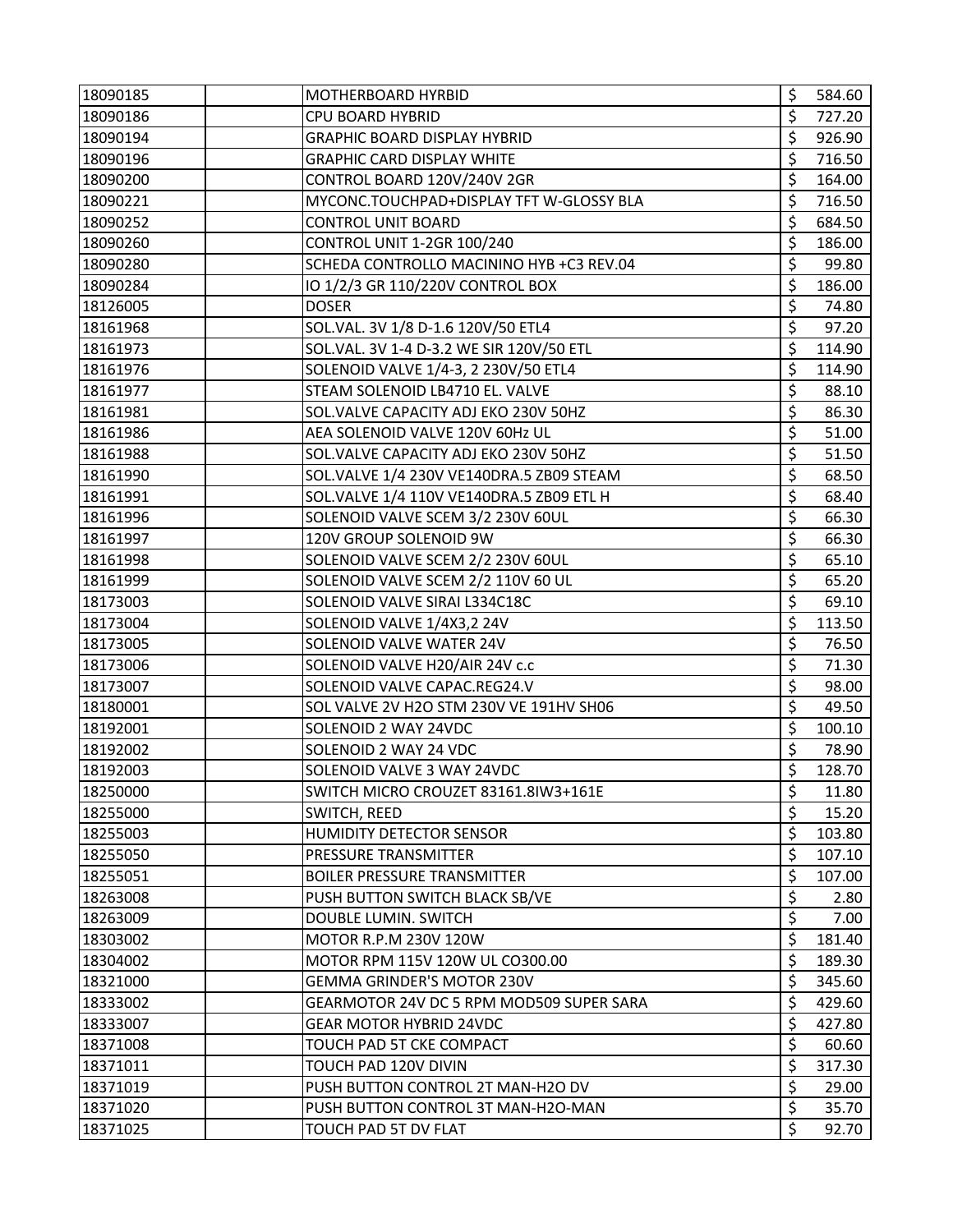| | | | | |
|---|---|---|---|---|
| 18090185 | | MOTHERBOARD HYRBID | $ | 584.60 |
| 18090186 | | CPU BOARD HYBRID | $ | 727.20 |
| 18090194 | | GRAPHIC BOARD DISPLAY HYBRID | $ | 926.90 |
| 18090196 | | GRAPHIC CARD DISPLAY WHITE | $ | 716.50 |
| 18090200 | | CONTROL BOARD 120V/240V 2GR | $ | 164.00 |
| 18090221 | | MYCONC.TOUCHPAD+DISPLAY TFT W-GLOSSY BLA | $ | 716.50 |
| 18090252 | | CONTROL UNIT BOARD | $ | 684.50 |
| 18090260 | | CONTROL UNIT 1-2GR 100/240 | $ | 186.00 |
| 18090280 | | SCHEDA CONTROLLO MACININO HYB +C3 REV.04 | $ | 99.80 |
| 18090284 | | IO 1/2/3 GR 110/220V CONTROL BOX | $ | 186.00 |
| 18126005 | | DOSER | $ | 74.80 |
| 18161968 | | SOL.VAL. 3V 1/8 D-1.6 120V/50 ETL4 | $ | 97.20 |
| 18161973 | | SOL.VAL. 3V 1-4 D-3.2 WE SIR 120V/50 ETL | $ | 114.90 |
| 18161976 | | SOLENOID VALVE 1/4-3, 2 230V/50 ETL4 | $ | 114.90 |
| 18161977 | | STEAM SOLENOID LB4710 EL. VALVE | $ | 88.10 |
| 18161981 | | SOL.VALVE CAPACITY ADJ EKO 230V 50HZ | $ | 86.30 |
| 18161986 | | AEA SOLENOID VALVE 120V 60Hz UL | $ | 51.00 |
| 18161988 | | SOL.VALVE CAPACITY ADJ EKO 230V 50HZ | $ | 51.50 |
| 18161990 | | SOL.VALVE 1/4 230V VE140DRA.5 ZB09 STEAM | $ | 68.50 |
| 18161991 | | SOL.VALVE 1/4 110V VE140DRA.5 ZB09 ETL H | $ | 68.40 |
| 18161996 | | SOLENOID VALVE SCEM 3/2 230V 60UL | $ | 66.30 |
| 18161997 | | 120V GROUP SOLENOID 9W | $ | 66.30 |
| 18161998 | | SOLENOID VALVE SCEM 2/2 230V 60UL | $ | 65.10 |
| 18161999 | | SOLENOID VALVE SCEM 2/2 110V 60 UL | $ | 65.20 |
| 18173003 | | SOLENOID VALVE SIRAI L334C18C | $ | 69.10 |
| 18173004 | | SOLENOID VALVE 1/4X3,2 24V | $ | 113.50 |
| 18173005 | | SOLENOID VALVE WATER 24V | $ | 76.50 |
| 18173006 | | SOLENOID VALVE H20/AIR 24V c.c | $ | 71.30 |
| 18173007 | | SOLENOID VALVE CAPAC.REG24.V | $ | 98.00 |
| 18180001 | | SOL VALVE 2V H2O STM 230V VE 191HV SH06 | $ | 49.50 |
| 18192001 | | SOLENOID 2 WAY 24VDC | $ | 100.10 |
| 18192002 | | SOLENOID 2 WAY 24 VDC | $ | 78.90 |
| 18192003 | | SOLENOID VALVE 3 WAY 24VDC | $ | 128.70 |
| 18250000 | | SWITCH MICRO CROUZET 83161.8IW3+161E | $ | 11.80 |
| 18255000 | | SWITCH, REED | $ | 15.20 |
| 18255003 | | HUMIDITY DETECTOR SENSOR | $ | 103.80 |
| 18255050 | | PRESSURE TRANSMITTER | $ | 107.10 |
| 18255051 | | BOILER PRESSURE TRANSMITTER | $ | 107.00 |
| 18263008 | | PUSH BUTTON SWITCH BLACK SB/VE | $ | 2.80 |
| 18263009 | | DOUBLE LUMIN. SWITCH | $ | 7.00 |
| 18303002 | | MOTOR R.P.M 230V 120W | $ | 181.40 |
| 18304002 | | MOTOR RPM 115V 120W UL CO300.00 | $ | 189.30 |
| 18321000 | | GEMMA GRINDER'S MOTOR 230V | $ | 345.60 |
| 18333002 | | GEARMOTOR 24V DC 5 RPM MOD509 SUPER SARA | $ | 429.60 |
| 18333007 | | GEAR MOTOR HYBRID 24VDC | $ | 427.80 |
| 18371008 | | TOUCH PAD 5T CKE COMPACT | $ | 60.60 |
| 18371011 | | TOUCH PAD 120V DIVIN | $ | 317.30 |
| 18371019 | | PUSH BUTTON CONTROL 2T MAN-H2O DV | $ | 29.00 |
| 18371020 | | PUSH BUTTON CONTROL 3T MAN-H2O-MAN | $ | 35.70 |
| 18371025 | | TOUCH PAD 5T DV FLAT | $ | 92.70 |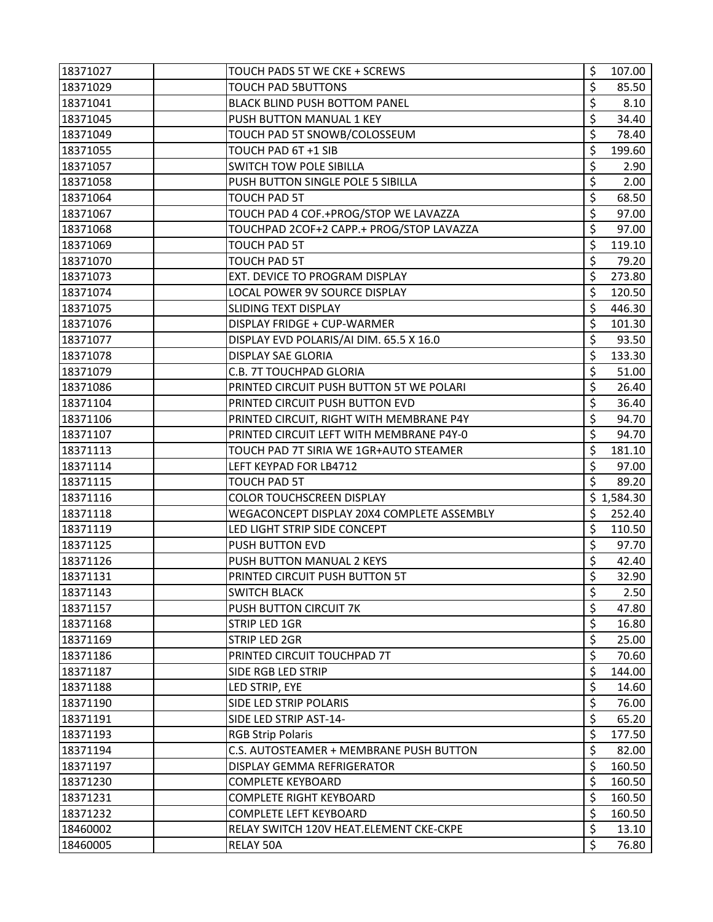| | | | |
|---|---|---|---|
| 18371027 | | TOUCH PADS 5T WE CKE + SCREWS | $ 107.00 |
| 18371029 | | TOUCH PAD 5BUTTONS | $ 85.50 |
| 18371041 | | BLACK BLIND PUSH BOTTOM PANEL | $ 8.10 |
| 18371045 | | PUSH BUTTON MANUAL 1 KEY | $ 34.40 |
| 18371049 | | TOUCH PAD 5T SNOWB/COLOSSEUM | $ 78.40 |
| 18371055 | | TOUCH PAD 6T +1 SIB | $ 199.60 |
| 18371057 | | SWITCH TOW POLE SIBILLA | $ 2.90 |
| 18371058 | | PUSH BUTTON SINGLE POLE 5 SIBILLA | $ 2.00 |
| 18371064 | | TOUCH PAD 5T | $ 68.50 |
| 18371067 | | TOUCH PAD 4 COF.+PROG/STOP WE LAVAZZA | $ 97.00 |
| 18371068 | | TOUCHPAD 2COF+2 CAPP.+ PROG/STOP LAVAZZA | $ 97.00 |
| 18371069 | | TOUCH PAD 5T | $ 119.10 |
| 18371070 | | TOUCH PAD 5T | $ 79.20 |
| 18371073 | | EXT. DEVICE TO PROGRAM DISPLAY | $ 273.80 |
| 18371074 | | LOCAL POWER 9V SOURCE DISPLAY | $ 120.50 |
| 18371075 | | SLIDING TEXT DISPLAY | $ 446.30 |
| 18371076 | | DISPLAY FRIDGE + CUP-WARMER | $ 101.30 |
| 18371077 | | DISPLAY EVD POLARIS/AI DIM. 65.5 X 16.0 | $ 93.50 |
| 18371078 | | DISPLAY SAE GLORIA | $ 133.30 |
| 18371079 | | C.B. 7T TOUCHPAD GLORIA | $ 51.00 |
| 18371086 | | PRINTED CIRCUIT PUSH BUTTON 5T WE POLARI | $ 26.40 |
| 18371104 | | PRINTED CIRCUIT PUSH BUTTON EVD | $ 36.40 |
| 18371106 | | PRINTED CIRCUIT, RIGHT WITH MEMBRANE P4Y | $ 94.70 |
| 18371107 | | PRINTED CIRCUIT LEFT WITH MEMBRANE P4Y-0 | $ 94.70 |
| 18371113 | | TOUCH PAD 7T SIRIA WE 1GR+AUTO STEAMER | $ 181.10 |
| 18371114 | | LEFT KEYPAD FOR LB4712 | $ 97.00 |
| 18371115 | | TOUCH PAD 5T | $ 89.20 |
| 18371116 | | COLOR TOUCHSCREEN DISPLAY | $ 1,584.30 |
| 18371118 | | WEGACONCEPT DISPLAY 20X4 COMPLETE ASSEMBLY | $ 252.40 |
| 18371119 | | LED LIGHT STRIP SIDE CONCEPT | $ 110.50 |
| 18371125 | | PUSH BUTTON EVD | $ 97.70 |
| 18371126 | | PUSH BUTTON MANUAL 2 KEYS | $ 42.40 |
| 18371131 | | PRINTED CIRCUIT PUSH BUTTON 5T | $ 32.90 |
| 18371143 | | SWITCH BLACK | $ 2.50 |
| 18371157 | | PUSH BUTTON CIRCUIT 7K | $ 47.80 |
| 18371168 | | STRIP LED 1GR | $ 16.80 |
| 18371169 | | STRIP LED 2GR | $ 25.00 |
| 18371186 | | PRINTED CIRCUIT TOUCHPAD 7T | $ 70.60 |
| 18371187 | | SIDE RGB LED STRIP | $ 144.00 |
| 18371188 | | LED STRIP, EYE | $ 14.60 |
| 18371190 | | SIDE LED STRIP POLARIS | $ 76.00 |
| 18371191 | | SIDE LED STRIP AST-14- | $ 65.20 |
| 18371193 | | RGB Strip Polaris | $ 177.50 |
| 18371194 | | C.S. AUTOSTEAMER + MEMBRANE PUSH BUTTON | $ 82.00 |
| 18371197 | | DISPLAY GEMMA REFRIGERATOR | $ 160.50 |
| 18371230 | | COMPLETE KEYBOARD | $ 160.50 |
| 18371231 | | COMPLETE RIGHT KEYBOARD | $ 160.50 |
| 18371232 | | COMPLETE LEFT KEYBOARD | $ 160.50 |
| 18460002 | | RELAY SWITCH 120V HEAT.ELEMENT CKE-CKPE | $ 13.10 |
| 18460005 | | RELAY 50A | $ 76.80 |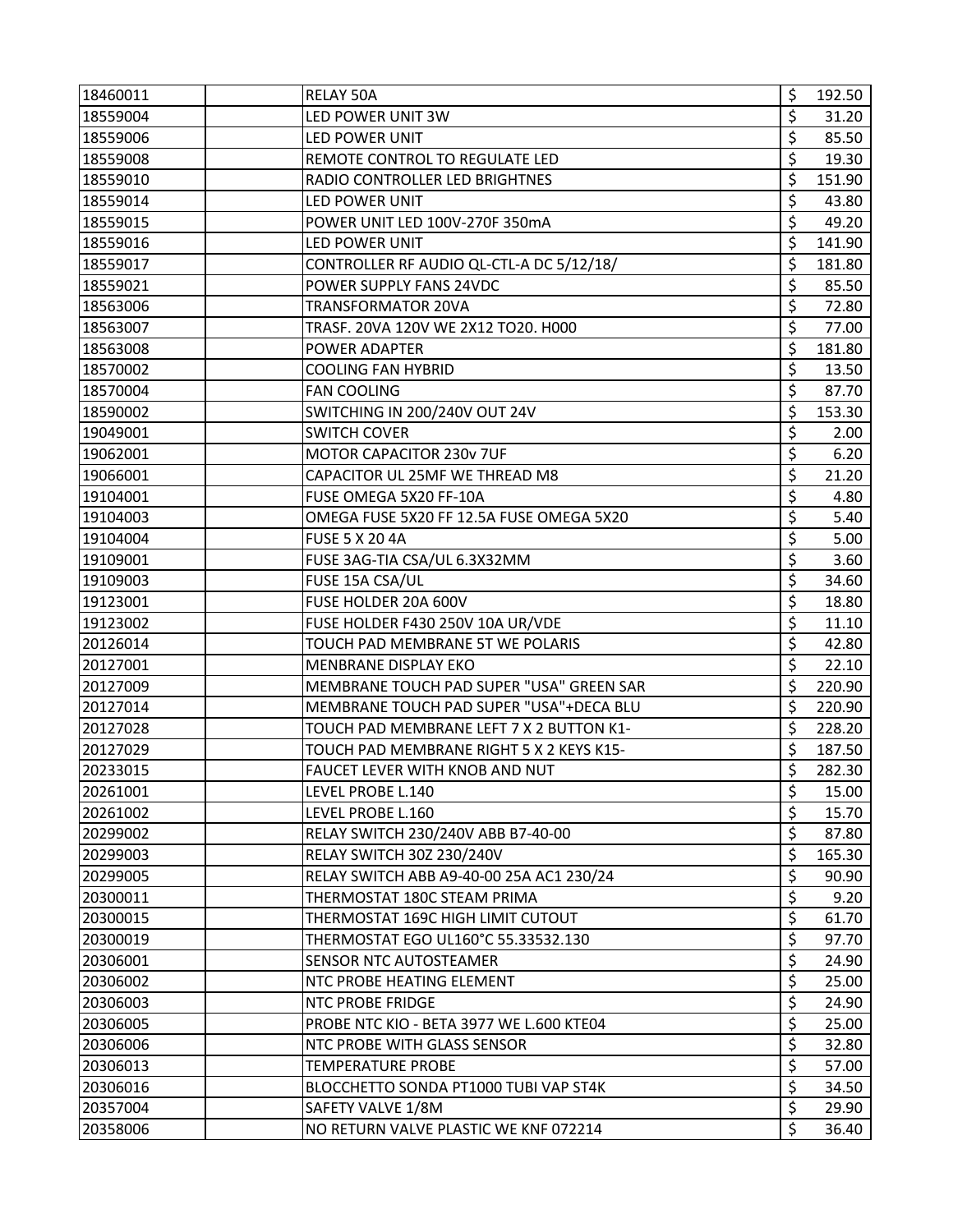| | | | | |
|---|---|---|---|---|
| 18460011 | | RELAY 50A | $ | 192.50 |
| 18559004 | | LED POWER UNIT 3W | $ | 31.20 |
| 18559006 | | LED POWER UNIT | $ | 85.50 |
| 18559008 | | REMOTE CONTROL TO REGULATE LED | $ | 19.30 |
| 18559010 | | RADIO CONTROLLER LED BRIGHTNES | $ | 151.90 |
| 18559014 | | LED POWER UNIT | $ | 43.80 |
| 18559015 | | POWER UNIT LED 100V-270F 350mA | $ | 49.20 |
| 18559016 | | LED POWER UNIT | $ | 141.90 |
| 18559017 | | CONTROLLER RF AUDIO QL-CTL-A DC 5/12/18/ | $ | 181.80 |
| 18559021 | | POWER SUPPLY FANS 24VDC | $ | 85.50 |
| 18563006 | | TRANSFORMATOR 20VA | $ | 72.80 |
| 18563007 | | TRASF. 20VA 120V WE 2X12 TO20. H000 | $ | 77.00 |
| 18563008 | | POWER ADAPTER | $ | 181.80 |
| 18570002 | | COOLING FAN HYBRID | $ | 13.50 |
| 18570004 | | FAN COOLING | $ | 87.70 |
| 18590002 | | SWITCHING IN 200/240V OUT 24V | $ | 153.30 |
| 19049001 | | SWITCH COVER | $ | 2.00 |
| 19062001 | | MOTOR CAPACITOR 230v 7UF | $ | 6.20 |
| 19066001 | | CAPACITOR UL 25MF WE THREAD M8 | $ | 21.20 |
| 19104001 | | FUSE OMEGA 5X20 FF-10A | $ | 4.80 |
| 19104003 | | OMEGA FUSE 5X20 FF 12.5A FUSE OMEGA 5X20 | $ | 5.40 |
| 19104004 | | FUSE 5 X 20 4A | $ | 5.00 |
| 19109001 | | FUSE 3AG-TIA CSA/UL 6.3X32MM | $ | 3.60 |
| 19109003 | | FUSE 15A CSA/UL | $ | 34.60 |
| 19123001 | | FUSE HOLDER 20A 600V | $ | 18.80 |
| 19123002 | | FUSE HOLDER F430 250V 10A UR/VDE | $ | 11.10 |
| 20126014 | | TOUCH PAD MEMBRANE 5T WE POLARIS | $ | 42.80 |
| 20127001 | | MENBRANE DISPLAY EKO | $ | 22.10 |
| 20127009 | | MEMBRANE TOUCH PAD SUPER "USA" GREEN SAR | $ | 220.90 |
| 20127014 | | MEMBRANE TOUCH PAD SUPER "USA"+DECA BLU | $ | 220.90 |
| 20127028 | | TOUCH PAD MEMBRANE LEFT 7 X 2 BUTTON K1- | $ | 228.20 |
| 20127029 | | TOUCH PAD MEMBRANE RIGHT 5 X 2 KEYS K15- | $ | 187.50 |
| 20233015 | | FAUCET LEVER WITH KNOB AND NUT | $ | 282.30 |
| 20261001 | | LEVEL PROBE L.140 | $ | 15.00 |
| 20261002 | | LEVEL PROBE L.160 | $ | 15.70 |
| 20299002 | | RELAY SWITCH 230/240V ABB B7-40-00 | $ | 87.80 |
| 20299003 | | RELAY SWITCH 30Z 230/240V | $ | 165.30 |
| 20299005 | | RELAY SWITCH ABB A9-40-00 25A AC1 230/24 | $ | 90.90 |
| 20300011 | | THERMOSTAT 180C STEAM PRIMA | $ | 9.20 |
| 20300015 | | THERMOSTAT 169C HIGH LIMIT CUTOUT | $ | 61.70 |
| 20300019 | | THERMOSTAT EGO UL160°C 55.33532.130 | $ | 97.70 |
| 20306001 | | SENSOR NTC AUTOSTEAMER | $ | 24.90 |
| 20306002 | | NTC PROBE HEATING ELEMENT | $ | 25.00 |
| 20306003 | | NTC PROBE FRIDGE | $ | 24.90 |
| 20306005 | | PROBE NTC KIO - BETA 3977 WE L.600 KTE04 | $ | 25.00 |
| 20306006 | | NTC PROBE WITH GLASS SENSOR | $ | 32.80 |
| 20306013 | | TEMPERATURE PROBE | $ | 57.00 |
| 20306016 | | BLOCCHETTO SONDA PT1000 TUBI VAP ST4K | $ | 34.50 |
| 20357004 | | SAFETY VALVE 1/8M | $ | 29.90 |
| 20358006 | | NO RETURN VALVE PLASTIC WE KNF 072214 | $ | 36.40 |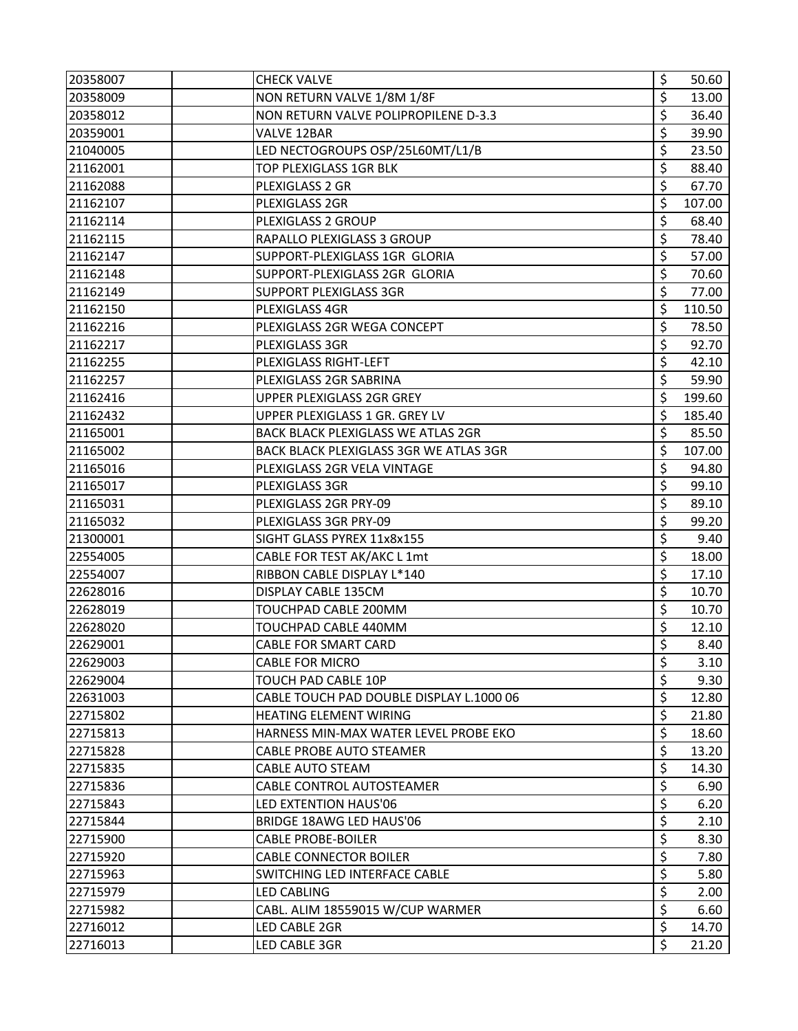| | | | | |
|---|---|---|---|---|
| 20358007 | | CHECK VALVE | $ | 50.60 |
| 20358009 | | NON RETURN VALVE 1/8M 1/8F | $ | 13.00 |
| 20358012 | | NON RETURN VALVE POLIPROPILENE D-3.3 | $ | 36.40 |
| 20359001 | | VALVE 12BAR | $ | 39.90 |
| 21040005 | | LED NECTOGROUPS OSP/25L60MT/L1/B | $ | 23.50 |
| 21162001 | | TOP PLEXIGLASS 1GR BLK | $ | 88.40 |
| 21162088 | | PLEXIGLASS 2 GR | $ | 67.70 |
| 21162107 | | PLEXIGLASS 2GR | $ | 107.00 |
| 21162114 | | PLEXIGLASS 2 GROUP | $ | 68.40 |
| 21162115 | | RAPALLO PLEXIGLASS 3 GROUP | $ | 78.40 |
| 21162147 | | SUPPORT-PLEXIGLASS 1GR GLORIA | $ | 57.00 |
| 21162148 | | SUPPORT-PLEXIGLASS 2GR GLORIA | $ | 70.60 |
| 21162149 | | SUPPORT PLEXIGLASS 3GR | $ | 77.00 |
| 21162150 | | PLEXIGLASS 4GR | $ | 110.50 |
| 21162216 | | PLEXIGLASS 2GR WEGA CONCEPT | $ | 78.50 |
| 21162217 | | PLEXIGLASS 3GR | $ | 92.70 |
| 21162255 | | PLEXIGLASS RIGHT-LEFT | $ | 42.10 |
| 21162257 | | PLEXIGLASS 2GR SABRINA | $ | 59.90 |
| 21162416 | | UPPER PLEXIGLASS 2GR GREY | $ | 199.60 |
| 21162432 | | UPPER PLEXIGLASS 1 GR. GREY LV | $ | 185.40 |
| 21165001 | | BACK BLACK PLEXIGLASS WE ATLAS 2GR | $ | 85.50 |
| 21165002 | | BACK BLACK PLEXIGLASS 3GR WE ATLAS 3GR | $ | 107.00 |
| 21165016 | | PLEXIGLASS 2GR VELA VINTAGE | $ | 94.80 |
| 21165017 | | PLEXIGLASS 3GR | $ | 99.10 |
| 21165031 | | PLEXIGLASS 2GR PRY-09 | $ | 89.10 |
| 21165032 | | PLEXIGLASS 3GR PRY-09 | $ | 99.20 |
| 21300001 | | SIGHT GLASS PYREX 11x8x155 | $ | 9.40 |
| 22554005 | | CABLE FOR TEST AK/AKC L 1mt | $ | 18.00 |
| 22554007 | | RIBBON CABLE DISPLAY L*140 | $ | 17.10 |
| 22628016 | | DISPLAY CABLE 135CM | $ | 10.70 |
| 22628019 | | TOUCHPAD CABLE 200MM | $ | 10.70 |
| 22628020 | | TOUCHPAD CABLE 440MM | $ | 12.10 |
| 22629001 | | CABLE FOR SMART CARD | $ | 8.40 |
| 22629003 | | CABLE FOR MICRO | $ | 3.10 |
| 22629004 | | TOUCH PAD CABLE 10P | $ | 9.30 |
| 22631003 | | CABLE TOUCH PAD DOUBLE DISPLAY L.1000 06 | $ | 12.80 |
| 22715802 | | HEATING ELEMENT WIRING | $ | 21.80 |
| 22715813 | | HARNESS MIN-MAX WATER LEVEL PROBE EKO | $ | 18.60 |
| 22715828 | | CABLE PROBE AUTO STEAMER | $ | 13.20 |
| 22715835 | | CABLE AUTO STEAM | $ | 14.30 |
| 22715836 | | CABLE CONTROL AUTOSTEAMER | $ | 6.90 |
| 22715843 | | LED EXTENTION HAUS'06 | $ | 6.20 |
| 22715844 | | BRIDGE 18AWG LED HAUS'06 | $ | 2.10 |
| 22715900 | | CABLE PROBE-BOILER | $ | 8.30 |
| 22715920 | | CABLE CONNECTOR BOILER | $ | 7.80 |
| 22715963 | | SWITCHING LED INTERFACE CABLE | $ | 5.80 |
| 22715979 | | LED CABLING | $ | 2.00 |
| 22715982 | | CABL. ALIM 18559015 W/CUP WARMER | $ | 6.60 |
| 22716012 | | LED CABLE 2GR | $ | 14.70 |
| 22716013 | | LED CABLE 3GR | $ | 21.20 |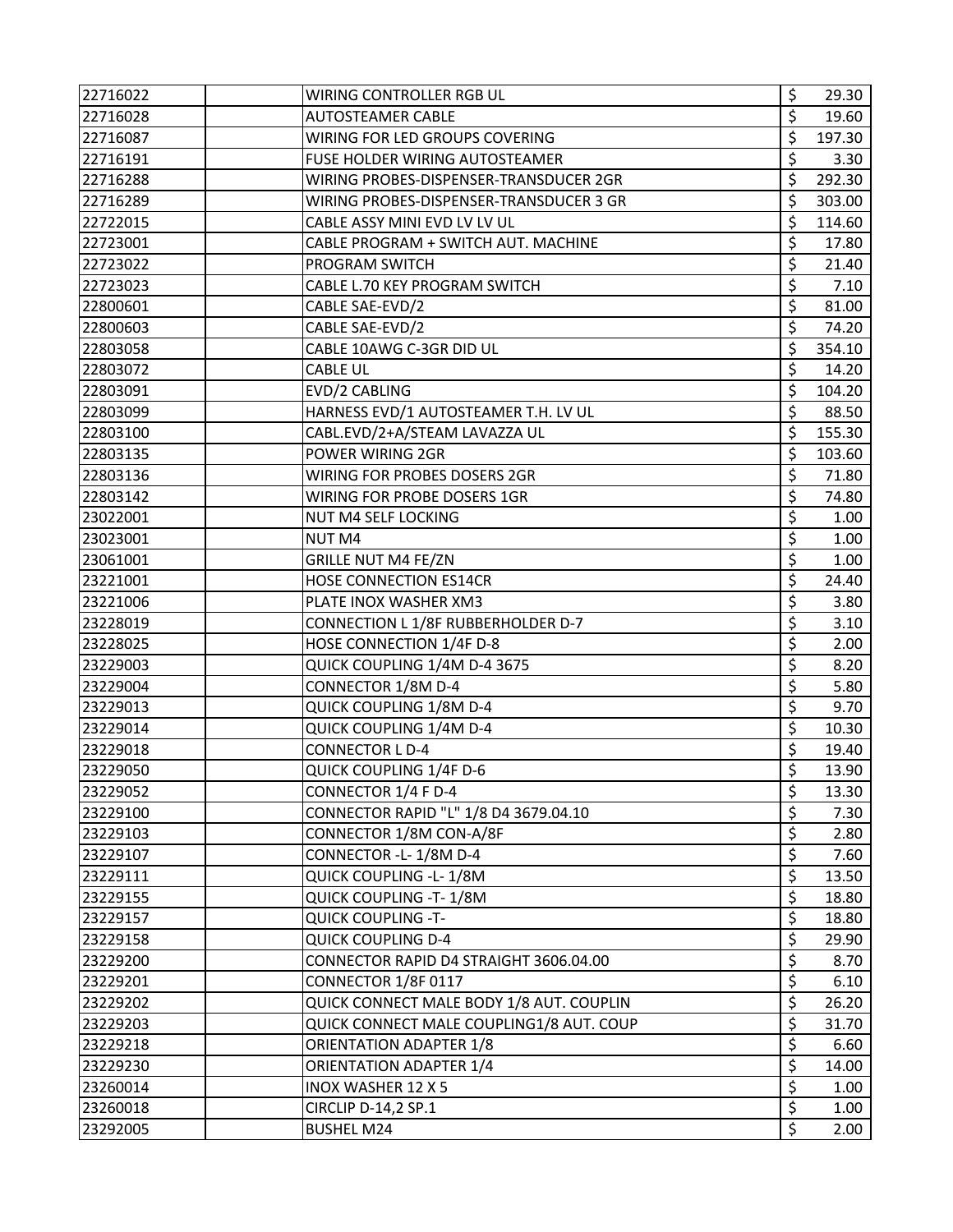| | | | | |
|---|---|---|---|---|
| 22716022 | | WIRING CONTROLLER RGB UL | $ | 29.30 |
| 22716028 | | AUTOSTEAMER CABLE | $ | 19.60 |
| 22716087 | | WIRING FOR LED GROUPS COVERING | $ | 197.30 |
| 22716191 | | FUSE HOLDER WIRING AUTOSTEAMER | $ | 3.30 |
| 22716288 | | WIRING PROBES-DISPENSER-TRANSDUCER 2GR | $ | 292.30 |
| 22716289 | | WIRING PROBES-DISPENSER-TRANSDUCER 3 GR | $ | 303.00 |
| 22722015 | | CABLE ASSY MINI EVD LV LV UL | $ | 114.60 |
| 22723001 | | CABLE PROGRAM + SWITCH AUT. MACHINE | $ | 17.80 |
| 22723022 | | PROGRAM SWITCH | $ | 21.40 |
| 22723023 | | CABLE L.70 KEY PROGRAM SWITCH | $ | 7.10 |
| 22800601 | | CABLE SAE-EVD/2 | $ | 81.00 |
| 22800603 | | CABLE SAE-EVD/2 | $ | 74.20 |
| 22803058 | | CABLE 10AWG C-3GR DID UL | $ | 354.10 |
| 22803072 | | CABLE UL | $ | 14.20 |
| 22803091 | | EVD/2 CABLING | $ | 104.20 |
| 22803099 | | HARNESS EVD/1 AUTOSTEAMER T.H. LV UL | $ | 88.50 |
| 22803100 | | CABL.EVD/2+A/STEAM LAVAZZA UL | $ | 155.30 |
| 22803135 | | POWER WIRING 2GR | $ | 103.60 |
| 22803136 | | WIRING FOR PROBES DOSERS 2GR | $ | 71.80 |
| 22803142 | | WIRING FOR PROBE DOSERS 1GR | $ | 74.80 |
| 23022001 | | NUT M4 SELF LOCKING | $ | 1.00 |
| 23023001 | | NUT M4 | $ | 1.00 |
| 23061001 | | GRILLE NUT M4 FE/ZN | $ | 1.00 |
| 23221001 | | HOSE CONNECTION ES14CR | $ | 24.40 |
| 23221006 | | PLATE INOX WASHER XM3 | $ | 3.80 |
| 23228019 | | CONNECTION L 1/8F RUBBERHOLDER D-7 | $ | 3.10 |
| 23228025 | | HOSE CONNECTION 1/4F D-8 | $ | 2.00 |
| 23229003 | | QUICK COUPLING 1/4M D-4 3675 | $ | 8.20 |
| 23229004 | | CONNECTOR 1/8M D-4 | $ | 5.80 |
| 23229013 | | QUICK COUPLING 1/8M D-4 | $ | 9.70 |
| 23229014 | | QUICK COUPLING 1/4M D-4 | $ | 10.30 |
| 23229018 | | CONNECTOR L D-4 | $ | 19.40 |
| 23229050 | | QUICK COUPLING 1/4F D-6 | $ | 13.90 |
| 23229052 | | CONNECTOR 1/4 F D-4 | $ | 13.30 |
| 23229100 | | CONNECTOR RAPID "L" 1/8 D4 3679.04.10 | $ | 7.30 |
| 23229103 | | CONNECTOR 1/8M CON-A/8F | $ | 2.80 |
| 23229107 | | CONNECTOR -L- 1/8M D-4 | $ | 7.60 |
| 23229111 | | QUICK COUPLING -L- 1/8M | $ | 13.50 |
| 23229155 | | QUICK COUPLING -T- 1/8M | $ | 18.80 |
| 23229157 | | QUICK COUPLING -T- | $ | 18.80 |
| 23229158 | | QUICK COUPLING D-4 | $ | 29.90 |
| 23229200 | | CONNECTOR RAPID D4 STRAIGHT 3606.04.00 | $ | 8.70 |
| 23229201 | | CONNECTOR 1/8F 0117 | $ | 6.10 |
| 23229202 | | QUICK CONNECT MALE BODY 1/8 AUT. COUPLIN | $ | 26.20 |
| 23229203 | | QUICK CONNECT MALE COUPLING1/8 AUT. COUP | $ | 31.70 |
| 23229218 | | ORIENTATION ADAPTER 1/8 | $ | 6.60 |
| 23229230 | | ORIENTATION ADAPTER 1/4 | $ | 14.00 |
| 23260014 | | INOX WASHER 12 X 5 | $ | 1.00 |
| 23260018 | | CIRCLIP D-14,2 SP.1 | $ | 1.00 |
| 23292005 | | BUSHEL M24 | $ | 2.00 |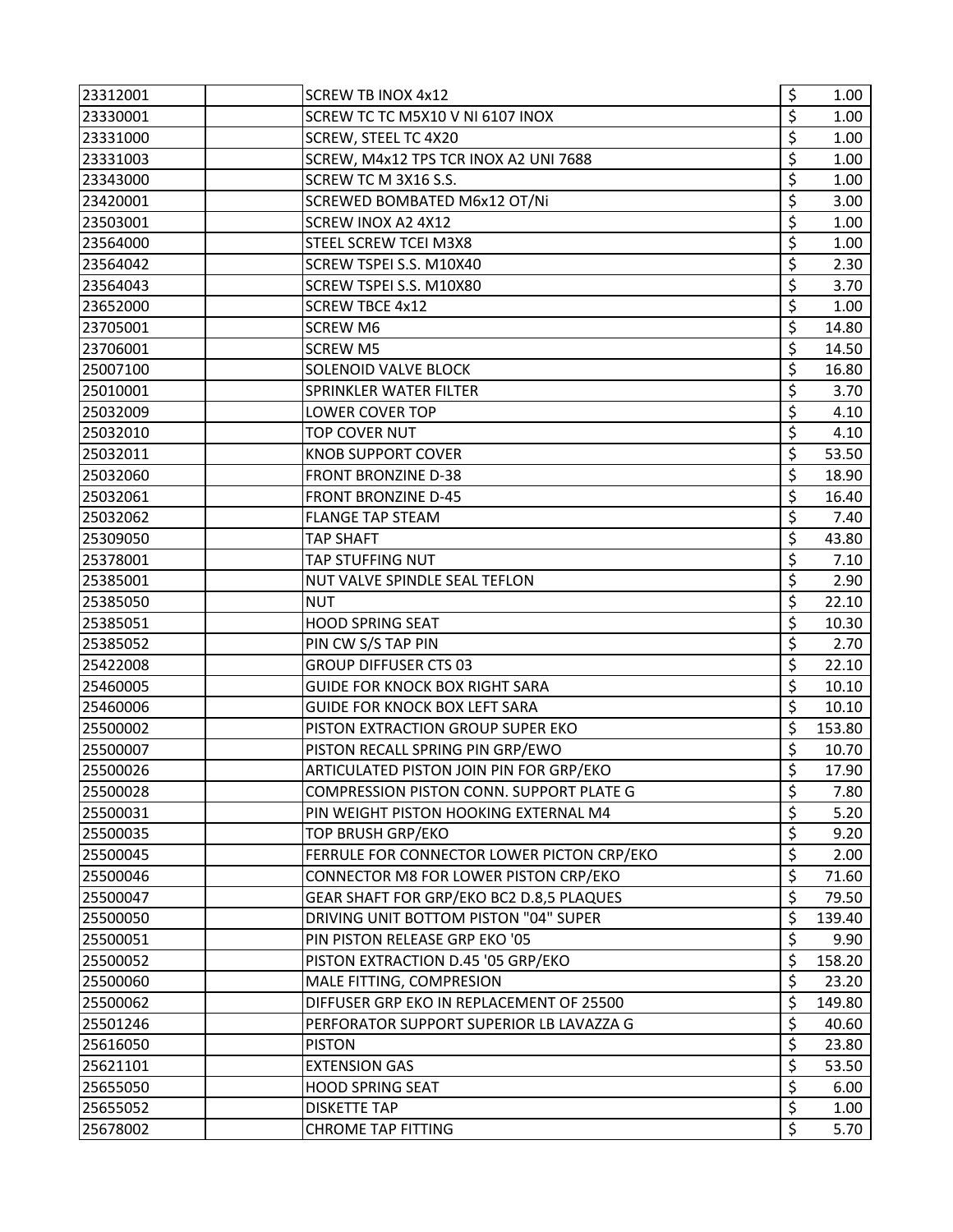| | | | | |
|---|---|---|---|---|
| 23312001 | | SCREW TB INOX 4x12 | $ | 1.00 |
| 23330001 | | SCREW TC TC M5X10 V NI 6107 INOX | $ | 1.00 |
| 23331000 | | SCREW, STEEL TC 4X20 | $ | 1.00 |
| 23331003 | | SCREW, M4x12 TPS TCR INOX A2 UNI 7688 | $ | 1.00 |
| 23343000 | | SCREW TC M 3X16 S.S. | $ | 1.00 |
| 23420001 | | SCREWED BOMBATED M6x12 OT/Ni | $ | 3.00 |
| 23503001 | | SCREW INOX A2 4X12 | $ | 1.00 |
| 23564000 | | STEEL SCREW TCEI M3X8 | $ | 1.00 |
| 23564042 | | SCREW TSPEI S.S. M10X40 | $ | 2.30 |
| 23564043 | | SCREW TSPEI S.S. M10X80 | $ | 3.70 |
| 23652000 | | SCREW TBCE 4x12 | $ | 1.00 |
| 23705001 | | SCREW M6 | $ | 14.80 |
| 23706001 | | SCREW M5 | $ | 14.50 |
| 25007100 | | SOLENOID VALVE BLOCK | $ | 16.80 |
| 25010001 | | SPRINKLER WATER FILTER | $ | 3.70 |
| 25032009 | | LOWER COVER TOP | $ | 4.10 |
| 25032010 | | TOP COVER NUT | $ | 4.10 |
| 25032011 | | KNOB SUPPORT COVER | $ | 53.50 |
| 25032060 | | FRONT BRONZINE D-38 | $ | 18.90 |
| 25032061 | | FRONT BRONZINE D-45 | $ | 16.40 |
| 25032062 | | FLANGE TAP STEAM | $ | 7.40 |
| 25309050 | | TAP SHAFT | $ | 43.80 |
| 25378001 | | TAP STUFFING NUT | $ | 7.10 |
| 25385001 | | NUT VALVE SPINDLE SEAL TEFLON | $ | 2.90 |
| 25385050 | | NUT | $ | 22.10 |
| 25385051 | | HOOD SPRING SEAT | $ | 10.30 |
| 25385052 | | PIN CW S/S TAP PIN | $ | 2.70 |
| 25422008 | | GROUP DIFFUSER CTS 03 | $ | 22.10 |
| 25460005 | | GUIDE FOR KNOCK BOX RIGHT SARA | $ | 10.10 |
| 25460006 | | GUIDE FOR KNOCK BOX LEFT SARA | $ | 10.10 |
| 25500002 | | PISTON EXTRACTION GROUP SUPER EKO | $ | 153.80 |
| 25500007 | | PISTON RECALL SPRING PIN GRP/EWO | $ | 10.70 |
| 25500026 | | ARTICULATED PISTON JOIN PIN FOR GRP/EKO | $ | 17.90 |
| 25500028 | | COMPRESSION PISTON CONN. SUPPORT PLATE G | $ | 7.80 |
| 25500031 | | PIN WEIGHT PISTON HOOKING EXTERNAL M4 | $ | 5.20 |
| 25500035 | | TOP BRUSH GRP/EKO | $ | 9.20 |
| 25500045 | | FERRULE FOR CONNECTOR LOWER PICTON CRP/EKO | $ | 2.00 |
| 25500046 | | CONNECTOR M8 FOR LOWER PISTON CRP/EKO | $ | 71.60 |
| 25500047 | | GEAR SHAFT FOR GRP/EKO BC2 D.8,5 PLAQUES | $ | 79.50 |
| 25500050 | | DRIVING UNIT BOTTOM PISTON "04" SUPER | $ | 139.40 |
| 25500051 | | PIN PISTON RELEASE GRP EKO '05 | $ | 9.90 |
| 25500052 | | PISTON EXTRACTION D.45 '05 GRP/EKO | $ | 158.20 |
| 25500060 | | MALE FITTING, COMPRESION | $ | 23.20 |
| 25500062 | | DIFFUSER GRP EKO IN REPLACEMENT OF 25500 | $ | 149.80 |
| 25501246 | | PERFORATOR SUPPORT SUPERIOR LB LAVAZZA G | $ | 40.60 |
| 25616050 | | PISTON | $ | 23.80 |
| 25621101 | | EXTENSION GAS | $ | 53.50 |
| 25655050 | | HOOD SPRING SEAT | $ | 6.00 |
| 25655052 | | DISKETTE TAP | $ | 1.00 |
| 25678002 | | CHROME TAP FITTING | $ | 5.70 |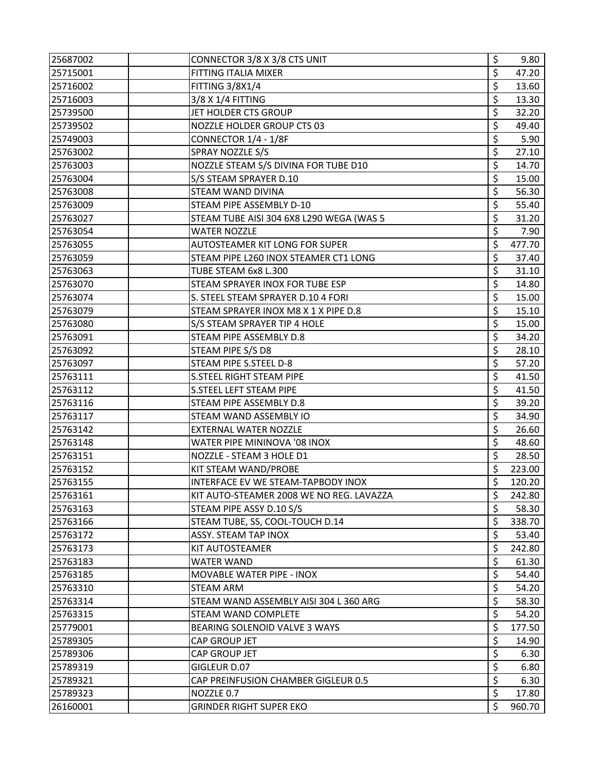| | | | | |
|---|---|---|---|---|
| 25687002 | | CONNECTOR 3/8 X 3/8 CTS UNIT | $ | 9.80 |
| 25715001 | | FITTING ITALIA MIXER | $ | 47.20 |
| 25716002 | | FITTING 3/8X1/4 | $ | 13.60 |
| 25716003 | | 3/8 X 1/4 FITTING | $ | 13.30 |
| 25739500 | | JET HOLDER CTS GROUP | $ | 32.20 |
| 25739502 | | NOZZLE HOLDER GROUP CTS 03 | $ | 49.40 |
| 25749003 | | CONNECTOR 1/4 - 1/8F | $ | 5.90 |
| 25763002 | | SPRAY NOZZLE S/S | $ | 27.10 |
| 25763003 | | NOZZLE STEAM S/S DIVINA FOR TUBE D10 | $ | 14.70 |
| 25763004 | | S/S STEAM SPRAYER D.10 | $ | 15.00 |
| 25763008 | | STEAM WAND DIVINA | $ | 56.30 |
| 25763009 | | STEAM PIPE ASSEMBLY D-10 | $ | 55.40 |
| 25763027 | | STEAM TUBE AISI 304 6X8 L290 WEGA (WAS 5 | $ | 31.20 |
| 25763054 | | WATER NOZZLE | $ | 7.90 |
| 25763055 | | AUTOSTEAMER KIT LONG FOR SUPER | $ | 477.70 |
| 25763059 | | STEAM PIPE L260 INOX STEAMER CT1 LONG | $ | 37.40 |
| 25763063 | | TUBE STEAM 6x8 L.300 | $ | 31.10 |
| 25763070 | | STEAM SPRAYER INOX FOR TUBE ESP | $ | 14.80 |
| 25763074 | | S. STEEL STEAM SPRAYER D.10 4 FORI | $ | 15.00 |
| 25763079 | | STEAM SPRAYER INOX M8 X 1 X PIPE D.8 | $ | 15.10 |
| 25763080 | | S/S STEAM SPRAYER TIP 4 HOLE | $ | 15.00 |
| 25763091 | | STEAM PIPE ASSEMBLY D.8 | $ | 34.20 |
| 25763092 | | STEAM PIPE S/S D8 | $ | 28.10 |
| 25763097 | | STEAM PIPE S.STEEL D-8 | $ | 57.20 |
| 25763111 | | S.STEEL RIGHT STEAM PIPE | $ | 41.50 |
| 25763112 | | S.STEEL LEFT STEAM PIPE | $ | 41.50 |
| 25763116 | | STEAM PIPE ASSEMBLY D.8 | $ | 39.20 |
| 25763117 | | STEAM WAND ASSEMBLY IO | $ | 34.90 |
| 25763142 | | EXTERNAL WATER NOZZLE | $ | 26.60 |
| 25763148 | | WATER PIPE MININOVA '08 INOX | $ | 48.60 |
| 25763151 | | NOZZLE - STEAM 3 HOLE D1 | $ | 28.50 |
| 25763152 | | KIT STEAM WAND/PROBE | $ | 223.00 |
| 25763155 | | INTERFACE EV WE STEAM-TAPBODY INOX | $ | 120.20 |
| 25763161 | | KIT AUTO-STEAMER 2008 WE NO REG. LAVAZZA | $ | 242.80 |
| 25763163 | | STEAM PIPE ASSY D.10 S/S | $ | 58.30 |
| 25763166 | | STEAM TUBE, SS, COOL-TOUCH D.14 | $ | 338.70 |
| 25763172 | | ASSY. STEAM TAP INOX | $ | 53.40 |
| 25763173 | | KIT AUTOSTEAMER | $ | 242.80 |
| 25763183 | | WATER WAND | $ | 61.30 |
| 25763185 | | MOVABLE WATER PIPE - INOX | $ | 54.40 |
| 25763310 | | STEAM ARM | $ | 54.20 |
| 25763314 | | STEAM WAND ASSEMBLY AISI 304 L 360 ARG | $ | 58.30 |
| 25763315 | | STEAM WAND COMPLETE | $ | 54.20 |
| 25779001 | | BEARING SOLENOID VALVE 3 WAYS | $ | 177.50 |
| 25789305 | | CAP GROUP JET | $ | 14.90 |
| 25789306 | | CAP GROUP JET | $ | 6.30 |
| 25789319 | | GIGLEUR D.07 | $ | 6.80 |
| 25789321 | | CAP PREINFUSION CHAMBER GIGLEUR 0.5 | $ | 6.30 |
| 25789323 | | NOZZLE 0.7 | $ | 17.80 |
| 26160001 | | GRINDER RIGHT SUPER EKO | $ | 960.70 |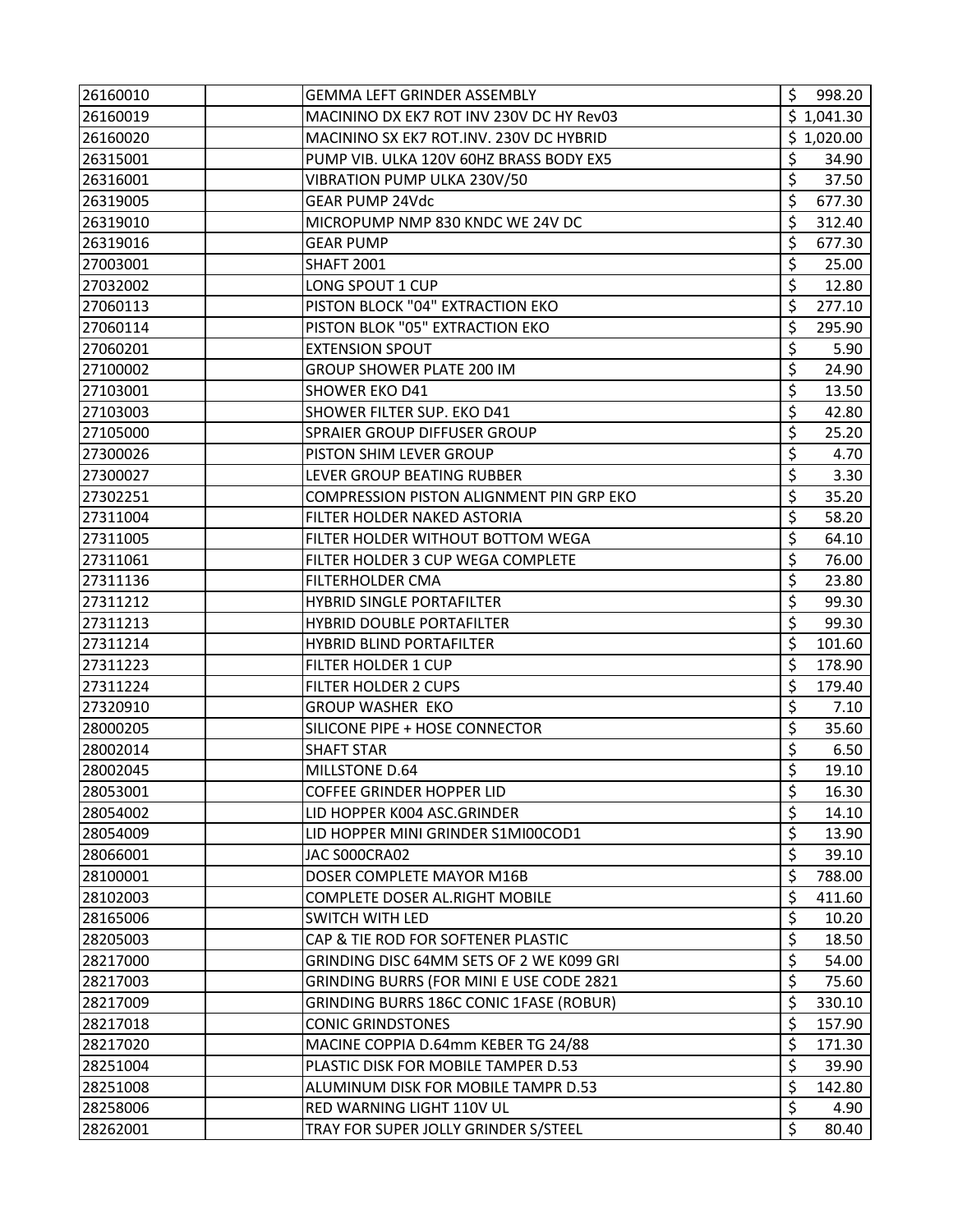| | | | |
|---|---|---|---|
| 26160010 | | GEMMA LEFT GRINDER ASSEMBLY | $ 998.20 |
| 26160019 | | MACININO DX EK7 ROT INV 230V DC HY Rev03 | $ 1,041.30 |
| 26160020 | | MACININO SX EK7 ROT.INV. 230V DC HYBRID | $ 1,020.00 |
| 26315001 | | PUMP VIB. ULKA 120V 60HZ BRASS BODY EX5 | $ 34.90 |
| 26316001 | | VIBRATION PUMP ULKA 230V/50 | $ 37.50 |
| 26319005 | | GEAR PUMP 24Vdc | $ 677.30 |
| 26319010 | | MICROPUMP NMP 830 KNDC WE 24V DC | $ 312.40 |
| 26319016 | | GEAR PUMP | $ 677.30 |
| 27003001 | | SHAFT 2001 | $ 25.00 |
| 27032002 | | LONG SPOUT 1 CUP | $ 12.80 |
| 27060113 | | PISTON BLOCK "04" EXTRACTION EKO | $ 277.10 |
| 27060114 | | PISTON BLOK "05" EXTRACTION EKO | $ 295.90 |
| 27060201 | | EXTENSION SPOUT | $ 5.90 |
| 27100002 | | GROUP SHOWER PLATE 200 IM | $ 24.90 |
| 27103001 | | SHOWER EKO D41 | $ 13.50 |
| 27103003 | | SHOWER FILTER SUP. EKO D41 | $ 42.80 |
| 27105000 | | SPRAIER GROUP DIFFUSER GROUP | $ 25.20 |
| 27300026 | | PISTON SHIM LEVER GROUP | $ 4.70 |
| 27300027 | | LEVER GROUP BEATING RUBBER | $ 3.30 |
| 27302251 | | COMPRESSION PISTON ALIGNMENT PIN GRP EKO | $ 35.20 |
| 27311004 | | FILTER HOLDER NAKED ASTORIA | $ 58.20 |
| 27311005 | | FILTER HOLDER WITHOUT BOTTOM WEGA | $ 64.10 |
| 27311061 | | FILTER HOLDER 3 CUP WEGA COMPLETE | $ 76.00 |
| 27311136 | | FILTERHOLDER CMA | $ 23.80 |
| 27311212 | | HYBRID SINGLE PORTAFILTER | $ 99.30 |
| 27311213 | | HYBRID DOUBLE PORTAFILTER | $ 99.30 |
| 27311214 | | HYBRID BLIND PORTAFILTER | $ 101.60 |
| 27311223 | | FILTER HOLDER 1 CUP | $ 178.90 |
| 27311224 | | FILTER HOLDER 2 CUPS | $ 179.40 |
| 27320910 | | GROUP WASHER EKO | $ 7.10 |
| 28000205 | | SILICONE PIPE + HOSE CONNECTOR | $ 35.60 |
| 28002014 | | SHAFT STAR | $ 6.50 |
| 28002045 | | MILLSTONE D.64 | $ 19.10 |
| 28053001 | | COFFEE GRINDER HOPPER LID | $ 16.30 |
| 28054002 | | LID HOPPER K004 ASC.GRINDER | $ 14.10 |
| 28054009 | | LID HOPPER MINI GRINDER S1MI00COD1 | $ 13.90 |
| 28066001 | | JAC S000CRA02 | $ 39.10 |
| 28100001 | | DOSER COMPLETE MAYOR M16B | $ 788.00 |
| 28102003 | | COMPLETE DOSER AL.RIGHT MOBILE | $ 411.60 |
| 28165006 | | SWITCH WITH LED | $ 10.20 |
| 28205003 | | CAP & TIE ROD FOR SOFTENER PLASTIC | $ 18.50 |
| 28217000 | | GRINDING DISC 64MM SETS OF 2 WE K099 GRI | $ 54.00 |
| 28217003 | | GRINDING BURRS (FOR MINI E USE CODE 2821 | $ 75.60 |
| 28217009 | | GRINDING BURRS 186C CONIC 1FASE (ROBUR) | $ 330.10 |
| 28217018 | | CONIC GRINDSTONES | $ 157.90 |
| 28217020 | | MACINE COPPIA D.64mm KEBER TG 24/88 | $ 171.30 |
| 28251004 | | PLASTIC DISK FOR MOBILE TAMPER D.53 | $ 39.90 |
| 28251008 | | ALUMINUM DISK FOR MOBILE TAMPR D.53 | $ 142.80 |
| 28258006 | | RED WARNING LIGHT 110V UL | $ 4.90 |
| 28262001 | | TRAY FOR SUPER JOLLY GRINDER S/STEEL | $ 80.40 |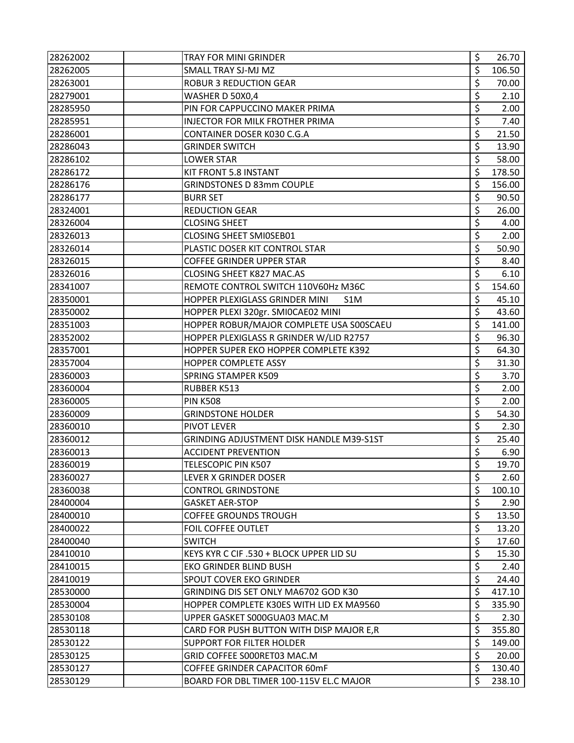| | | | | |
|---|---|---|---|---|
| 28262002 | | TRAY FOR MINI GRINDER | $ | 26.70 |
| 28262005 | | SMALL TRAY SJ-MJ MZ | $ | 106.50 |
| 28263001 | | ROBUR 3 REDUCTION GEAR | $ | 70.00 |
| 28279001 | | WASHER D 50X0,4 | $ | 2.10 |
| 28285950 | | PIN FOR CAPPUCCINO MAKER PRIMA | $ | 2.00 |
| 28285951 | | INJECTOR FOR MILK FROTHER PRIMA | $ | 7.40 |
| 28286001 | | CONTAINER DOSER K030 C.G.A | $ | 21.50 |
| 28286043 | | GRINDER SWITCH | $ | 13.90 |
| 28286102 | | LOWER STAR | $ | 58.00 |
| 28286172 | | KIT FRONT 5.8 INSTANT | $ | 178.50 |
| 28286176 | | GRINDSTONES D 83mm COUPLE | $ | 156.00 |
| 28286177 | | BURR SET | $ | 90.50 |
| 28324001 | | REDUCTION GEAR | $ | 26.00 |
| 28326004 | | CLOSING SHEET | $ | 4.00 |
| 28326013 | | CLOSING SHEET SMI0SEB01 | $ | 2.00 |
| 28326014 | | PLASTIC DOSER KIT CONTROL STAR | $ | 50.90 |
| 28326015 | | COFFEE GRINDER UPPER STAR | $ | 8.40 |
| 28326016 | | CLOSING SHEET K827 MAC.AS | $ | 6.10 |
| 28341007 | | REMOTE CONTROL SWITCH 110V60Hz M36C | $ | 154.60 |
| 28350001 | | HOPPER PLEXIGLASS GRINDER MINI S1M | $ | 45.10 |
| 28350002 | | HOPPER PLEXI 320gr. SMI0CAE02 MINI | $ | 43.60 |
| 28351003 | | HOPPER ROBUR/MAJOR COMPLETE USA S00SCAEU | $ | 141.00 |
| 28352002 | | HOPPER PLEXIGLASS R GRINDER W/LID R2757 | $ | 96.30 |
| 28357001 | | HOPPER SUPER EKO HOPPER COMPLETE K392 | $ | 64.30 |
| 28357004 | | HOPPER COMPLETE ASSY | $ | 31.30 |
| 28360003 | | SPRING STAMPER K509 | $ | 3.70 |
| 28360004 | | RUBBER K513 | $ | 2.00 |
| 28360005 | | PIN K508 | $ | 2.00 |
| 28360009 | | GRINDSTONE HOLDER | $ | 54.30 |
| 28360010 | | PIVOT LEVER | $ | 2.30 |
| 28360012 | | GRINDING ADJUSTMENT DISK HANDLE M39-S1ST | $ | 25.40 |
| 28360013 | | ACCIDENT PREVENTION | $ | 6.90 |
| 28360019 | | TELESCOPIC PIN K507 | $ | 19.70 |
| 28360027 | | LEVER X GRINDER DOSER | $ | 2.60 |
| 28360038 | | CONTROL GRINDSTONE | $ | 100.10 |
| 28400004 | | GASKET AER-STOP | $ | 2.90 |
| 28400010 | | COFFEE GROUNDS TROUGH | $ | 13.50 |
| 28400022 | | FOIL COFFEE OUTLET | $ | 13.20 |
| 28400040 | | SWITCH | $ | 17.60 |
| 28410010 | | KEYS KYR C CIF .530 + BLOCK UPPER LID SU | $ | 15.30 |
| 28410015 | | EKO GRINDER BLIND BUSH | $ | 2.40 |
| 28410019 | | SPOUT COVER EKO GRINDER | $ | 24.40 |
| 28530000 | | GRINDING DIS SET ONLY MA6702 GOD K30 | $ | 417.10 |
| 28530004 | | HOPPER COMPLETE K30ES WITH LID EX MA9560 | $ | 335.90 |
| 28530108 | | UPPER GASKET S000GUA03 MAC.M | $ | 2.30 |
| 28530118 | | CARD FOR PUSH BUTTON WITH DISP MAJOR E,R | $ | 355.80 |
| 28530122 | | SUPPORT FOR FILTER HOLDER | $ | 149.00 |
| 28530125 | | GRID COFFEE S000RET03 MAC.M | $ | 20.00 |
| 28530127 | | COFFEE GRINDER CAPACITOR 60mF | $ | 130.40 |
| 28530129 | | BOARD FOR DBL TIMER 100-115V EL.C MAJOR | $ | 238.10 |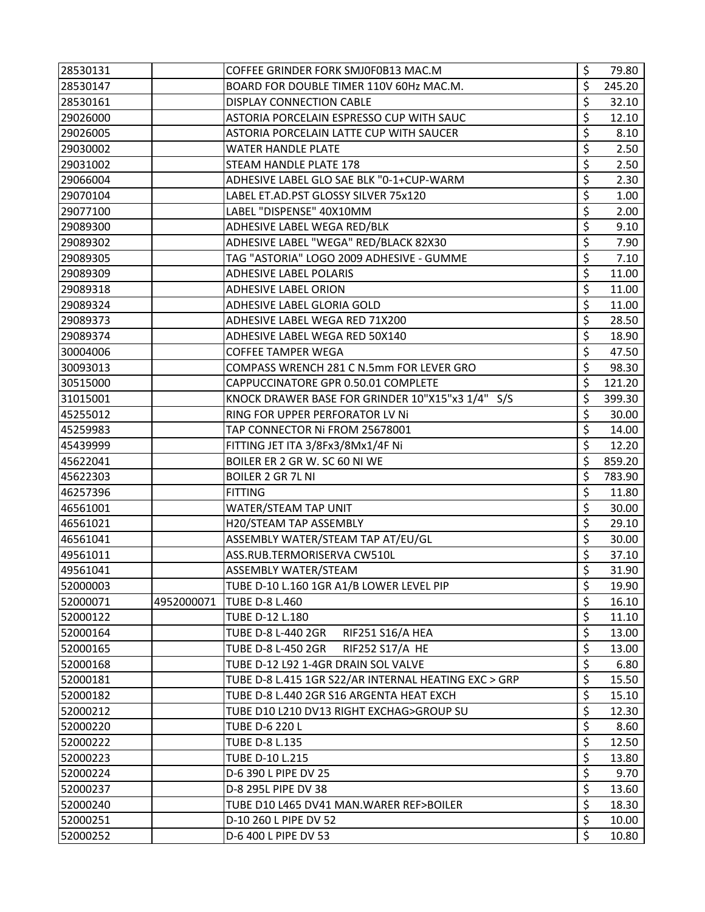| | | | | |
|---|---|---|---|---|
| 28530131 | | COFFEE GRINDER FORK SMJ0F0B13 MAC.M | $ | 79.80 |
| 28530147 | | BOARD FOR DOUBLE TIMER 110V 60Hz MAC.M. | $ | 245.20 |
| 28530161 | | DISPLAY CONNECTION CABLE | $ | 32.10 |
| 29026000 | | ASTORIA PORCELAIN ESPRESSO CUP WITH SAUC | $ | 12.10 |
| 29026005 | | ASTORIA PORCELAIN LATTE CUP WITH SAUCER | $ | 8.10 |
| 29030002 | | WATER HANDLE PLATE | $ | 2.50 |
| 29031002 | | STEAM HANDLE PLATE 178 | $ | 2.50 |
| 29066004 | | ADHESIVE LABEL GLO SAE BLK "0-1+CUP-WARM | $ | 2.30 |
| 29070104 | | LABEL ET.AD.PST GLOSSY SILVER 75x120 | $ | 1.00 |
| 29077100 | | LABEL "DISPENSE" 40X10MM | $ | 2.00 |
| 29089300 | | ADHESIVE LABEL WEGA RED/BLK | $ | 9.10 |
| 29089302 | | ADHESIVE LABEL "WEGA" RED/BLACK 82X30 | $ | 7.90 |
| 29089305 | | TAG "ASTORIA" LOGO 2009 ADHESIVE - GUMME | $ | 7.10 |
| 29089309 | | ADHESIVE LABEL POLARIS | $ | 11.00 |
| 29089318 | | ADHESIVE LABEL ORION | $ | 11.00 |
| 29089324 | | ADHESIVE LABEL GLORIA GOLD | $ | 11.00 |
| 29089373 | | ADHESIVE LABEL WEGA RED 71X200 | $ | 28.50 |
| 29089374 | | ADHESIVE LABEL WEGA RED 50X140 | $ | 18.90 |
| 30004006 | | COFFEE TAMPER WEGA | $ | 47.50 |
| 30093013 | | COMPASS WRENCH 281 C N.5mm FOR LEVER GRO | $ | 98.30 |
| 30515000 | | CAPPUCCINATORE GPR 0.50.01 COMPLETE | $ | 121.20 |
| 31015001 | | KNOCK DRAWER BASE FOR GRINDER 10"X15"x3 1/4" S/S | $ | 399.30 |
| 45255012 | | RING FOR UPPER PERFORATOR LV Ni | $ | 30.00 |
| 45259983 | | TAP CONNECTOR Ni FROM 25678001 | $ | 14.00 |
| 45439999 | | FITTING JET ITA 3/8Fx3/8Mx1/4F Ni | $ | 12.20 |
| 45622041 | | BOILER ER 2 GR W. SC 60 NI WE | $ | 859.20 |
| 45622303 | | BOILER 2 GR 7L NI | $ | 783.90 |
| 46257396 | | FITTING | $ | 11.80 |
| 46561001 | | WATER/STEAM TAP UNIT | $ | 30.00 |
| 46561021 | | H20/STEAM TAP ASSEMBLY | $ | 29.10 |
| 46561041 | | ASSEMBLY WATER/STEAM TAP AT/EU/GL | $ | 30.00 |
| 49561011 | | ASS.RUB.TERMORISERVA CW510L | $ | 37.10 |
| 49561041 | | ASSEMBLY WATER/STEAM | $ | 31.90 |
| 52000003 | | TUBE D-10 L.160 1GR A1/B LOWER LEVEL PIP | $ | 19.90 |
| 52000071 | 4952000071 | TUBE D-8 L.460 | $ | 16.10 |
| 52000122 | | TUBE D-12 L.180 | $ | 11.10 |
| 52000164 | | TUBE D-8 L-440 2GR RIF251 S16/A HEA | $ | 13.00 |
| 52000165 | | TUBE D-8 L-450 2GR RIF252 S17/A HE | $ | 13.00 |
| 52000168 | | TUBE D-12 L92 1-4GR DRAIN SOL VALVE | $ | 6.80 |
| 52000181 | | TUBE D-8 L.415 1GR S22/AR INTERNAL HEATING EXC > GRP | $ | 15.50 |
| 52000182 | | TUBE D-8 L.440 2GR S16 ARGENTA HEAT EXCH | $ | 15.10 |
| 52000212 | | TUBE D10 L210 DV13 RIGHT EXCHAG>GROUP SU | $ | 12.30 |
| 52000220 | | TUBE D-6 220 L | $ | 8.60 |
| 52000222 | | TUBE D-8 L.135 | $ | 12.50 |
| 52000223 | | TUBE D-10 L.215 | $ | 13.80 |
| 52000224 | | D-6 390 L PIPE DV 25 | $ | 9.70 |
| 52000237 | | D-8 295L PIPE DV 38 | $ | 13.60 |
| 52000240 | | TUBE D10 L465 DV41 MAN.WARER REF>BOILER | $ | 18.30 |
| 52000251 | | D-10 260 L PIPE DV 52 | $ | 10.00 |
| 52000252 | | D-6 400 L PIPE DV 53 | $ | 10.80 |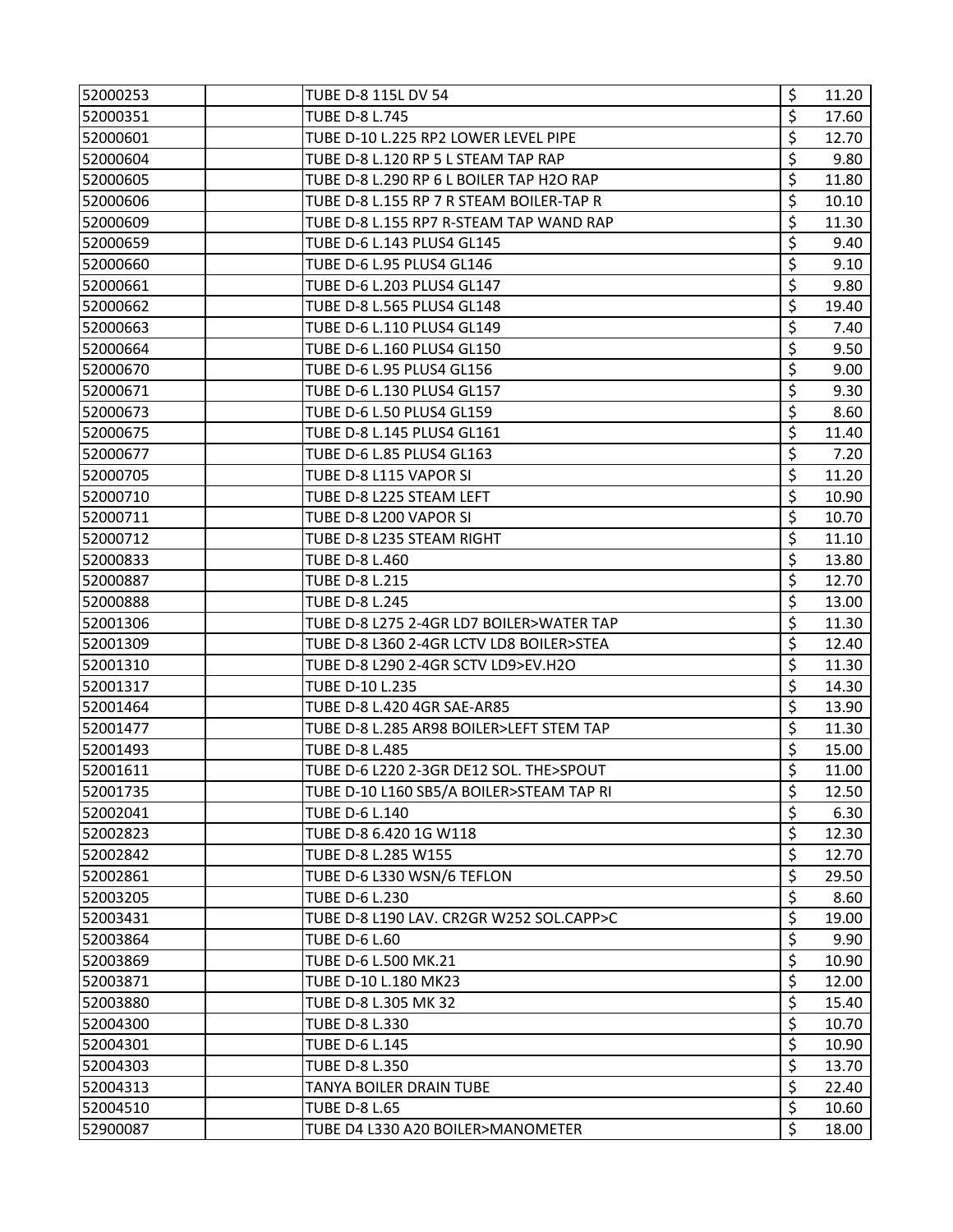| | | | | |
|---|---|---|---|---|
| 52000253 | | TUBE D-8 115L DV 54 | $ | 11.20 |
| 52000351 | | TUBE D-8 L.745 | $ | 17.60 |
| 52000601 | | TUBE D-10 L.225 RP2 LOWER LEVEL PIPE | $ | 12.70 |
| 52000604 | | TUBE D-8 L.120 RP 5 L STEAM TAP RAP | $ | 9.80 |
| 52000605 | | TUBE D-8 L.290 RP 6 L BOILER TAP H2O RAP | $ | 11.80 |
| 52000606 | | TUBE D-8 L.155 RP 7 R STEAM BOILER-TAP R | $ | 10.10 |
| 52000609 | | TUBE D-8 L.155 RP7 R-STEAM TAP WAND RAP | $ | 11.30 |
| 52000659 | | TUBE D-6 L.143 PLUS4 GL145 | $ | 9.40 |
| 52000660 | | TUBE D-6 L.95 PLUS4 GL146 | $ | 9.10 |
| 52000661 | | TUBE D-6 L.203 PLUS4 GL147 | $ | 9.80 |
| 52000662 | | TUBE D-8 L.565 PLUS4 GL148 | $ | 19.40 |
| 52000663 | | TUBE D-6 L.110 PLUS4 GL149 | $ | 7.40 |
| 52000664 | | TUBE D-6 L.160 PLUS4 GL150 | $ | 9.50 |
| 52000670 | | TUBE D-6 L.95 PLUS4 GL156 | $ | 9.00 |
| 52000671 | | TUBE D-6 L.130 PLUS4 GL157 | $ | 9.30 |
| 52000673 | | TUBE D-6 L.50 PLUS4 GL159 | $ | 8.60 |
| 52000675 | | TUBE D-8 L.145 PLUS4 GL161 | $ | 11.40 |
| 52000677 | | TUBE D-6 L.85 PLUS4 GL163 | $ | 7.20 |
| 52000705 | | TUBE D-8 L115 VAPOR SI | $ | 11.20 |
| 52000710 | | TUBE D-8 L225 STEAM LEFT | $ | 10.90 |
| 52000711 | | TUBE D-8 L200 VAPOR SI | $ | 10.70 |
| 52000712 | | TUBE D-8 L235 STEAM RIGHT | $ | 11.10 |
| 52000833 | | TUBE D-8 L.460 | $ | 13.80 |
| 52000887 | | TUBE D-8 L.215 | $ | 12.70 |
| 52000888 | | TUBE D-8 L.245 | $ | 13.00 |
| 52001306 | | TUBE D-8 L275 2-4GR LD7 BOILER>WATER TAP | $ | 11.30 |
| 52001309 | | TUBE D-8 L360 2-4GR LCTV LD8 BOILER>STEA | $ | 12.40 |
| 52001310 | | TUBE D-8 L290 2-4GR SCTV LD9>EV.H2O | $ | 11.30 |
| 52001317 | | TUBE D-10 L.235 | $ | 14.30 |
| 52001464 | | TUBE D-8 L.420 4GR SAE-AR85 | $ | 13.90 |
| 52001477 | | TUBE D-8 L.285 AR98 BOILER>LEFT STEM TAP | $ | 11.30 |
| 52001493 | | TUBE D-8 L.485 | $ | 15.00 |
| 52001611 | | TUBE D-6 L220 2-3GR DE12 SOL. THE>SPOUT | $ | 11.00 |
| 52001735 | | TUBE D-10 L160 SB5/A BOILER>STEAM TAP RI | $ | 12.50 |
| 52002041 | | TUBE D-6 L.140 | $ | 6.30 |
| 52002823 | | TUBE D-8 6.420 1G W118 | $ | 12.30 |
| 52002842 | | TUBE D-8 L.285 W155 | $ | 12.70 |
| 52002861 | | TUBE D-6 L330 WSN/6 TEFLON | $ | 29.50 |
| 52003205 | | TUBE D-6 L.230 | $ | 8.60 |
| 52003431 | | TUBE D-8 L190 LAV. CR2GR W252 SOL.CAPP>C | $ | 19.00 |
| 52003864 | | TUBE D-6 L.60 | $ | 9.90 |
| 52003869 | | TUBE D-6 L.500 MK.21 | $ | 10.90 |
| 52003871 | | TUBE D-10 L.180 MK23 | $ | 12.00 |
| 52003880 | | TUBE D-8 L.305 MK 32 | $ | 15.40 |
| 52004300 | | TUBE D-8 L.330 | $ | 10.70 |
| 52004301 | | TUBE D-6 L.145 | $ | 10.90 |
| 52004303 | | TUBE D-8 L.350 | $ | 13.70 |
| 52004313 | | TANYA BOILER DRAIN TUBE | $ | 22.40 |
| 52004510 | | TUBE D-8 L.65 | $ | 10.60 |
| 52900087 | | TUBE D4 L330 A20 BOILER>MANOMETER | $ | 18.00 |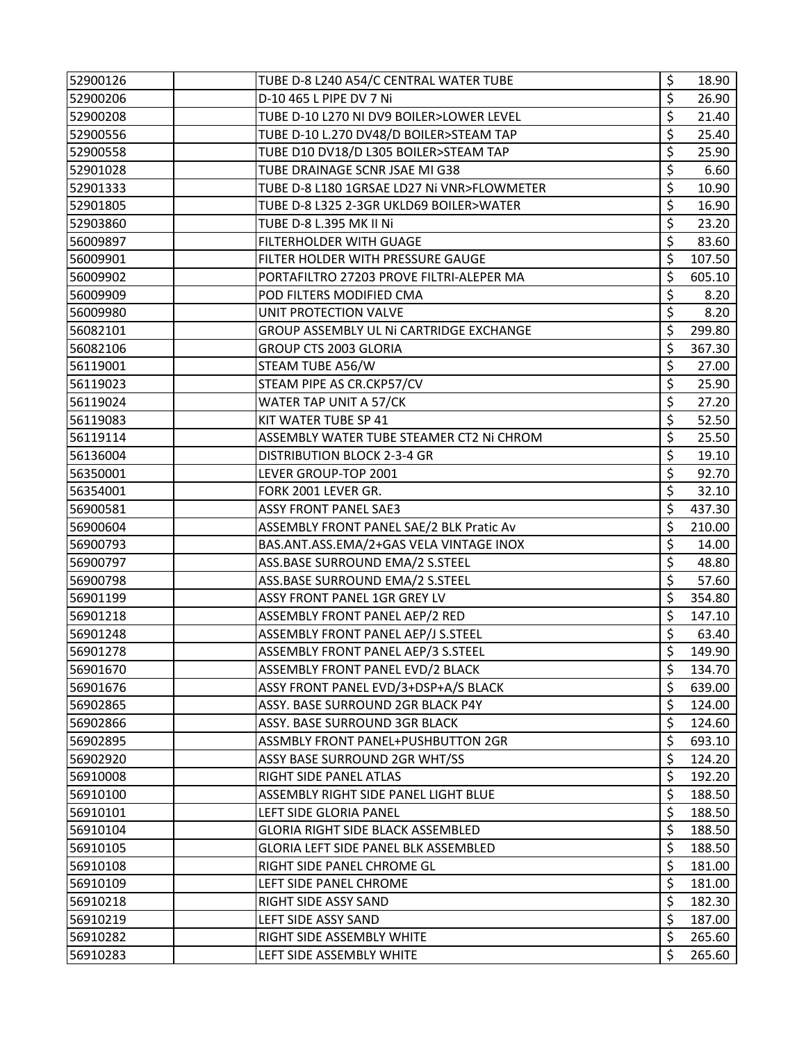| | | | | |
|---|---|---|---|---|
| 52900126 | | TUBE D-8 L240 A54/C CENTRAL WATER TUBE | $ | 18.90 |
| 52900206 | | D-10 465 L PIPE DV 7 Ni | $ | 26.90 |
| 52900208 | | TUBE D-10 L270 NI DV9 BOILER>LOWER LEVEL | $ | 21.40 |
| 52900556 | | TUBE D-10 L.270 DV48/D BOILER>STEAM TAP | $ | 25.40 |
| 52900558 | | TUBE D10 DV18/D L305 BOILER>STEAM TAP | $ | 25.90 |
| 52901028 | | TUBE DRAINAGE SCNR JSAE MI G38 | $ | 6.60 |
| 52901333 | | TUBE D-8 L180 1GRSAE LD27 Ni VNR>FLOWMETER | $ | 10.90 |
| 52901805 | | TUBE D-8 L325 2-3GR UKLD69 BOILER>WATER | $ | 16.90 |
| 52903860 | | TUBE D-8 L.395 MK II Ni | $ | 23.20 |
| 56009897 | | FILTERHOLDER WITH GUAGE | $ | 83.60 |
| 56009901 | | FILTER HOLDER WITH PRESSURE GAUGE | $ | 107.50 |
| 56009902 | | PORTAFILTRO 27203 PROVE FILTRI-ALEPER MA | $ | 605.10 |
| 56009909 | | POD FILTERS MODIFIED CMA | $ | 8.20 |
| 56009980 | | UNIT PROTECTION VALVE | $ | 8.20 |
| 56082101 | | GROUP ASSEMBLY UL Ni CARTRIDGE EXCHANGE | $ | 299.80 |
| 56082106 | | GROUP CTS 2003 GLORIA | $ | 367.30 |
| 56119001 | | STEAM TUBE A56/W | $ | 27.00 |
| 56119023 | | STEAM PIPE AS CR.CKP57/CV | $ | 25.90 |
| 56119024 | | WATER TAP UNIT A 57/CK | $ | 27.20 |
| 56119083 | | KIT WATER TUBE SP 41 | $ | 52.50 |
| 56119114 | | ASSEMBLY WATER TUBE STEAMER CT2 Ni CHROM | $ | 25.50 |
| 56136004 | | DISTRIBUTION BLOCK 2-3-4 GR | $ | 19.10 |
| 56350001 | | LEVER GROUP-TOP 2001 | $ | 92.70 |
| 56354001 | | FORK 2001 LEVER GR. | $ | 32.10 |
| 56900581 | | ASSY FRONT PANEL SAE3 | $ | 437.30 |
| 56900604 | | ASSEMBLY FRONT PANEL SAE/2 BLK Pratic Av | $ | 210.00 |
| 56900793 | | BAS.ANT.ASS.EMA/2+GAS VELA VINTAGE INOX | $ | 14.00 |
| 56900797 | | ASS.BASE SURROUND EMA/2 S.STEEL | $ | 48.80 |
| 56900798 | | ASS.BASE SURROUND EMA/2 S.STEEL | $ | 57.60 |
| 56901199 | | ASSY FRONT PANEL 1GR GREY LV | $ | 354.80 |
| 56901218 | | ASSEMBLY FRONT PANEL AEP/2 RED | $ | 147.10 |
| 56901248 | | ASSEMBLY FRONT PANEL AEP/J S.STEEL | $ | 63.40 |
| 56901278 | | ASSEMBLY FRONT PANEL AEP/3 S.STEEL | $ | 149.90 |
| 56901670 | | ASSEMBLY FRONT PANEL EVD/2 BLACK | $ | 134.70 |
| 56901676 | | ASSY FRONT PANEL EVD/3+DSP+A/S BLACK | $ | 639.00 |
| 56902865 | | ASSY. BASE SURROUND 2GR BLACK P4Y | $ | 124.00 |
| 56902866 | | ASSY. BASE SURROUND 3GR BLACK | $ | 124.60 |
| 56902895 | | ASSMBLY FRONT PANEL+PUSHBUTTON 2GR | $ | 693.10 |
| 56902920 | | ASSY BASE SURROUND 2GR WHT/SS | $ | 124.20 |
| 56910008 | | RIGHT SIDE PANEL ATLAS | $ | 192.20 |
| 56910100 | | ASSEMBLY RIGHT SIDE PANEL LIGHT BLUE | $ | 188.50 |
| 56910101 | | LEFT SIDE GLORIA PANEL | $ | 188.50 |
| 56910104 | | GLORIA RIGHT SIDE BLACK ASSEMBLED | $ | 188.50 |
| 56910105 | | GLORIA LEFT SIDE PANEL BLK ASSEMBLED | $ | 188.50 |
| 56910108 | | RIGHT SIDE PANEL CHROME GL | $ | 181.00 |
| 56910109 | | LEFT SIDE PANEL CHROME | $ | 181.00 |
| 56910218 | | RIGHT SIDE ASSY SAND | $ | 182.30 |
| 56910219 | | LEFT SIDE ASSY SAND | $ | 187.00 |
| 56910282 | | RIGHT SIDE ASSEMBLY WHITE | $ | 265.60 |
| 56910283 | | LEFT SIDE ASSEMBLY WHITE | $ | 265.60 |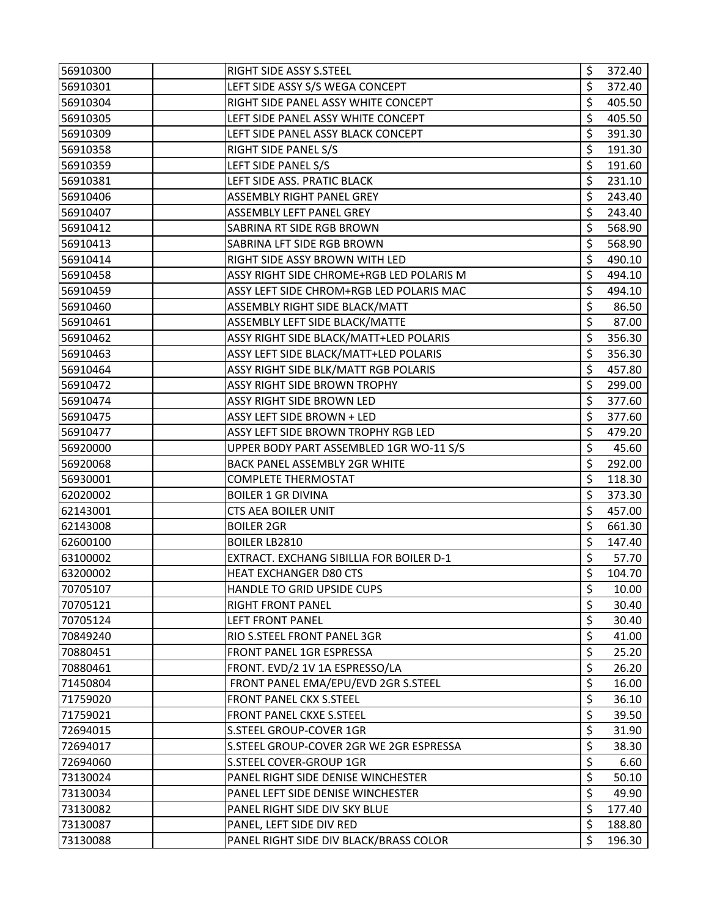| | | | | |
|---|---|---|---|---|
| 56910300 | | RIGHT SIDE ASSY S.STEEL | $ | 372.40 |
| 56910301 | | LEFT SIDE ASSY S/S WEGA CONCEPT | $ | 372.40 |
| 56910304 | | RIGHT SIDE PANEL ASSY WHITE CONCEPT | $ | 405.50 |
| 56910305 | | LEFT SIDE PANEL ASSY WHITE CONCEPT | $ | 405.50 |
| 56910309 | | LEFT SIDE PANEL ASSY BLACK CONCEPT | $ | 391.30 |
| 56910358 | | RIGHT SIDE PANEL S/S | $ | 191.30 |
| 56910359 | | LEFT SIDE PANEL S/S | $ | 191.60 |
| 56910381 | | LEFT SIDE ASS. PRATIC BLACK | $ | 231.10 |
| 56910406 | | ASSEMBLY RIGHT PANEL GREY | $ | 243.40 |
| 56910407 | | ASSEMBLY LEFT PANEL GREY | $ | 243.40 |
| 56910412 | | SABRINA RT SIDE RGB BROWN | $ | 568.90 |
| 56910413 | | SABRINA LFT SIDE RGB BROWN | $ | 568.90 |
| 56910414 | | RIGHT SIDE ASSY BROWN WITH LED | $ | 490.10 |
| 56910458 | | ASSY RIGHT SIDE CHROME+RGB LED POLARIS M | $ | 494.10 |
| 56910459 | | ASSY LEFT SIDE CHROM+RGB LED POLARIS MAC | $ | 494.10 |
| 56910460 | | ASSEMBLY RIGHT SIDE BLACK/MATT | $ | 86.50 |
| 56910461 | | ASSEMBLY LEFT SIDE BLACK/MATTE | $ | 87.00 |
| 56910462 | | ASSY RIGHT SIDE BLACK/MATT+LED POLARIS | $ | 356.30 |
| 56910463 | | ASSY LEFT SIDE BLACK/MATT+LED POLARIS | $ | 356.30 |
| 56910464 | | ASSY RIGHT SIDE BLK/MATT RGB POLARIS | $ | 457.80 |
| 56910472 | | ASSY RIGHT SIDE BROWN TROPHY | $ | 299.00 |
| 56910474 | | ASSY RIGHT SIDE BROWN LED | $ | 377.60 |
| 56910475 | | ASSY LEFT SIDE BROWN + LED | $ | 377.60 |
| 56910477 | | ASSY LEFT SIDE BROWN TROPHY RGB LED | $ | 479.20 |
| 56920000 | | UPPER BODY PART ASSEMBLED 1GR WO-11 S/S | $ | 45.60 |
| 56920068 | | BACK PANEL ASSEMBLY 2GR WHITE | $ | 292.00 |
| 56930001 | | COMPLETE THERMOSTAT | $ | 118.30 |
| 62020002 | | BOILER 1 GR DIVINA | $ | 373.30 |
| 62143001 | | CTS AEA BOILER UNIT | $ | 457.00 |
| 62143008 | | BOILER 2GR | $ | 661.30 |
| 62600100 | | BOILER LB2810 | $ | 147.40 |
| 63100002 | | EXTRACT. EXCHANG SIBILLIA FOR BOILER D-1 | $ | 57.70 |
| 63200002 | | HEAT EXCHANGER D80 CTS | $ | 104.70 |
| 70705107 | | HANDLE TO GRID UPSIDE CUPS | $ | 10.00 |
| 70705121 | | RIGHT FRONT PANEL | $ | 30.40 |
| 70705124 | | LEFT FRONT PANEL | $ | 30.40 |
| 70849240 | | RIO S.STEEL FRONT PANEL 3GR | $ | 41.00 |
| 70880451 | | FRONT PANEL 1GR ESPRESSA | $ | 25.20 |
| 70880461 | | FRONT. EVD/2 1V 1A ESPRESSO/LA | $ | 26.20 |
| 71450804 | | FRONT PANEL EMA/EPU/EVD 2GR S.STEEL | $ | 16.00 |
| 71759020 | | FRONT PANEL CKX S.STEEL | $ | 36.10 |
| 71759021 | | FRONT PANEL CKXE S.STEEL | $ | 39.50 |
| 72694015 | | S.STEEL GROUP-COVER 1GR | $ | 31.90 |
| 72694017 | | S.STEEL GROUP-COVER 2GR WE 2GR ESPRESSA | $ | 38.30 |
| 72694060 | | S.STEEL COVER-GROUP 1GR | $ | 6.60 |
| 73130024 | | PANEL RIGHT SIDE DENISE WINCHESTER | $ | 50.10 |
| 73130034 | | PANEL LEFT SIDE DENISE WINCHESTER | $ | 49.90 |
| 73130082 | | PANEL RIGHT SIDE DIV SKY BLUE | $ | 177.40 |
| 73130087 | | PANEL, LEFT SIDE DIV RED | $ | 188.80 |
| 73130088 | | PANEL RIGHT SIDE DIV BLACK/BRASS COLOR | $ | 196.30 |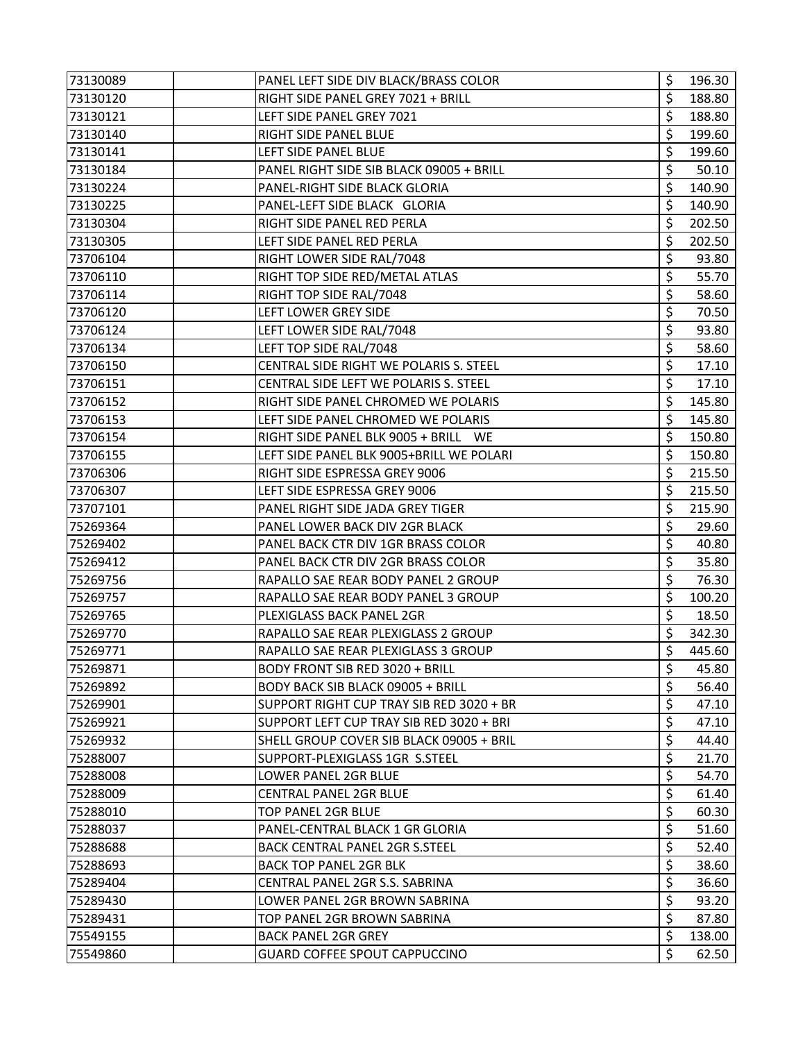| | | | | |
|---|---|---|---|---|
| 73130089 | | PANEL LEFT SIDE DIV BLACK/BRASS COLOR | $ | 196.30 |
| 73130120 | | RIGHT SIDE PANEL GREY 7021 + BRILL | $ | 188.80 |
| 73130121 | | LEFT SIDE PANEL GREY 7021 | $ | 188.80 |
| 73130140 | | RIGHT SIDE PANEL BLUE | $ | 199.60 |
| 73130141 | | LEFT SIDE PANEL BLUE | $ | 199.60 |
| 73130184 | | PANEL RIGHT SIDE SIB BLACK 09005 + BRILL | $ | 50.10 |
| 73130224 | | PANEL-RIGHT SIDE BLACK GLORIA | $ | 140.90 |
| 73130225 | | PANEL-LEFT SIDE BLACK GLORIA | $ | 140.90 |
| 73130304 | | RIGHT SIDE PANEL RED PERLA | $ | 202.50 |
| 73130305 | | LEFT SIDE PANEL RED PERLA | $ | 202.50 |
| 73706104 | | RIGHT LOWER SIDE RAL/7048 | $ | 93.80 |
| 73706110 | | RIGHT TOP SIDE RED/METAL ATLAS | $ | 55.70 |
| 73706114 | | RIGHT TOP SIDE RAL/7048 | $ | 58.60 |
| 73706120 | | LEFT LOWER GREY SIDE | $ | 70.50 |
| 73706124 | | LEFT LOWER SIDE RAL/7048 | $ | 93.80 |
| 73706134 | | LEFT TOP SIDE RAL/7048 | $ | 58.60 |
| 73706150 | | CENTRAL SIDE RIGHT WE POLARIS S. STEEL | $ | 17.10 |
| 73706151 | | CENTRAL SIDE LEFT WE POLARIS S. STEEL | $ | 17.10 |
| 73706152 | | RIGHT SIDE PANEL CHROMED WE POLARIS | $ | 145.80 |
| 73706153 | | LEFT SIDE PANEL CHROMED WE POLARIS | $ | 145.80 |
| 73706154 | | RIGHT SIDE PANEL BLK 9005 + BRILL WE | $ | 150.80 |
| 73706155 | | LEFT SIDE PANEL BLK 9005+BRILL WE POLARI | $ | 150.80 |
| 73706306 | | RIGHT SIDE ESPRESSA GREY 9006 | $ | 215.50 |
| 73706307 | | LEFT SIDE ESPRESSA GREY 9006 | $ | 215.50 |
| 73707101 | | PANEL RIGHT SIDE JADA GREY TIGER | $ | 215.90 |
| 75269364 | | PANEL LOWER BACK DIV 2GR BLACK | $ | 29.60 |
| 75269402 | | PANEL BACK CTR DIV 1GR BRASS COLOR | $ | 40.80 |
| 75269412 | | PANEL BACK CTR DIV 2GR BRASS COLOR | $ | 35.80 |
| 75269756 | | RAPALLO SAE REAR BODY PANEL 2 GROUP | $ | 76.30 |
| 75269757 | | RAPALLO SAE REAR BODY PANEL 3 GROUP | $ | 100.20 |
| 75269765 | | PLEXIGLASS BACK PANEL 2GR | $ | 18.50 |
| 75269770 | | RAPALLO SAE REAR PLEXIGLASS 2 GROUP | $ | 342.30 |
| 75269771 | | RAPALLO SAE REAR PLEXIGLASS 3 GROUP | $ | 445.60 |
| 75269871 | | BODY FRONT SIB RED 3020 + BRILL | $ | 45.80 |
| 75269892 | | BODY BACK SIB BLACK 09005 + BRILL | $ | 56.40 |
| 75269901 | | SUPPORT RIGHT CUP TRAY SIB RED 3020 + BR | $ | 47.10 |
| 75269921 | | SUPPORT LEFT CUP TRAY SIB RED 3020 + BRI | $ | 47.10 |
| 75269932 | | SHELL GROUP COVER SIB BLACK 09005 + BRIL | $ | 44.40 |
| 75288007 | | SUPPORT-PLEXIGLASS 1GR S.STEEL | $ | 21.70 |
| 75288008 | | LOWER PANEL 2GR BLUE | $ | 54.70 |
| 75288009 | | CENTRAL PANEL 2GR BLUE | $ | 61.40 |
| 75288010 | | TOP PANEL 2GR BLUE | $ | 60.30 |
| 75288037 | | PANEL-CENTRAL BLACK 1 GR GLORIA | $ | 51.60 |
| 75288688 | | BACK CENTRAL PANEL 2GR S.STEEL | $ | 52.40 |
| 75288693 | | BACK TOP PANEL 2GR BLK | $ | 38.60 |
| 75289404 | | CENTRAL PANEL 2GR S.S. SABRINA | $ | 36.60 |
| 75289430 | | LOWER PANEL 2GR BROWN SABRINA | $ | 93.20 |
| 75289431 | | TOP PANEL 2GR BROWN SABRINA | $ | 87.80 |
| 75549155 | | BACK PANEL 2GR GREY | $ | 138.00 |
| 75549860 | | GUARD COFFEE SPOUT CAPPUCCINO | $ | 62.50 |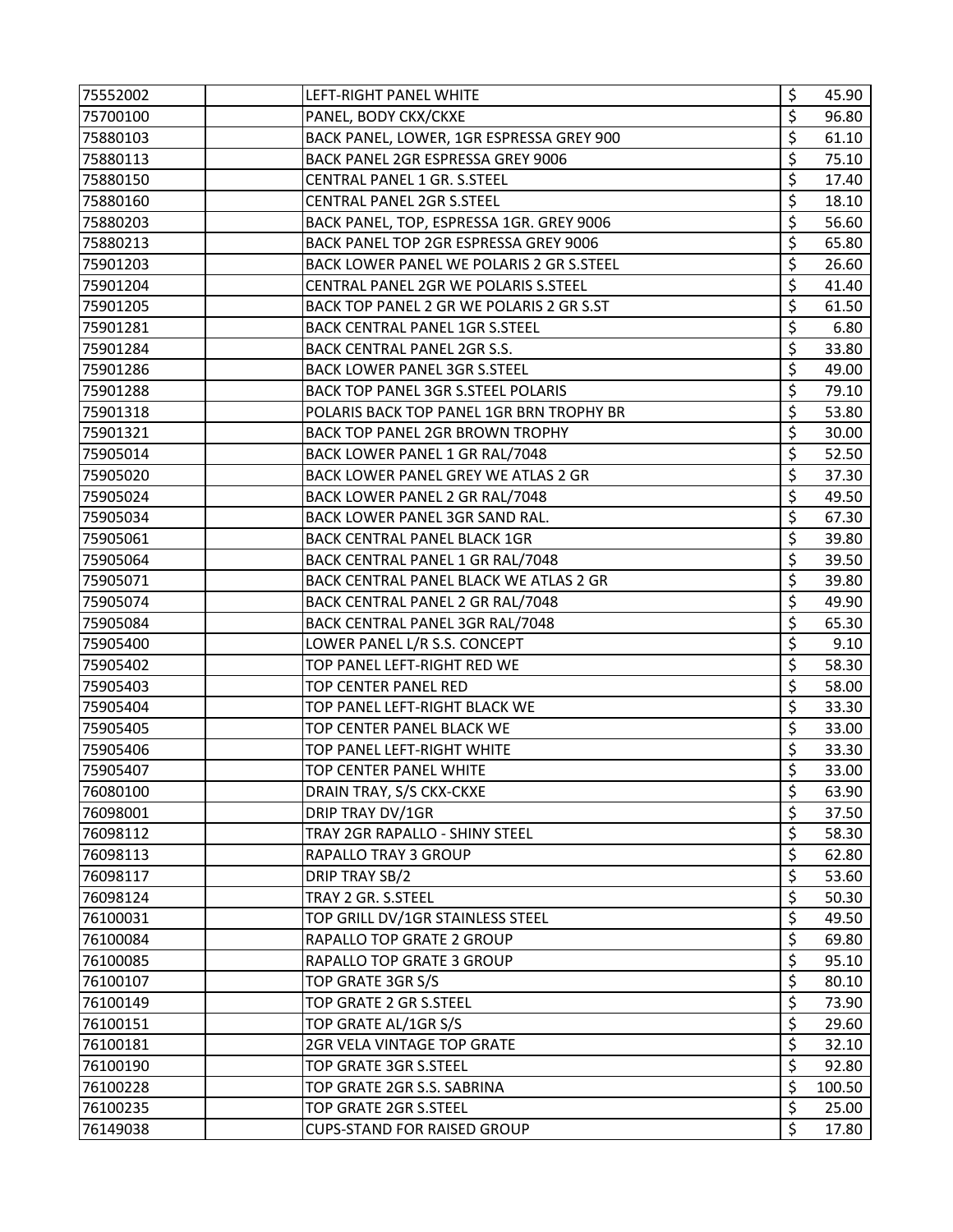| | | | | |
|---|---|---|---|---|
| 75552002 | | LEFT-RIGHT PANEL WHITE | $ | 45.90 |
| 75700100 | | PANEL, BODY CKX/CKXE | $ | 96.80 |
| 75880103 | | BACK PANEL, LOWER, 1GR ESPRESSA GREY 900 | $ | 61.10 |
| 75880113 | | BACK PANEL 2GR ESPRESSA GREY 9006 | $ | 75.10 |
| 75880150 | | CENTRAL PANEL 1 GR. S.STEEL | $ | 17.40 |
| 75880160 | | CENTRAL PANEL 2GR S.STEEL | $ | 18.10 |
| 75880203 | | BACK PANEL, TOP, ESPRESSA 1GR. GREY 9006 | $ | 56.60 |
| 75880213 | | BACK PANEL TOP 2GR ESPRESSA GREY 9006 | $ | 65.80 |
| 75901203 | | BACK LOWER PANEL WE POLARIS 2 GR S.STEEL | $ | 26.60 |
| 75901204 | | CENTRAL PANEL 2GR WE POLARIS S.STEEL | $ | 41.40 |
| 75901205 | | BACK TOP PANEL 2 GR WE POLARIS 2 GR S.ST | $ | 61.50 |
| 75901281 | | BACK CENTRAL PANEL 1GR S.STEEL | $ | 6.80 |
| 75901284 | | BACK CENTRAL PANEL 2GR S.S. | $ | 33.80 |
| 75901286 | | BACK LOWER PANEL 3GR S.STEEL | $ | 49.00 |
| 75901288 | | BACK TOP PANEL 3GR S.STEEL POLARIS | $ | 79.10 |
| 75901318 | | POLARIS BACK TOP PANEL 1GR BRN TROPHY BR | $ | 53.80 |
| 75901321 | | BACK TOP PANEL 2GR BROWN TROPHY | $ | 30.00 |
| 75905014 | | BACK LOWER PANEL 1 GR RAL/7048 | $ | 52.50 |
| 75905020 | | BACK LOWER PANEL GREY WE ATLAS 2 GR | $ | 37.30 |
| 75905024 | | BACK LOWER PANEL 2 GR RAL/7048 | $ | 49.50 |
| 75905034 | | BACK LOWER PANEL 3GR SAND RAL. | $ | 67.30 |
| 75905061 | | BACK CENTRAL PANEL BLACK 1GR | $ | 39.80 |
| 75905064 | | BACK CENTRAL PANEL 1 GR RAL/7048 | $ | 39.50 |
| 75905071 | | BACK CENTRAL PANEL BLACK WE ATLAS 2 GR | $ | 39.80 |
| 75905074 | | BACK CENTRAL PANEL 2 GR RAL/7048 | $ | 49.90 |
| 75905084 | | BACK CENTRAL PANEL 3GR RAL/7048 | $ | 65.30 |
| 75905400 | | LOWER PANEL L/R S.S. CONCEPT | $ | 9.10 |
| 75905402 | | TOP PANEL LEFT-RIGHT RED WE | $ | 58.30 |
| 75905403 | | TOP CENTER PANEL RED | $ | 58.00 |
| 75905404 | | TOP PANEL LEFT-RIGHT BLACK WE | $ | 33.30 |
| 75905405 | | TOP CENTER PANEL BLACK WE | $ | 33.00 |
| 75905406 | | TOP PANEL LEFT-RIGHT WHITE | $ | 33.30 |
| 75905407 | | TOP CENTER PANEL WHITE | $ | 33.00 |
| 76080100 | | DRAIN TRAY, S/S CKX-CKXE | $ | 63.90 |
| 76098001 | | DRIP TRAY DV/1GR | $ | 37.50 |
| 76098112 | | TRAY 2GR RAPALLO - SHINY STEEL | $ | 58.30 |
| 76098113 | | RAPALLO TRAY 3 GROUP | $ | 62.80 |
| 76098117 | | DRIP TRAY SB/2 | $ | 53.60 |
| 76098124 | | TRAY 2 GR. S.STEEL | $ | 50.30 |
| 76100031 | | TOP GRILL DV/1GR STAINLESS STEEL | $ | 49.50 |
| 76100084 | | RAPALLO TOP GRATE 2 GROUP | $ | 69.80 |
| 76100085 | | RAPALLO TOP GRATE 3 GROUP | $ | 95.10 |
| 76100107 | | TOP GRATE 3GR S/S | $ | 80.10 |
| 76100149 | | TOP GRATE 2 GR S.STEEL | $ | 73.90 |
| 76100151 | | TOP GRATE AL/1GR S/S | $ | 29.60 |
| 76100181 | | 2GR VELA VINTAGE TOP GRATE | $ | 32.10 |
| 76100190 | | TOP GRATE 3GR S.STEEL | $ | 92.80 |
| 76100228 | | TOP GRATE 2GR S.S. SABRINA | $ | 100.50 |
| 76100235 | | TOP GRATE 2GR S.STEEL | $ | 25.00 |
| 76149038 | | CUPS-STAND FOR RAISED GROUP | $ | 17.80 |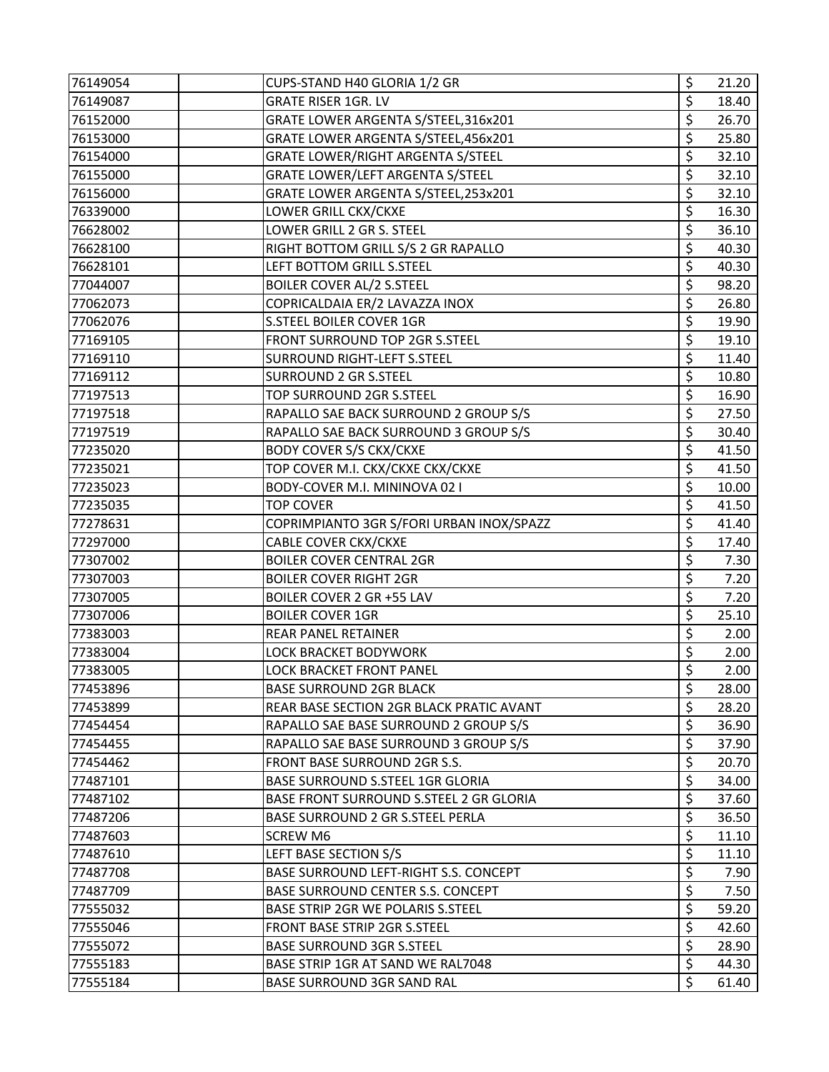| | | | | |
|---|---|---|---|---|
| 76149054 | | CUPS-STAND H40 GLORIA 1/2 GR | $ | 21.20 |
| 76149087 | | GRATE RISER 1GR. LV | $ | 18.40 |
| 76152000 | | GRATE LOWER ARGENTA S/STEEL,316x201 | $ | 26.70 |
| 76153000 | | GRATE LOWER ARGENTA S/STEEL,456x201 | $ | 25.80 |
| 76154000 | | GRATE LOWER/RIGHT ARGENTA S/STEEL | $ | 32.10 |
| 76155000 | | GRATE LOWER/LEFT ARGENTA S/STEEL | $ | 32.10 |
| 76156000 | | GRATE LOWER ARGENTA S/STEEL,253x201 | $ | 32.10 |
| 76339000 | | LOWER GRILL CKX/CKXE | $ | 16.30 |
| 76628002 | | LOWER GRILL 2 GR S. STEEL | $ | 36.10 |
| 76628100 | | RIGHT BOTTOM GRILL S/S 2 GR RAPALLO | $ | 40.30 |
| 76628101 | | LEFT BOTTOM GRILL S.STEEL | $ | 40.30 |
| 77044007 | | BOILER COVER AL/2 S.STEEL | $ | 98.20 |
| 77062073 | | COPRICALDAIA ER/2 LAVAZZA INOX | $ | 26.80 |
| 77062076 | | S.STEEL BOILER COVER 1GR | $ | 19.90 |
| 77169105 | | FRONT SURROUND TOP 2GR S.STEEL | $ | 19.10 |
| 77169110 | | SURROUND RIGHT-LEFT S.STEEL | $ | 11.40 |
| 77169112 | | SURROUND 2 GR S.STEEL | $ | 10.80 |
| 77197513 | | TOP SURROUND 2GR S.STEEL | $ | 16.90 |
| 77197518 | | RAPALLO SAE BACK SURROUND 2 GROUP S/S | $ | 27.50 |
| 77197519 | | RAPALLO SAE BACK SURROUND 3 GROUP S/S | $ | 30.40 |
| 77235020 | | BODY COVER S/S CKX/CKXE | $ | 41.50 |
| 77235021 | | TOP COVER M.I. CKX/CKXE CKX/CKXE | $ | 41.50 |
| 77235023 | | BODY-COVER M.I. MININOVA 02 I | $ | 10.00 |
| 77235035 | | TOP COVER | $ | 41.50 |
| 77278631 | | COPRIMPIANTO 3GR S/FORI URBAN INOX/SPAZZ | $ | 41.40 |
| 77297000 | | CABLE COVER CKX/CKXE | $ | 17.40 |
| 77307002 | | BOILER COVER CENTRAL 2GR | $ | 7.30 |
| 77307003 | | BOILER COVER RIGHT 2GR | $ | 7.20 |
| 77307005 | | BOILER COVER 2 GR +55 LAV | $ | 7.20 |
| 77307006 | | BOILER COVER 1GR | $ | 25.10 |
| 77383003 | | REAR PANEL RETAINER | $ | 2.00 |
| 77383004 | | LOCK BRACKET BODYWORK | $ | 2.00 |
| 77383005 | | LOCK BRACKET FRONT PANEL | $ | 2.00 |
| 77453896 | | BASE SURROUND 2GR BLACK | $ | 28.00 |
| 77453899 | | REAR BASE SECTION 2GR BLACK PRATIC AVANT | $ | 28.20 |
| 77454454 | | RAPALLO SAE BASE SURROUND 2 GROUP S/S | $ | 36.90 |
| 77454455 | | RAPALLO SAE BASE SURROUND 3 GROUP S/S | $ | 37.90 |
| 77454462 | | FRONT BASE SURROUND 2GR S.S. | $ | 20.70 |
| 77487101 | | BASE SURROUND S.STEEL 1GR GLORIA | $ | 34.00 |
| 77487102 | | BASE FRONT SURROUND S.STEEL 2 GR GLORIA | $ | 37.60 |
| 77487206 | | BASE SURROUND 2 GR S.STEEL PERLA | $ | 36.50 |
| 77487603 | | SCREW M6 | $ | 11.10 |
| 77487610 | | LEFT BASE SECTION S/S | $ | 11.10 |
| 77487708 | | BASE SURROUND LEFT-RIGHT S.S. CONCEPT | $ | 7.90 |
| 77487709 | | BASE SURROUND CENTER S.S. CONCEPT | $ | 7.50 |
| 77555032 | | BASE STRIP 2GR WE POLARIS S.STEEL | $ | 59.20 |
| 77555046 | | FRONT BASE STRIP 2GR S.STEEL | $ | 42.60 |
| 77555072 | | BASE SURROUND 3GR S.STEEL | $ | 28.90 |
| 77555183 | | BASE STRIP 1GR AT SAND WE RAL7048 | $ | 44.30 |
| 77555184 | | BASE SURROUND 3GR SAND RAL | $ | 61.40 |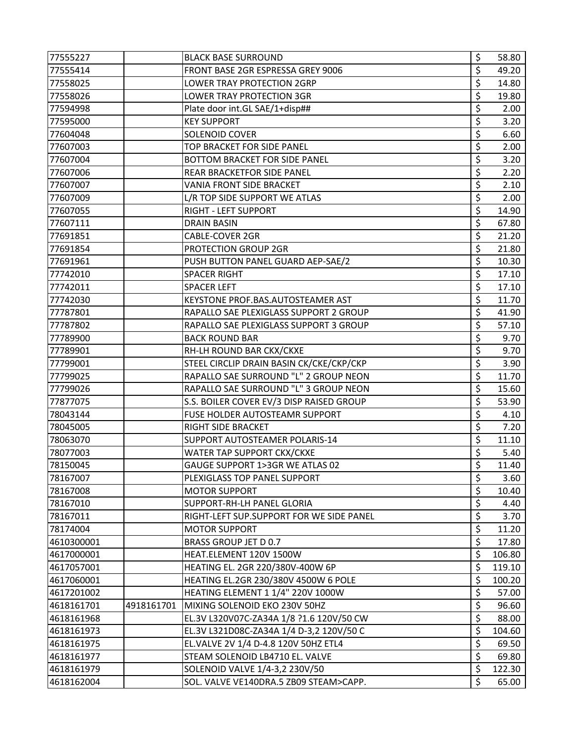| | | | | |
|---|---|---|---|---|
| 77555227 | | BLACK BASE SURROUND | $ | 58.80 |
| 77555414 | | FRONT BASE 2GR ESPRESSA GREY 9006 | $ | 49.20 |
| 77558025 | | LOWER TRAY PROTECTION 2GRP | $ | 14.80 |
| 77558026 | | LOWER TRAY PROTECTION 3GR | $ | 19.80 |
| 77594998 | | Plate door int.GL SAE/1+disp## | $ | 2.00 |
| 77595000 | | KEY SUPPORT | $ | 3.20 |
| 77604048 | | SOLENOID COVER | $ | 6.60 |
| 77607003 | | TOP BRACKET FOR SIDE PANEL | $ | 2.00 |
| 77607004 | | BOTTOM BRACKET FOR SIDE PANEL | $ | 3.20 |
| 77607006 | | REAR BRACKETFOR SIDE PANEL | $ | 2.20 |
| 77607007 | | VANIA FRONT SIDE BRACKET | $ | 2.10 |
| 77607009 | | L/R TOP SIDE SUPPORT WE ATLAS | $ | 2.00 |
| 77607055 | | RIGHT - LEFT SUPPORT | $ | 14.90 |
| 77607111 | | DRAIN BASIN | $ | 67.80 |
| 77691851 | | CABLE-COVER 2GR | $ | 21.20 |
| 77691854 | | PROTECTION GROUP 2GR | $ | 21.80 |
| 77691961 | | PUSH BUTTON PANEL GUARD AEP-SAE/2 | $ | 10.30 |
| 77742010 | | SPACER RIGHT | $ | 17.10 |
| 77742011 | | SPACER LEFT | $ | 17.10 |
| 77742030 | | KEYSTONE PROF.BAS.AUTOSTEAMER AST | $ | 11.70 |
| 77787801 | | RAPALLO SAE PLEXIGLASS SUPPORT 2 GROUP | $ | 41.90 |
| 77787802 | | RAPALLO SAE PLEXIGLASS SUPPORT 3 GROUP | $ | 57.10 |
| 77789900 | | BACK ROUND BAR | $ | 9.70 |
| 77789901 | | RH-LH ROUND BAR CKX/CKXE | $ | 9.70 |
| 77799001 | | STEEL CIRCLIP DRAIN BASIN CK/CKE/CKP/CKP | $ | 3.90 |
| 77799025 | | RAPALLO SAE SURROUND "L" 2 GROUP NEON | $ | 11.70 |
| 77799026 | | RAPALLO SAE SURROUND "L" 3 GROUP NEON | $ | 15.60 |
| 77877075 | | S.S. BOILER COVER EV/3 DISP RAISED GROUP | $ | 53.90 |
| 78043144 | | FUSE HOLDER AUTOSTEAMR SUPPORT | $ | 4.10 |
| 78045005 | | RIGHT SIDE BRACKET | $ | 7.20 |
| 78063070 | | SUPPORT AUTOSTEAMER POLARIS-14 | $ | 11.10 |
| 78077003 | | WATER TAP SUPPORT CKX/CKXE | $ | 5.40 |
| 78150045 | | GAUGE SUPPORT 1>3GR WE ATLAS 02 | $ | 11.40 |
| 78167007 | | PLEXIGLASS TOP PANEL SUPPORT | $ | 3.60 |
| 78167008 | | MOTOR SUPPORT | $ | 10.40 |
| 78167010 | | SUPPORT-RH-LH PANEL GLORIA | $ | 4.40 |
| 78167011 | | RIGHT-LEFT SUP.SUPPORT FOR WE SIDE PANEL | $ | 3.70 |
| 78174004 | | MOTOR SUPPORT | $ | 11.20 |
| 4610300001 | | BRASS GROUP JET D 0.7 | $ | 17.80 |
| 4617000001 | | HEAT.ELEMENT 120V 1500W | $ | 106.80 |
| 4617057001 | | HEATING EL. 2GR 220/380V-400W 6P | $ | 119.10 |
| 4617060001 | | HEATING EL.2GR 230/380V 4500W 6 POLE | $ | 100.20 |
| 4617201002 | | HEATING ELEMENT 1 1/4" 220V 1000W | $ | 57.00 |
| 4618161701 | 4918161701 | MIXING SOLENOID EKO 230V 50HZ | $ | 96.60 |
| 4618161968 | | EL.3V L320V07C-ZA34A 1/8 ?1.6 120V/50 CW | $ | 88.00 |
| 4618161973 | | EL.3V L321D08C-ZA34A 1/4 D-3,2 120V/50 C | $ | 104.60 |
| 4618161975 | | EL.VALVE 2V 1/4 D-4.8 120V 50HZ ETL4 | $ | 69.50 |
| 4618161977 | | STEAM SOLENOID LB4710 EL. VALVE | $ | 69.80 |
| 4618161979 | | SOLENOID VALVE 1/4-3,2 230V/50 | $ | 122.30 |
| 4618162004 | | SOL. VALVE VE140DRA.5 ZB09 STEAM>CAPP. | $ | 65.00 |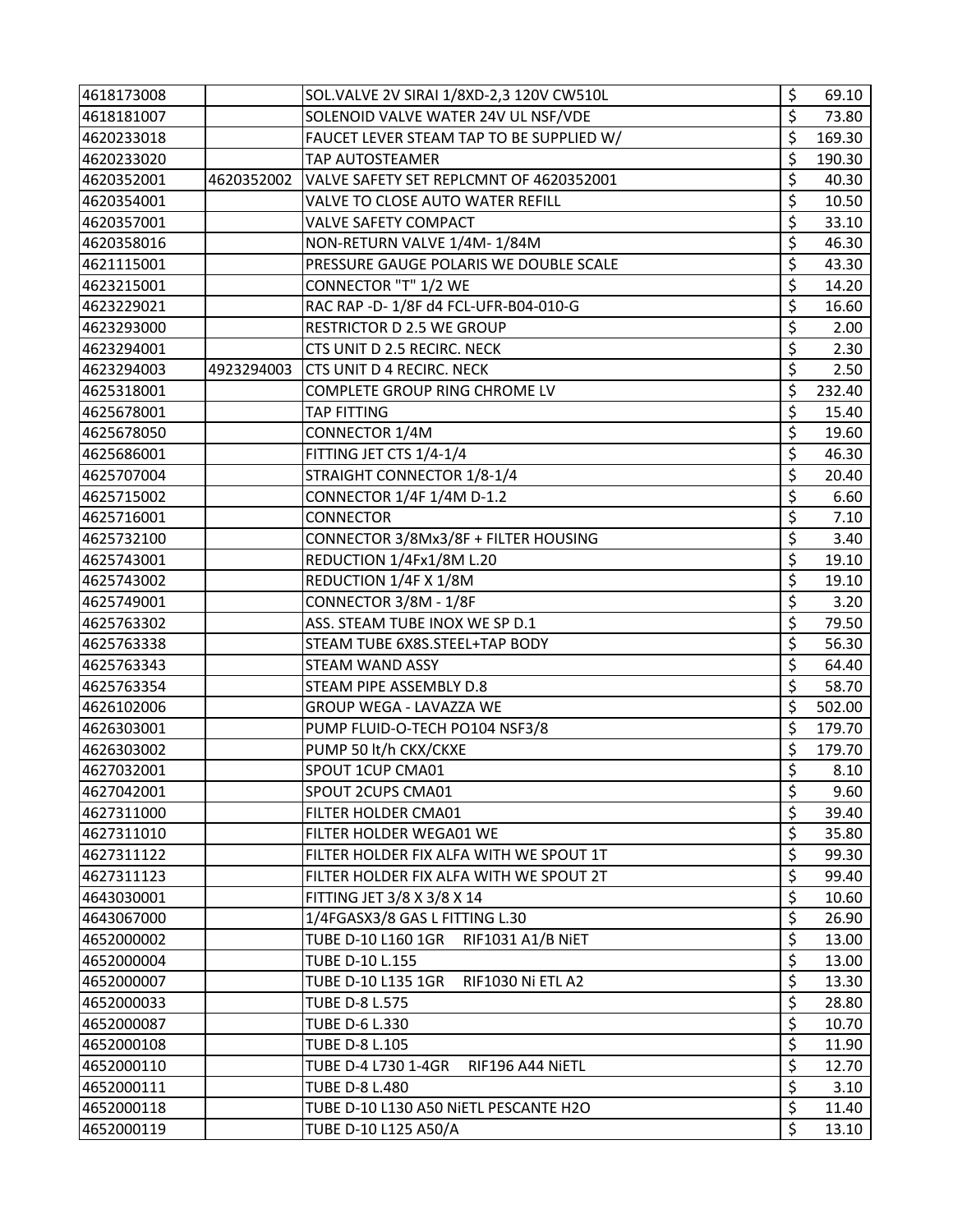| | | | | |
|---|---|---|---|---|
| 4618173008 | | SOL.VALVE 2V SIRAI 1/8XD-2,3 120V CW510L | $ | 69.10 |
| 4618181007 | | SOLENOID VALVE WATER 24V UL NSF/VDE | $ | 73.80 |
| 4620233018 | | FAUCET LEVER STEAM TAP TO BE SUPPLIED W/ | $ | 169.30 |
| 4620233020 | | TAP AUTOSTEAMER | $ | 190.30 |
| 4620352001 | 4620352002 | VALVE SAFETY SET REPLCMNT OF 4620352001 | $ | 40.30 |
| 4620354001 | | VALVE TO CLOSE AUTO WATER REFILL | $ | 10.50 |
| 4620357001 | | VALVE SAFETY COMPACT | $ | 33.10 |
| 4620358016 | | NON-RETURN VALVE 1/4M- 1/84M | $ | 46.30 |
| 4621115001 | | PRESSURE GAUGE POLARIS WE DOUBLE SCALE | $ | 43.30 |
| 4623215001 | | CONNECTOR "T" 1/2 WE | $ | 14.20 |
| 4623229021 | | RAC RAP -D- 1/8F d4 FCL-UFR-B04-010-G | $ | 16.60 |
| 4623293000 | | RESTRICTOR D 2.5 WE GROUP | $ | 2.00 |
| 4623294001 | | CTS UNIT D 2.5 RECIRC. NECK | $ | 2.30 |
| 4623294003 | 4923294003 | CTS UNIT D 4 RECIRC. NECK | $ | 2.50 |
| 4625318001 | | COMPLETE GROUP RING CHROME LV | $ | 232.40 |
| 4625678001 | | TAP FITTING | $ | 15.40 |
| 4625678050 | | CONNECTOR 1/4M | $ | 19.60 |
| 4625686001 | | FITTING JET CTS 1/4-1/4 | $ | 46.30 |
| 4625707004 | | STRAIGHT CONNECTOR 1/8-1/4 | $ | 20.40 |
| 4625715002 | | CONNECTOR 1/4F 1/4M D-1.2 | $ | 6.60 |
| 4625716001 | | CONNECTOR | $ | 7.10 |
| 4625732100 | | CONNECTOR 3/8Mx3/8F + FILTER HOUSING | $ | 3.40 |
| 4625743001 | | REDUCTION 1/4Fx1/8M L.20 | $ | 19.10 |
| 4625743002 | | REDUCTION 1/4F X 1/8M | $ | 19.10 |
| 4625749001 | | CONNECTOR 3/8M - 1/8F | $ | 3.20 |
| 4625763302 | | ASS. STEAM TUBE INOX WE SP D.1 | $ | 79.50 |
| 4625763338 | | STEAM TUBE 6X8S.STEEL+TAP BODY | $ | 56.30 |
| 4625763343 | | STEAM WAND ASSY | $ | 64.40 |
| 4625763354 | | STEAM PIPE ASSEMBLY D.8 | $ | 58.70 |
| 4626102006 | | GROUP WEGA - LAVAZZA WE | $ | 502.00 |
| 4626303001 | | PUMP FLUID-O-TECH PO104 NSF3/8 | $ | 179.70 |
| 4626303002 | | PUMP 50 lt/h CKX/CKXE | $ | 179.70 |
| 4627032001 | | SPOUT 1CUP CMA01 | $ | 8.10 |
| 4627042001 | | SPOUT 2CUPS CMA01 | $ | 9.60 |
| 4627311000 | | FILTER HOLDER CMA01 | $ | 39.40 |
| 4627311010 | | FILTER HOLDER WEGA01 WE | $ | 35.80 |
| 4627311122 | | FILTER HOLDER FIX ALFA WITH WE SPOUT 1T | $ | 99.30 |
| 4627311123 | | FILTER HOLDER FIX ALFA WITH WE SPOUT 2T | $ | 99.40 |
| 4643030001 | | FITTING JET 3/8 X 3/8 X 14 | $ | 10.60 |
| 4643067000 | | 1/4FGASX3/8 GAS L FITTING L.30 | $ | 26.90 |
| 4652000002 | | TUBE D-10 L160 1GR RIF1031 A1/B NiET | $ | 13.00 |
| 4652000004 | | TUBE D-10 L.155 | $ | 13.00 |
| 4652000007 | | TUBE D-10 L135 1GR RIF1030 Ni ETL A2 | $ | 13.30 |
| 4652000033 | | TUBE D-8 L.575 | $ | 28.80 |
| 4652000087 | | TUBE D-6 L.330 | $ | 10.70 |
| 4652000108 | | TUBE D-8 L.105 | $ | 11.90 |
| 4652000110 | | TUBE D-4 L730 1-4GR RIF196 A44 NiETL | $ | 12.70 |
| 4652000111 | | TUBE D-8 L.480 | $ | 3.10 |
| 4652000118 | | TUBE D-10 L130 A50 NiETL PESCANTE H2O | $ | 11.40 |
| 4652000119 | | TUBE D-10 L125 A50/A | $ | 13.10 |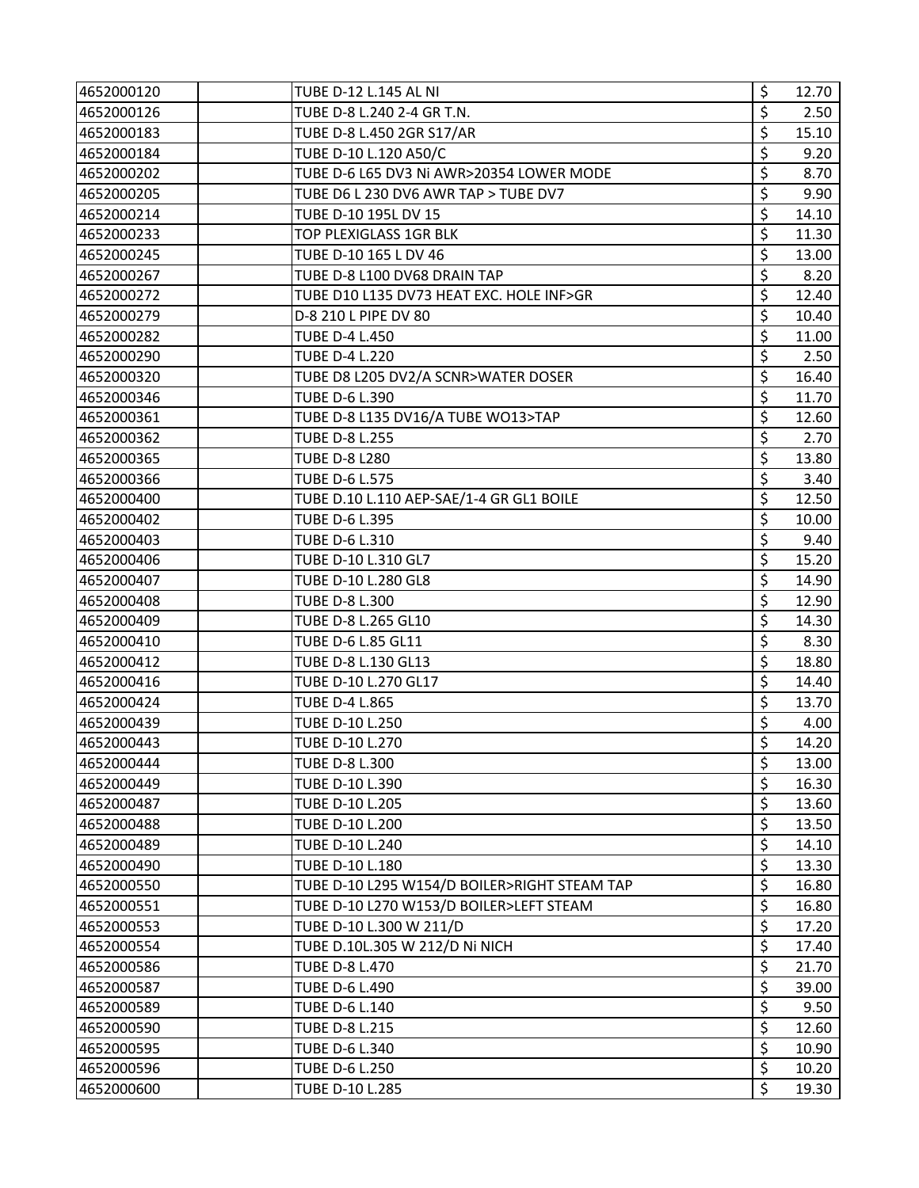| | | | | |
|---|---|---|---|---|
| 4652000120 | | TUBE D-12 L.145 AL NI | $ | 12.70 |
| 4652000126 | | TUBE D-8 L.240 2-4 GR T.N. | $ | 2.50 |
| 4652000183 | | TUBE D-8 L.450 2GR S17/AR | $ | 15.10 |
| 4652000184 | | TUBE D-10 L.120 A50/C | $ | 9.20 |
| 4652000202 | | TUBE D-6 L65 DV3 Ni AWR>20354 LOWER MODE | $ | 8.70 |
| 4652000205 | | TUBE D6 L 230 DV6 AWR TAP > TUBE DV7 | $ | 9.90 |
| 4652000214 | | TUBE D-10 195L DV 15 | $ | 14.10 |
| 4652000233 | | TOP PLEXIGLASS 1GR BLK | $ | 11.30 |
| 4652000245 | | TUBE D-10 165 L DV 46 | $ | 13.00 |
| 4652000267 | | TUBE D-8 L100 DV68 DRAIN TAP | $ | 8.20 |
| 4652000272 | | TUBE D10 L135 DV73 HEAT EXC. HOLE INF>GR | $ | 12.40 |
| 4652000279 | | D-8 210 L PIPE DV 80 | $ | 10.40 |
| 4652000282 | | TUBE D-4 L.450 | $ | 11.00 |
| 4652000290 | | TUBE D-4 L.220 | $ | 2.50 |
| 4652000320 | | TUBE D8 L205 DV2/A SCNR>WATER DOSER | $ | 16.40 |
| 4652000346 | | TUBE D-6 L.390 | $ | 11.70 |
| 4652000361 | | TUBE D-8 L135 DV16/A TUBE WO13>TAP | $ | 12.60 |
| 4652000362 | | TUBE D-8 L.255 | $ | 2.70 |
| 4652000365 | | TUBE D-8 L280 | $ | 13.80 |
| 4652000366 | | TUBE D-6 L.575 | $ | 3.40 |
| 4652000400 | | TUBE D.10 L.110 AEP-SAE/1-4 GR GL1 BOILE | $ | 12.50 |
| 4652000402 | | TUBE D-6 L.395 | $ | 10.00 |
| 4652000403 | | TUBE D-6 L.310 | $ | 9.40 |
| 4652000406 | | TUBE D-10 L.310 GL7 | $ | 15.20 |
| 4652000407 | | TUBE D-10 L.280 GL8 | $ | 14.90 |
| 4652000408 | | TUBE D-8 L.300 | $ | 12.90 |
| 4652000409 | | TUBE D-8 L.265 GL10 | $ | 14.30 |
| 4652000410 | | TUBE D-6 L.85 GL11 | $ | 8.30 |
| 4652000412 | | TUBE D-8 L.130 GL13 | $ | 18.80 |
| 4652000416 | | TUBE D-10 L.270 GL17 | $ | 14.40 |
| 4652000424 | | TUBE D-4 L.865 | $ | 13.70 |
| 4652000439 | | TUBE D-10 L.250 | $ | 4.00 |
| 4652000443 | | TUBE D-10 L.270 | $ | 14.20 |
| 4652000444 | | TUBE D-8 L.300 | $ | 13.00 |
| 4652000449 | | TUBE D-10 L.390 | $ | 16.30 |
| 4652000487 | | TUBE D-10 L.205 | $ | 13.60 |
| 4652000488 | | TUBE D-10 L.200 | $ | 13.50 |
| 4652000489 | | TUBE D-10 L.240 | $ | 14.10 |
| 4652000490 | | TUBE D-10 L.180 | $ | 13.30 |
| 4652000550 | | TUBE D-10 L295 W154/D BOILER>RIGHT STEAM TAP | $ | 16.80 |
| 4652000551 | | TUBE D-10 L270 W153/D BOILER>LEFT STEAM | $ | 16.80 |
| 4652000553 | | TUBE D-10 L.300 W 211/D | $ | 17.20 |
| 4652000554 | | TUBE D.10L.305 W 212/D Ni NICH | $ | 17.40 |
| 4652000586 | | TUBE D-8 L.470 | $ | 21.70 |
| 4652000587 | | TUBE D-6 L.490 | $ | 39.00 |
| 4652000589 | | TUBE D-6 L.140 | $ | 9.50 |
| 4652000590 | | TUBE D-8 L.215 | $ | 12.60 |
| 4652000595 | | TUBE D-6 L.340 | $ | 10.90 |
| 4652000596 | | TUBE D-6 L.250 | $ | 10.20 |
| 4652000600 | | TUBE D-10 L.285 | $ | 19.30 |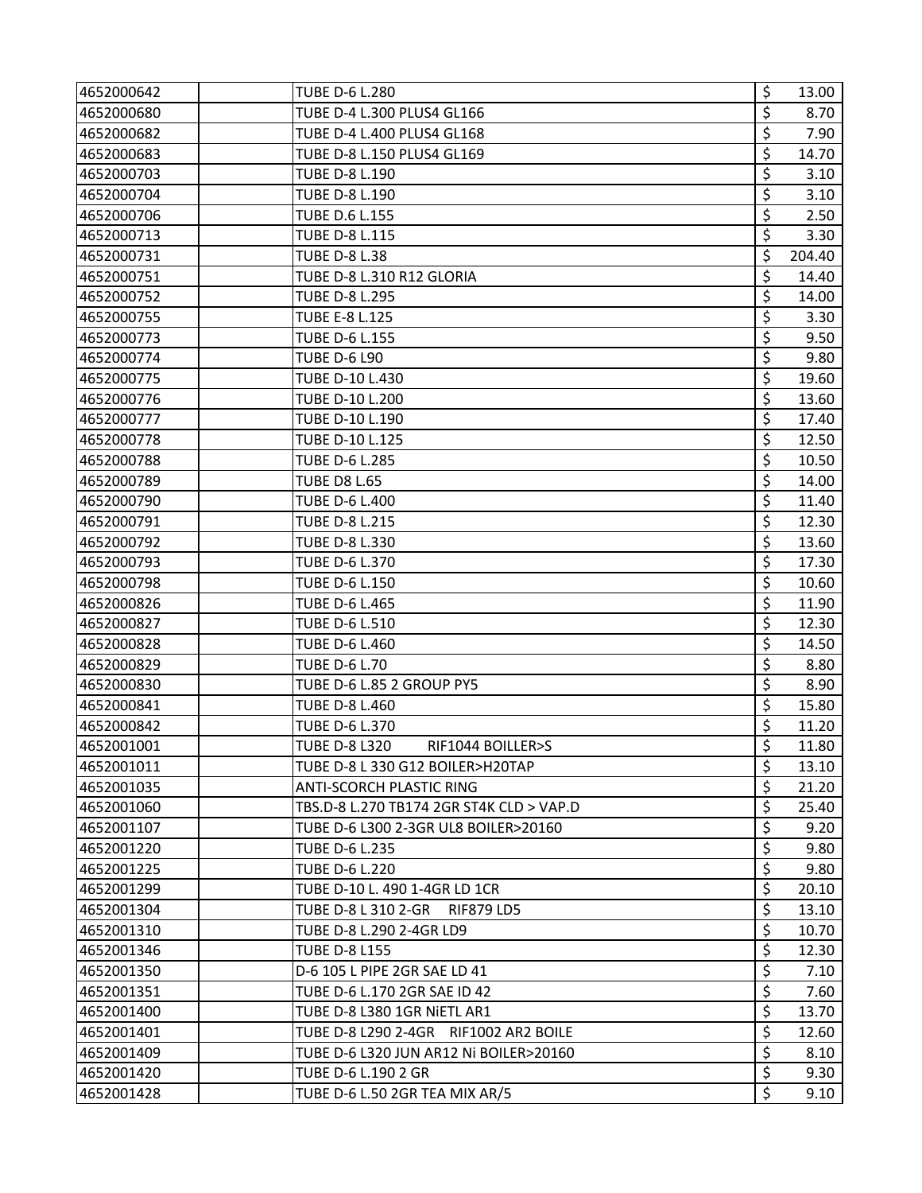| | | | | |
|---|---|---|---|---|
| 4652000642 | | TUBE D-6 L.280 | $ | 13.00 |
| 4652000680 | | TUBE D-4 L.300 PLUS4 GL166 | $ | 8.70 |
| 4652000682 | | TUBE D-4 L.400 PLUS4 GL168 | $ | 7.90 |
| 4652000683 | | TUBE D-8 L.150 PLUS4 GL169 | $ | 14.70 |
| 4652000703 | | TUBE D-8 L.190 | $ | 3.10 |
| 4652000704 | | TUBE D-8 L.190 | $ | 3.10 |
| 4652000706 | | TUBE D.6 L.155 | $ | 2.50 |
| 4652000713 | | TUBE D-8 L.115 | $ | 3.30 |
| 4652000731 | | TUBE D-8 L.38 | $ | 204.40 |
| 4652000751 | | TUBE D-8 L.310 R12 GLORIA | $ | 14.40 |
| 4652000752 | | TUBE D-8 L.295 | $ | 14.00 |
| 4652000755 | | TUBE E-8 L.125 | $ | 3.30 |
| 4652000773 | | TUBE D-6 L.155 | $ | 9.50 |
| 4652000774 | | TUBE D-6 L90 | $ | 9.80 |
| 4652000775 | | TUBE D-10 L.430 | $ | 19.60 |
| 4652000776 | | TUBE D-10 L.200 | $ | 13.60 |
| 4652000777 | | TUBE D-10 L.190 | $ | 17.40 |
| 4652000778 | | TUBE D-10 L.125 | $ | 12.50 |
| 4652000788 | | TUBE D-6 L.285 | $ | 10.50 |
| 4652000789 | | TUBE D8 L.65 | $ | 14.00 |
| 4652000790 | | TUBE D-6 L.400 | $ | 11.40 |
| 4652000791 | | TUBE D-8 L.215 | $ | 12.30 |
| 4652000792 | | TUBE D-8 L.330 | $ | 13.60 |
| 4652000793 | | TUBE D-6 L.370 | $ | 17.30 |
| 4652000798 | | TUBE D-6 L.150 | $ | 10.60 |
| 4652000826 | | TUBE D-6 L.465 | $ | 11.90 |
| 4652000827 | | TUBE D-6 L.510 | $ | 12.30 |
| 4652000828 | | TUBE D-6 L.460 | $ | 14.50 |
| 4652000829 | | TUBE D-6 L.70 | $ | 8.80 |
| 4652000830 | | TUBE D-6 L.85 2 GROUP PY5 | $ | 8.90 |
| 4652000841 | | TUBE D-8 L.460 | $ | 15.80 |
| 4652000842 | | TUBE D-6 L.370 | $ | 11.20 |
| 4652001001 | | TUBE D-8 L320 RIF1044 BOILLER>S | $ | 11.80 |
| 4652001011 | | TUBE D-8 L 330 G12 BOILER>H20TAP | $ | 13.10 |
| 4652001035 | | ANTI-SCORCH PLASTIC RING | $ | 21.20 |
| 4652001060 | | TBS.D-8 L.270 TB174 2GR ST4K CLD > VAP.D | $ | 25.40 |
| 4652001107 | | TUBE D-6 L300 2-3GR UL8 BOILER>20160 | $ | 9.20 |
| 4652001220 | | TUBE D-6 L.235 | $ | 9.80 |
| 4652001225 | | TUBE D-6 L.220 | $ | 9.80 |
| 4652001299 | | TUBE D-10 L. 490 1-4GR LD 1CR | $ | 20.10 |
| 4652001304 | | TUBE D-8 L 310 2-GR RIF879 LD5 | $ | 13.10 |
| 4652001310 | | TUBE D-8 L.290 2-4GR LD9 | $ | 10.70 |
| 4652001346 | | TUBE D-8 L155 | $ | 12.30 |
| 4652001350 | | D-6 105 L PIPE 2GR SAE LD 41 | $ | 7.10 |
| 4652001351 | | TUBE D-6 L.170 2GR SAE ID 42 | $ | 7.60 |
| 4652001400 | | TUBE D-8 L380 1GR NiETL AR1 | $ | 13.70 |
| 4652001401 | | TUBE D-8 L290 2-4GR RIF1002 AR2 BOILE | $ | 12.60 |
| 4652001409 | | TUBE D-6 L320 JUN AR12 Ni BOILER>20160 | $ | 8.10 |
| 4652001420 | | TUBE D-6 L.190 2 GR | $ | 9.30 |
| 4652001428 | | TUBE D-6 L.50 2GR TEA MIX AR/5 | $ | 9.10 |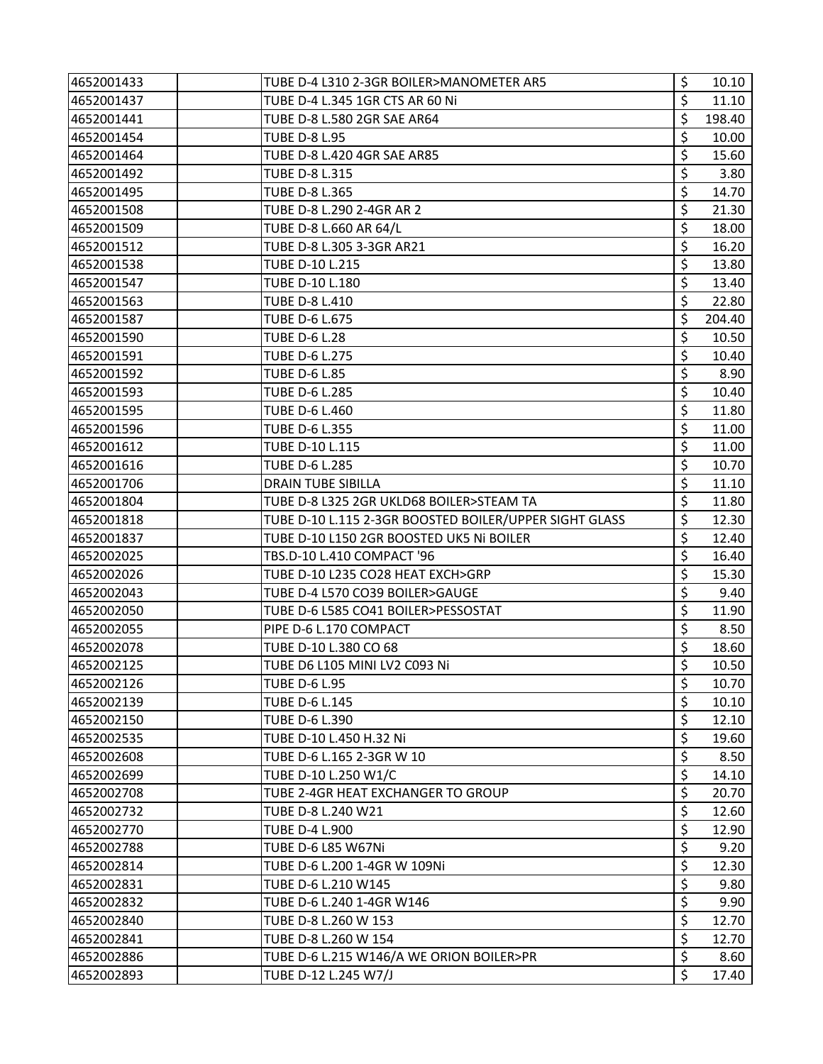| | | | | |
|---|---|---|---|---|
| 4652001433 | | TUBE D-4 L310 2-3GR BOILER>MANOMETER AR5 | $ | 10.10 |
| 4652001437 | | TUBE D-4 L.345 1GR CTS AR 60 Ni | $ | 11.10 |
| 4652001441 | | TUBE D-8 L.580 2GR SAE AR64 | $ | 198.40 |
| 4652001454 | | TUBE D-8 L.95 | $ | 10.00 |
| 4652001464 | | TUBE D-8 L.420 4GR SAE AR85 | $ | 15.60 |
| 4652001492 | | TUBE D-8 L.315 | $ | 3.80 |
| 4652001495 | | TUBE D-8 L.365 | $ | 14.70 |
| 4652001508 | | TUBE D-8 L.290 2-4GR AR 2 | $ | 21.30 |
| 4652001509 | | TUBE D-8 L.660 AR 64/L | $ | 18.00 |
| 4652001512 | | TUBE D-8 L.305 3-3GR AR21 | $ | 16.20 |
| 4652001538 | | TUBE D-10 L.215 | $ | 13.80 |
| 4652001547 | | TUBE D-10 L.180 | $ | 13.40 |
| 4652001563 | | TUBE D-8 L.410 | $ | 22.80 |
| 4652001587 | | TUBE D-6 L.675 | $ | 204.40 |
| 4652001590 | | TUBE D-6 L.28 | $ | 10.50 |
| 4652001591 | | TUBE D-6 L.275 | $ | 10.40 |
| 4652001592 | | TUBE D-6 L.85 | $ | 8.90 |
| 4652001593 | | TUBE D-6 L.285 | $ | 10.40 |
| 4652001595 | | TUBE D-6 L.460 | $ | 11.80 |
| 4652001596 | | TUBE D-6 L.355 | $ | 11.00 |
| 4652001612 | | TUBE D-10 L.115 | $ | 11.00 |
| 4652001616 | | TUBE D-6 L.285 | $ | 10.70 |
| 4652001706 | | DRAIN TUBE SIBILLA | $ | 11.10 |
| 4652001804 | | TUBE D-8 L325 2GR UKLD68 BOILER>STEAM TA | $ | 11.80 |
| 4652001818 | | TUBE D-10 L.115 2-3GR BOOSTED BOILER/UPPER SIGHT GLASS | $ | 12.30 |
| 4652001837 | | TUBE D-10 L150 2GR BOOSTED UK5 Ni BOILER | $ | 12.40 |
| 4652002025 | | TBS.D-10 L.410 COMPACT '96 | $ | 16.40 |
| 4652002026 | | TUBE D-10 L235 CO28 HEAT EXCH>GRP | $ | 15.30 |
| 4652002043 | | TUBE D-4 L570 CO39 BOILER>GAUGE | $ | 9.40 |
| 4652002050 | | TUBE D-6 L585 CO41 BOILER>PESSOSTAT | $ | 11.90 |
| 4652002055 | | PIPE D-6 L.170 COMPACT | $ | 8.50 |
| 4652002078 | | TUBE D-10 L.380 CO 68 | $ | 18.60 |
| 4652002125 | | TUBE D6 L105 MINI LV2 C093 Ni | $ | 10.50 |
| 4652002126 | | TUBE D-6 L.95 | $ | 10.70 |
| 4652002139 | | TUBE D-6 L.145 | $ | 10.10 |
| 4652002150 | | TUBE D-6 L.390 | $ | 12.10 |
| 4652002535 | | TUBE D-10 L.450 H.32 Ni | $ | 19.60 |
| 4652002608 | | TUBE D-6 L.165 2-3GR W 10 | $ | 8.50 |
| 4652002699 | | TUBE D-10 L.250 W1/C | $ | 14.10 |
| 4652002708 | | TUBE 2-4GR HEAT EXCHANGER TO GROUP | $ | 20.70 |
| 4652002732 | | TUBE D-8 L.240 W21 | $ | 12.60 |
| 4652002770 | | TUBE D-4 L.900 | $ | 12.90 |
| 4652002788 | | TUBE D-6 L85 W67Ni | $ | 9.20 |
| 4652002814 | | TUBE D-6 L.200 1-4GR W 109Ni | $ | 12.30 |
| 4652002831 | | TUBE D-6 L.210 W145 | $ | 9.80 |
| 4652002832 | | TUBE D-6 L.240 1-4GR W146 | $ | 9.90 |
| 4652002840 | | TUBE D-8 L.260 W 153 | $ | 12.70 |
| 4652002841 | | TUBE D-8 L.260 W 154 | $ | 12.70 |
| 4652002886 | | TUBE D-6 L.215 W146/A WE ORION BOILER>PR | $ | 8.60 |
| 4652002893 | | TUBE D-12 L.245 W7/J | $ | 17.40 |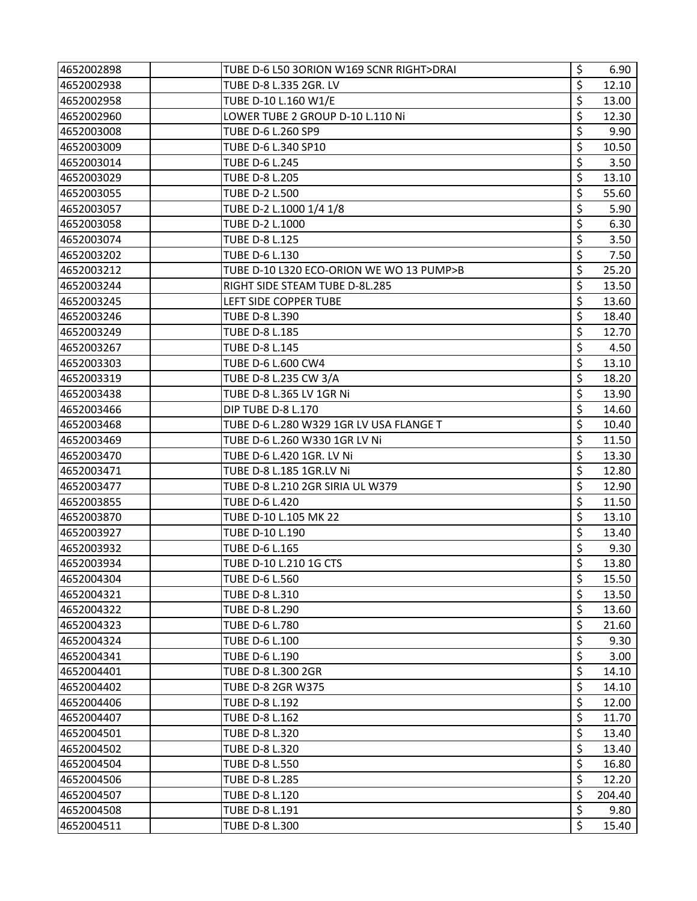| | | | | |
|---|---|---|---|---|
| 4652002898 | | TUBE D-6 L50 3ORION W169 SCNR RIGHT>DRAI | $ | 6.90 |
| 4652002938 | | TUBE D-8 L.335 2GR. LV | $ | 12.10 |
| 4652002958 | | TUBE D-10 L.160 W1/E | $ | 13.00 |
| 4652002960 | | LOWER TUBE 2 GROUP D-10 L.110 Ni | $ | 12.30 |
| 4652003008 | | TUBE D-6 L.260 SP9 | $ | 9.90 |
| 4652003009 | | TUBE D-6 L.340 SP10 | $ | 10.50 |
| 4652003014 | | TUBE D-6 L.245 | $ | 3.50 |
| 4652003029 | | TUBE D-8 L.205 | $ | 13.10 |
| 4652003055 | | TUBE D-2 L.500 | $ | 55.60 |
| 4652003057 | | TUBE D-2 L.1000 1/4 1/8 | $ | 5.90 |
| 4652003058 | | TUBE D-2 L.1000 | $ | 6.30 |
| 4652003074 | | TUBE D-8 L.125 | $ | 3.50 |
| 4652003202 | | TUBE D-6 L.130 | $ | 7.50 |
| 4652003212 | | TUBE D-10 L320 ECO-ORION WE WO 13 PUMP>B | $ | 25.20 |
| 4652003244 | | RIGHT SIDE STEAM TUBE D-8L.285 | $ | 13.50 |
| 4652003245 | | LEFT SIDE COPPER TUBE | $ | 13.60 |
| 4652003246 | | TUBE D-8 L.390 | $ | 18.40 |
| 4652003249 | | TUBE D-8 L.185 | $ | 12.70 |
| 4652003267 | | TUBE D-8 L.145 | $ | 4.50 |
| 4652003303 | | TUBE D-6 L.600 CW4 | $ | 13.10 |
| 4652003319 | | TUBE D-8 L.235 CW 3/A | $ | 18.20 |
| 4652003438 | | TUBE D-8 L.365 LV 1GR Ni | $ | 13.90 |
| 4652003466 | | DIP TUBE D-8 L.170 | $ | 14.60 |
| 4652003468 | | TUBE D-6 L.280 W329 1GR LV USA FLANGE T | $ | 10.40 |
| 4652003469 | | TUBE D-6 L.260 W330 1GR LV Ni | $ | 11.50 |
| 4652003470 | | TUBE D-6 L.420 1GR. LV Ni | $ | 13.30 |
| 4652003471 | | TUBE D-8 L.185 1GR.LV Ni | $ | 12.80 |
| 4652003477 | | TUBE D-8 L.210 2GR SIRIA UL W379 | $ | 12.90 |
| 4652003855 | | TUBE D-6 L.420 | $ | 11.50 |
| 4652003870 | | TUBE D-10 L.105 MK 22 | $ | 13.10 |
| 4652003927 | | TUBE D-10 L.190 | $ | 13.40 |
| 4652003932 | | TUBE D-6 L.165 | $ | 9.30 |
| 4652003934 | | TUBE D-10 L.210 1G CTS | $ | 13.80 |
| 4652004304 | | TUBE D-6 L.560 | $ | 15.50 |
| 4652004321 | | TUBE D-8 L.310 | $ | 13.50 |
| 4652004322 | | TUBE D-8 L.290 | $ | 13.60 |
| 4652004323 | | TUBE D-6 L.780 | $ | 21.60 |
| 4652004324 | | TUBE D-6 L.100 | $ | 9.30 |
| 4652004341 | | TUBE D-6 L.190 | $ | 3.00 |
| 4652004401 | | TUBE D-8 L.300 2GR | $ | 14.10 |
| 4652004402 | | TUBE D-8 2GR W375 | $ | 14.10 |
| 4652004406 | | TUBE D-8 L.192 | $ | 12.00 |
| 4652004407 | | TUBE D-8 L.162 | $ | 11.70 |
| 4652004501 | | TUBE D-8 L.320 | $ | 13.40 |
| 4652004502 | | TUBE D-8 L.320 | $ | 13.40 |
| 4652004504 | | TUBE D-8 L.550 | $ | 16.80 |
| 4652004506 | | TUBE D-8 L.285 | $ | 12.20 |
| 4652004507 | | TUBE D-8 L.120 | $ | 204.40 |
| 4652004508 | | TUBE D-8 L.191 | $ | 9.80 |
| 4652004511 | | TUBE D-8 L.300 | $ | 15.40 |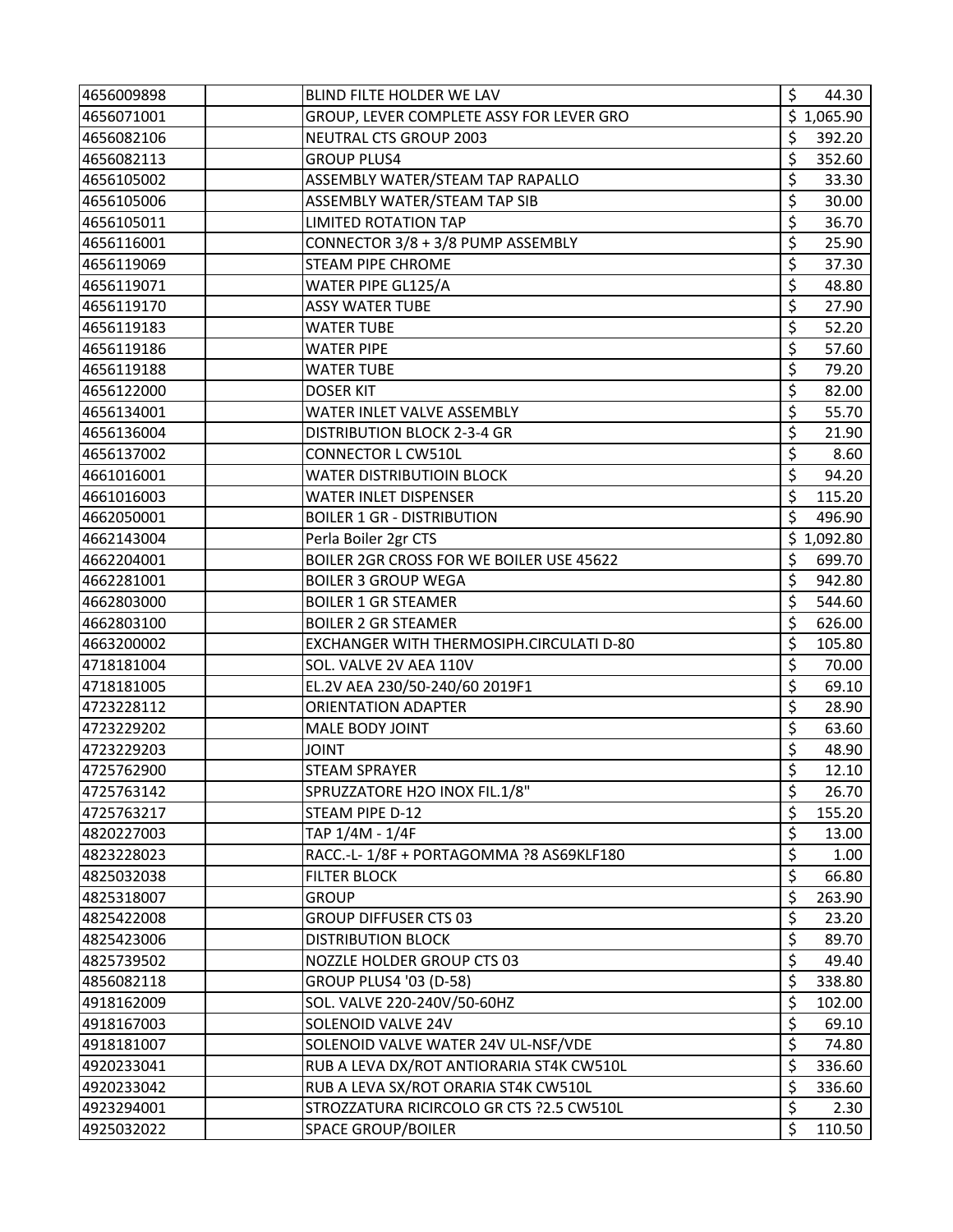| | | | |
|---|---|---|---|
| 4656009898 | | BLIND FILTE HOLDER WE LAV | $ 44.30 |
| 4656071001 | | GROUP, LEVER COMPLETE ASSY FOR LEVER GRO | $ 1,065.90 |
| 4656082106 | | NEUTRAL CTS GROUP 2003 | $ 392.20 |
| 4656082113 | | GROUP PLUS4 | $ 352.60 |
| 4656105002 | | ASSEMBLY WATER/STEAM TAP RAPALLO | $ 33.30 |
| 4656105006 | | ASSEMBLY WATER/STEAM TAP SIB | $ 30.00 |
| 4656105011 | | LIMITED ROTATION TAP | $ 36.70 |
| 4656116001 | | CONNECTOR 3/8 + 3/8 PUMP ASSEMBLY | $ 25.90 |
| 4656119069 | | STEAM PIPE CHROME | $ 37.30 |
| 4656119071 | | WATER PIPE GL125/A | $ 48.80 |
| 4656119170 | | ASSY WATER TUBE | $ 27.90 |
| 4656119183 | | WATER TUBE | $ 52.20 |
| 4656119186 | | WATER PIPE | $ 57.60 |
| 4656119188 | | WATER TUBE | $ 79.20 |
| 4656122000 | | DOSER KIT | $ 82.00 |
| 4656134001 | | WATER INLET VALVE ASSEMBLY | $ 55.70 |
| 4656136004 | | DISTRIBUTION BLOCK 2-3-4 GR | $ 21.90 |
| 4656137002 | | CONNECTOR L CW510L | $ 8.60 |
| 4661016001 | | WATER DISTRIBUTIOIN BLOCK | $ 94.20 |
| 4661016003 | | WATER INLET DISPENSER | $ 115.20 |
| 4662050001 | | BOILER 1 GR - DISTRIBUTION | $ 496.90 |
| 4662143004 | | Perla Boiler 2gr CTS | $ 1,092.80 |
| 4662204001 | | BOILER 2GR CROSS FOR WE BOILER USE 45622 | $ 699.70 |
| 4662281001 | | BOILER 3 GROUP WEGA | $ 942.80 |
| 4662803000 | | BOILER 1 GR STEAMER | $ 544.60 |
| 4662803100 | | BOILER 2 GR STEAMER | $ 626.00 |
| 4663200002 | | EXCHANGER WITH THERMOSIPH.CIRCULATI D-80 | $ 105.80 |
| 4718181004 | | SOL. VALVE 2V AEA 110V | $ 70.00 |
| 4718181005 | | EL.2V AEA 230/50-240/60 2019F1 | $ 69.10 |
| 4723228112 | | ORIENTATION ADAPTER | $ 28.90 |
| 4723229202 | | MALE BODY JOINT | $ 63.60 |
| 4723229203 | | JOINT | $ 48.90 |
| 4725762900 | | STEAM SPRAYER | $ 12.10 |
| 4725763142 | | SPRUZZATORE H2O INOX FIL.1/8" | $ 26.70 |
| 4725763217 | | STEAM PIPE D-12 | $ 155.20 |
| 4820227003 | | TAP 1/4M - 1/4F | $ 13.00 |
| 4823228023 | | RACC.-L- 1/8F + PORTAGOMMA ?8 AS69KLF180 | $ 1.00 |
| 4825032038 | | FILTER BLOCK | $ 66.80 |
| 4825318007 | | GROUP | $ 263.90 |
| 4825422008 | | GROUP DIFFUSER CTS 03 | $ 23.20 |
| 4825423006 | | DISTRIBUTION BLOCK | $ 89.70 |
| 4825739502 | | NOZZLE HOLDER GROUP CTS 03 | $ 49.40 |
| 4856082118 | | GROUP PLUS4 '03 (D-58) | $ 338.80 |
| 4918162009 | | SOL. VALVE 220-240V/50-60HZ | $ 102.00 |
| 4918167003 | | SOLENOID VALVE 24V | $ 69.10 |
| 4918181007 | | SOLENOID VALVE WATER 24V UL-NSF/VDE | $ 74.80 |
| 4920233041 | | RUB A LEVA DX/ROT ANTIORARIA ST4K CW510L | $ 336.60 |
| 4920233042 | | RUB A LEVA SX/ROT ORARIA ST4K CW510L | $ 336.60 |
| 4923294001 | | STROZZATURA RICIRCOLO GR CTS ?2.5 CW510L | $ 2.30 |
| 4925032022 | | SPACE GROUP/BOILER | $ 110.50 |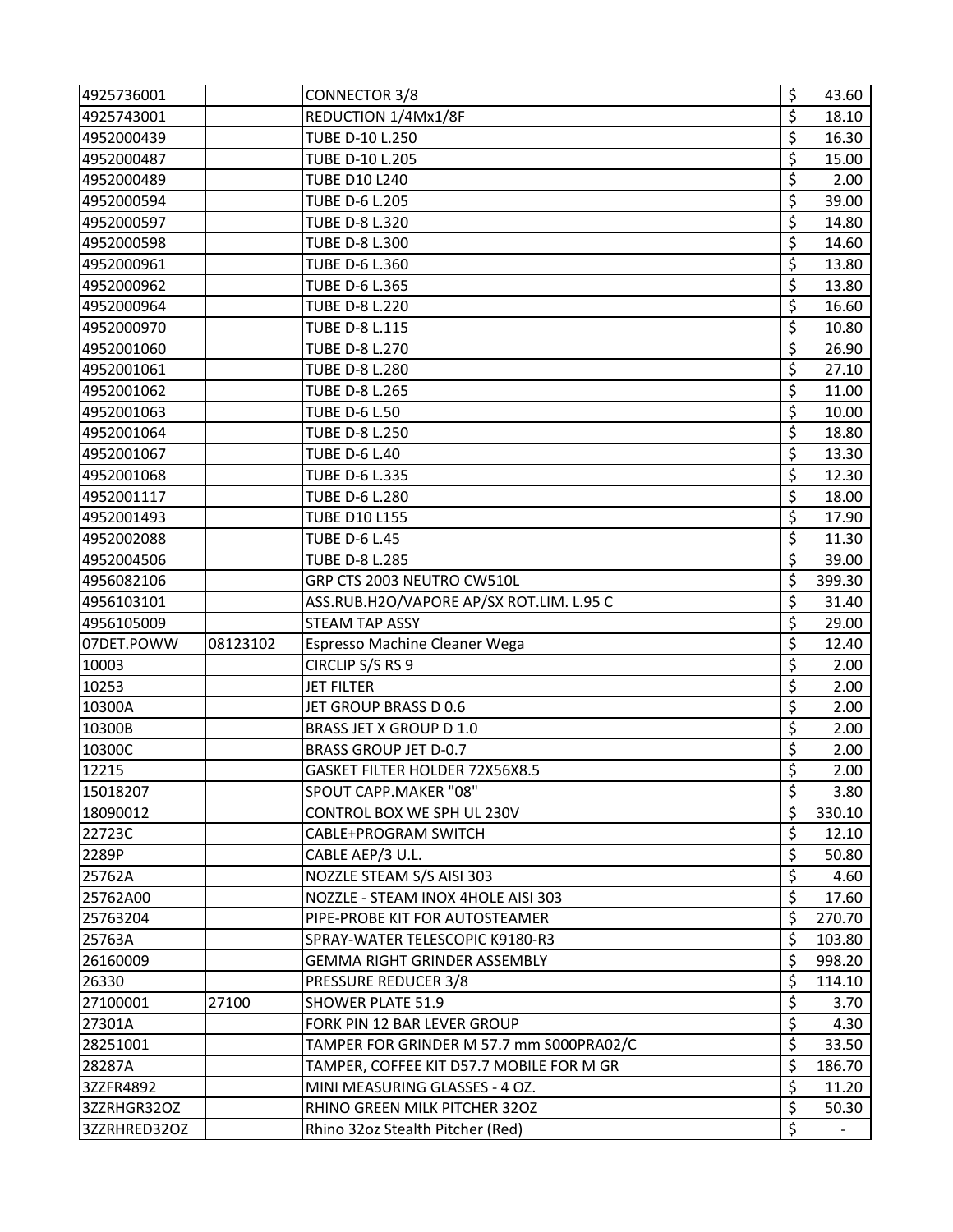| | | | | |
|---|---|---|---|---|
| 4925736001 | | CONNECTOR 3/8 | $ | 43.60 |
| 4925743001 | | REDUCTION 1/4Mx1/8F | $ | 18.10 |
| 4952000439 | | TUBE D-10 L.250 | $ | 16.30 |
| 4952000487 | | TUBE D-10 L.205 | $ | 15.00 |
| 4952000489 | | TUBE D10 L240 | $ | 2.00 |
| 4952000594 | | TUBE D-6 L.205 | $ | 39.00 |
| 4952000597 | | TUBE D-8 L.320 | $ | 14.80 |
| 4952000598 | | TUBE D-8 L.300 | $ | 14.60 |
| 4952000961 | | TUBE D-6 L.360 | $ | 13.80 |
| 4952000962 | | TUBE D-6 L.365 | $ | 13.80 |
| 4952000964 | | TUBE D-8 L.220 | $ | 16.60 |
| 4952000970 | | TUBE D-8 L.115 | $ | 10.80 |
| 4952001060 | | TUBE D-8 L.270 | $ | 26.90 |
| 4952001061 | | TUBE D-8 L.280 | $ | 27.10 |
| 4952001062 | | TUBE D-8 L.265 | $ | 11.00 |
| 4952001063 | | TUBE D-6 L.50 | $ | 10.00 |
| 4952001064 | | TUBE D-8 L.250 | $ | 18.80 |
| 4952001067 | | TUBE D-6 L.40 | $ | 13.30 |
| 4952001068 | | TUBE D-6 L.335 | $ | 12.30 |
| 4952001117 | | TUBE D-6 L.280 | $ | 18.00 |
| 4952001493 | | TUBE D10 L155 | $ | 17.90 |
| 4952002088 | | TUBE D-6 L.45 | $ | 11.30 |
| 4952004506 | | TUBE D-8 L.285 | $ | 39.00 |
| 4956082106 | | GRP CTS 2003 NEUTRO CW510L | $ | 399.30 |
| 4956103101 | | ASS.RUB.H2O/VAPORE AP/SX ROT.LIM. L.95 C | $ | 31.40 |
| 4956105009 | | STEAM TAP ASSY | $ | 29.00 |
| 07DET.POWW | 08123102 | Espresso Machine Cleaner Wega | $ | 12.40 |
| 10003 | | CIRCLIP S/S RS 9 | $ | 2.00 |
| 10253 | | JET FILTER | $ | 2.00 |
| 10300A | | JET GROUP BRASS D 0.6 | $ | 2.00 |
| 10300B | | BRASS JET X GROUP D 1.0 | $ | 2.00 |
| 10300C | | BRASS GROUP JET D-0.7 | $ | 2.00 |
| 12215 | | GASKET FILTER HOLDER 72X56X8.5 | $ | 2.00 |
| 15018207 | | SPOUT CAPP.MAKER "08" | $ | 3.80 |
| 18090012 | | CONTROL BOX WE SPH UL 230V | $ | 330.10 |
| 22723C | | CABLE+PROGRAM SWITCH | $ | 12.10 |
| 2289P | | CABLE AEP/3 U.L. | $ | 50.80 |
| 25762A | | NOZZLE STEAM S/S AISI 303 | $ | 4.60 |
| 25762A00 | | NOZZLE - STEAM INOX 4HOLE AISI 303 | $ | 17.60 |
| 25763204 | | PIPE-PROBE KIT FOR AUTOSTEAMER | $ | 270.70 |
| 25763A | | SPRAY-WATER TELESCOPIC K9180-R3 | $ | 103.80 |
| 26160009 | | GEMMA RIGHT GRINDER ASSEMBLY | $ | 998.20 |
| 26330 | | PRESSURE REDUCER 3/8 | $ | 114.10 |
| 27100001 | 27100 | SHOWER PLATE 51.9 | $ | 3.70 |
| 27301A | | FORK PIN 12 BAR LEVER GROUP | $ | 4.30 |
| 28251001 | | TAMPER FOR GRINDER M 57.7 mm S000PRA02/C | $ | 33.50 |
| 28287A | | TAMPER, COFFEE KIT D57.7 MOBILE FOR M GR | $ | 186.70 |
| 3ZZFR4892 | | MINI MEASURING GLASSES - 4 OZ. | $ | 11.20 |
| 3ZZRHGR32OZ | | RHINO GREEN MILK PITCHER 32OZ | $ | 50.30 |
| 3ZZRHRED32OZ | | Rhino 32oz Stealth Pitcher (Red) | $ | - |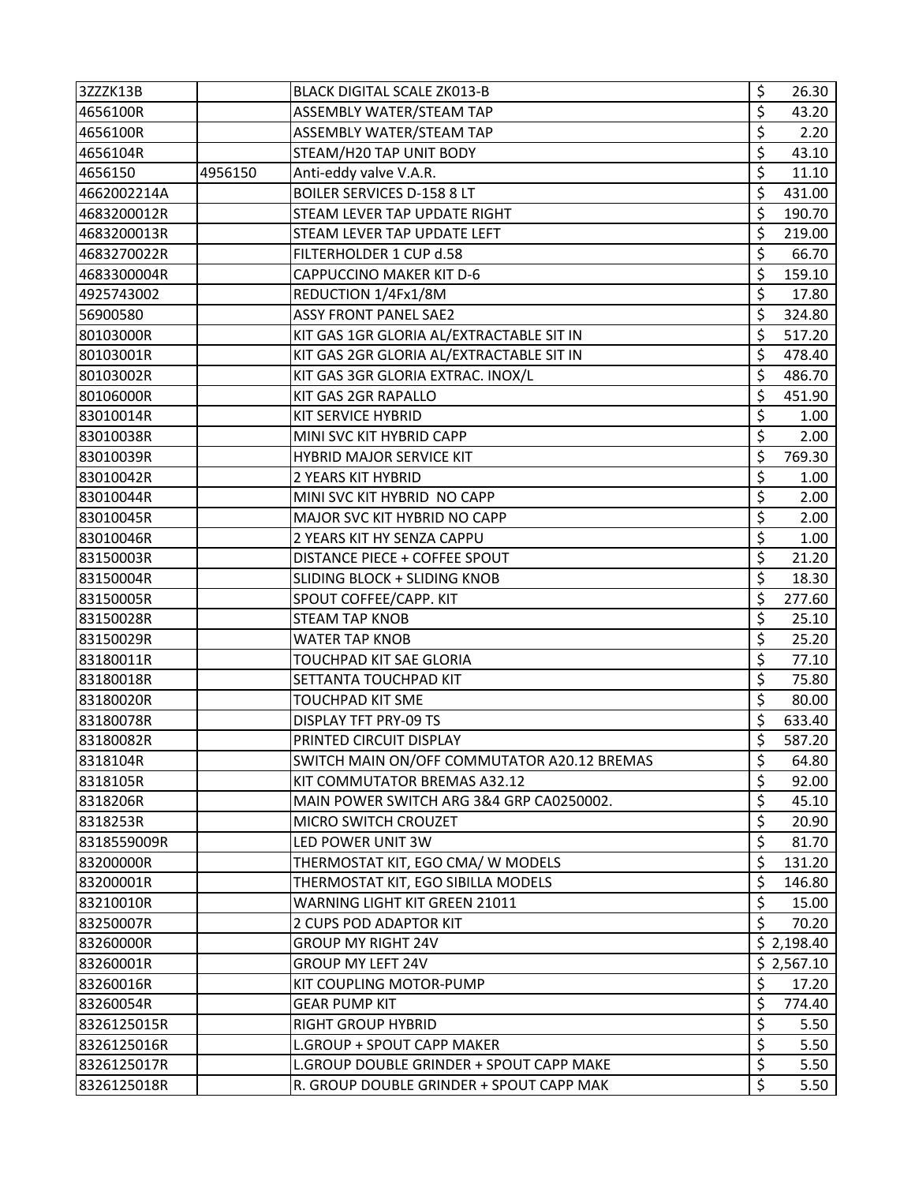| | | | | |
|---|---|---|---|---|
| 3ZZZK13B | | BLACK DIGITAL SCALE ZK013-B | $ | 26.30 |
| 4656100R | | ASSEMBLY WATER/STEAM TAP | $ | 43.20 |
| 4656100R | | ASSEMBLY WATER/STEAM TAP | $ | 2.20 |
| 4656104R | | STEAM/H20 TAP UNIT BODY | $ | 43.10 |
| 4656150 | 4956150 | Anti-eddy valve V.A.R. | $ | 11.10 |
| 4662002214A | | BOILER SERVICES D-158 8 LT | $ | 431.00 |
| 4683200012R | | STEAM LEVER TAP UPDATE RIGHT | $ | 190.70 |
| 4683200013R | | STEAM LEVER TAP UPDATE LEFT | $ | 219.00 |
| 4683270022R | | FILTERHOLDER 1 CUP d.58 | $ | 66.70 |
| 4683300004R | | CAPPUCCINO MAKER KIT D-6 | $ | 159.10 |
| 4925743002 | | REDUCTION 1/4Fx1/8M | $ | 17.80 |
| 56900580 | | ASSY FRONT PANEL SAE2 | $ | 324.80 |
| 80103000R | | KIT GAS 1GR GLORIA AL/EXTRACTABLE SIT IN | $ | 517.20 |
| 80103001R | | KIT GAS 2GR GLORIA AL/EXTRACTABLE SIT IN | $ | 478.40 |
| 80103002R | | KIT GAS 3GR GLORIA EXTRAC. INOX/L | $ | 486.70 |
| 80106000R | | KIT GAS 2GR RAPALLO | $ | 451.90 |
| 83010014R | | KIT SERVICE HYBRID | $ | 1.00 |
| 83010038R | | MINI SVC KIT HYBRID CAPP | $ | 2.00 |
| 83010039R | | HYBRID MAJOR SERVICE KIT | $ | 769.30 |
| 83010042R | | 2 YEARS KIT HYBRID | $ | 1.00 |
| 83010044R | | MINI SVC KIT HYBRID NO CAPP | $ | 2.00 |
| 83010045R | | MAJOR SVC KIT HYBRID NO CAPP | $ | 2.00 |
| 83010046R | | 2 YEARS KIT HY SENZA CAPPU | $ | 1.00 |
| 83150003R | | DISTANCE PIECE + COFFEE SPOUT | $ | 21.20 |
| 83150004R | | SLIDING BLOCK + SLIDING KNOB | $ | 18.30 |
| 83150005R | | SPOUT COFFEE/CAPP. KIT | $ | 277.60 |
| 83150028R | | STEAM TAP KNOB | $ | 25.10 |
| 83150029R | | WATER TAP KNOB | $ | 25.20 |
| 83180011R | | TOUCHPAD KIT SAE GLORIA | $ | 77.10 |
| 83180018R | | SETTANTA TOUCHPAD KIT | $ | 75.80 |
| 83180020R | | TOUCHPAD KIT SME | $ | 80.00 |
| 83180078R | | DISPLAY TFT PRY-09 TS | $ | 633.40 |
| 83180082R | | PRINTED CIRCUIT DISPLAY | $ | 587.20 |
| 8318104R | | SWITCH MAIN ON/OFF COMMUTATOR A20.12 BREMAS | $ | 64.80 |
| 8318105R | | KIT COMMUTATOR BREMAS A32.12 | $ | 92.00 |
| 8318206R | | MAIN POWER SWITCH ARG 3&4 GRP CA0250002. | $ | 45.10 |
| 8318253R | | MICRO SWITCH CROUZET | $ | 20.90 |
| 8318559009R | | LED POWER UNIT 3W | $ | 81.70 |
| 83200000R | | THERMOSTAT KIT, EGO CMA/ W MODELS | $ | 131.20 |
| 83200001R | | THERMOSTAT KIT, EGO SIBILLA MODELS | $ | 146.80 |
| 83210010R | | WARNING LIGHT KIT GREEN 21011 | $ | 15.00 |
| 83250007R | | 2 CUPS POD ADAPTOR KIT | $ | 70.20 |
| 83260000R | | GROUP MY RIGHT 24V | $ | 2,198.40 |
| 83260001R | | GROUP MY LEFT 24V | $ | 2,567.10 |
| 83260016R | | KIT COUPLING MOTOR-PUMP | $ | 17.20 |
| 83260054R | | GEAR PUMP KIT | $ | 774.40 |
| 8326125015R | | RIGHT GROUP HYBRID | $ | 5.50 |
| 8326125016R | | L.GROUP + SPOUT CAPP MAKER | $ | 5.50 |
| 8326125017R | | L.GROUP DOUBLE GRINDER + SPOUT CAPP MAKE | $ | 5.50 |
| 8326125018R | | R. GROUP DOUBLE GRINDER + SPOUT CAPP MAK | $ | 5.50 |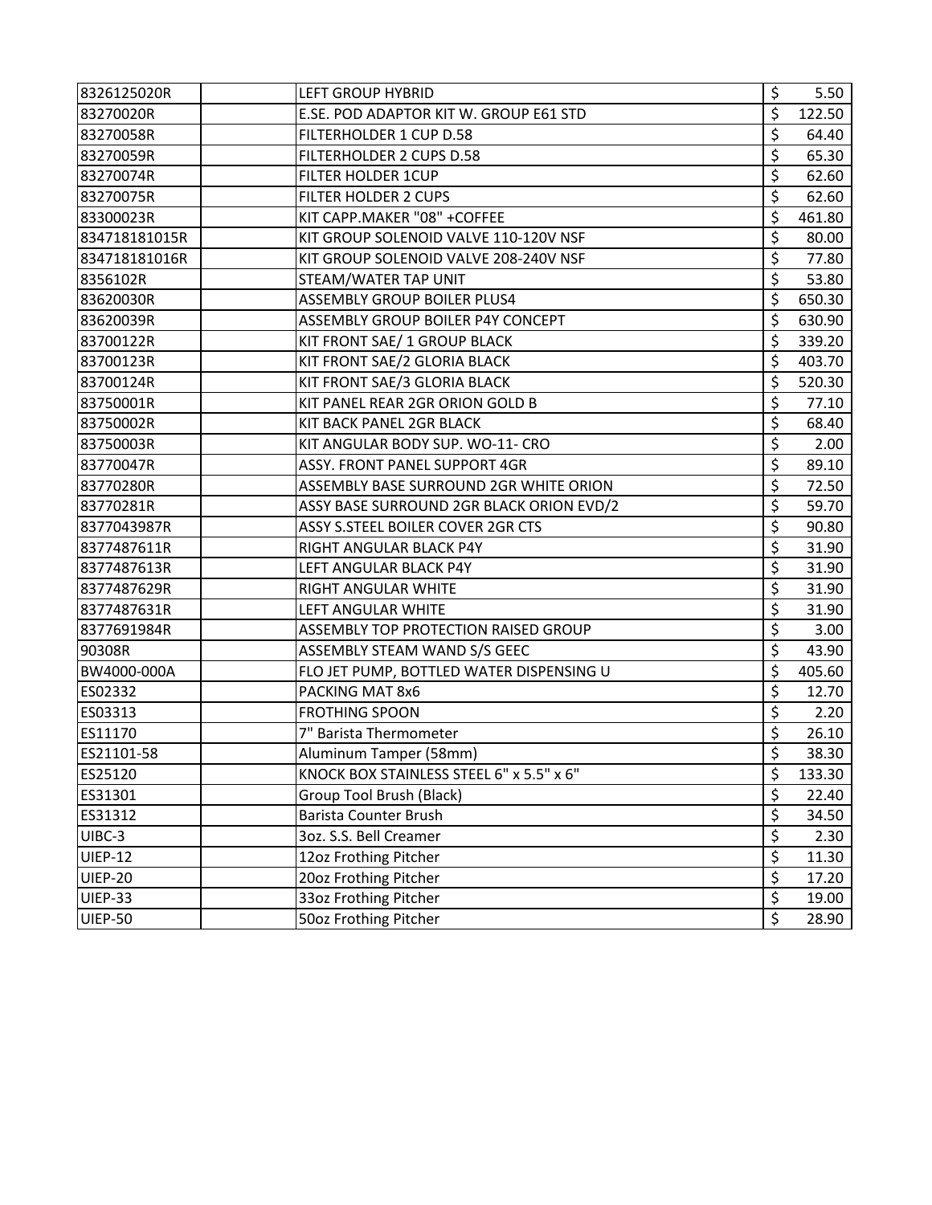| | | | | |
|---|---|---|---|---|
| 8326125020R | | LEFT GROUP HYBRID | $ | 5.50 |
| 83270020R | | E.SE. POD ADAPTOR KIT W. GROUP E61 STD | $ | 122.50 |
| 83270058R | | FILTERHOLDER 1 CUP D.58 | $ | 64.40 |
| 83270059R | | FILTERHOLDER 2 CUPS D.58 | $ | 65.30 |
| 83270074R | | FILTER HOLDER 1CUP | $ | 62.60 |
| 83270075R | | FILTER HOLDER 2 CUPS | $ | 62.60 |
| 83300023R | | KIT CAPP.MAKER "08" +COFFEE | $ | 461.80 |
| 834718181015R | | KIT GROUP SOLENOID VALVE 110-120V NSF | $ | 80.00 |
| 834718181016R | | KIT GROUP SOLENOID VALVE 208-240V NSF | $ | 77.80 |
| 8356102R | | STEAM/WATER TAP UNIT | $ | 53.80 |
| 83620030R | | ASSEMBLY GROUP BOILER PLUS4 | $ | 650.30 |
| 83620039R | | ASSEMBLY GROUP BOILER P4Y CONCEPT | $ | 630.90 |
| 83700122R | | KIT FRONT SAE/ 1 GROUP BLACK | $ | 339.20 |
| 83700123R | | KIT FRONT SAE/2 GLORIA BLACK | $ | 403.70 |
| 83700124R | | KIT FRONT SAE/3 GLORIA BLACK | $ | 520.30 |
| 83750001R | | KIT PANEL REAR 2GR ORION GOLD B | $ | 77.10 |
| 83750002R | | KIT BACK PANEL 2GR BLACK | $ | 68.40 |
| 83750003R | | KIT ANGULAR BODY SUP. WO-11- CRO | $ | 2.00 |
| 83770047R | | ASSY. FRONT PANEL SUPPORT 4GR | $ | 89.10 |
| 83770280R | | ASSEMBLY BASE SURROUND 2GR WHITE ORION | $ | 72.50 |
| 83770281R | | ASSY BASE SURROUND 2GR BLACK ORION EVD/2 | $ | 59.70 |
| 8377043987R | | ASSY S.STEEL BOILER COVER 2GR CTS | $ | 90.80 |
| 8377487611R | | RIGHT ANGULAR BLACK P4Y | $ | 31.90 |
| 8377487613R | | LEFT ANGULAR BLACK P4Y | $ | 31.90 |
| 8377487629R | | RIGHT ANGULAR WHITE | $ | 31.90 |
| 8377487631R | | LEFT ANGULAR WHITE | $ | 31.90 |
| 8377691984R | | ASSEMBLY TOP PROTECTION RAISED GROUP | $ | 3.00 |
| 90308R | | ASSEMBLY STEAM WAND S/S GEEC | $ | 43.90 |
| BW4000-000A | | FLO JET PUMP, BOTTLED WATER DISPENSING U | $ | 405.60 |
| ES02332 | | PACKING MAT 8x6 | $ | 12.70 |
| ES03313 | | FROTHING SPOON | $ | 2.20 |
| ES11170 | | 7" Barista Thermometer | $ | 26.10 |
| ES21101-58 | | Aluminum Tamper (58mm) | $ | 38.30 |
| ES25120 | | KNOCK BOX STAINLESS STEEL 6" x 5.5" x 6" | $ | 133.30 |
| ES31301 | | Group Tool Brush (Black) | $ | 22.40 |
| ES31312 | | Barista Counter Brush | $ | 34.50 |
| UIBC-3 | | 3oz. S.S. Bell Creamer | $ | 2.30 |
| UIEP-12 | | 12oz Frothing Pitcher | $ | 11.30 |
| UIEP-20 | | 20oz Frothing Pitcher | $ | 17.20 |
| UIEP-33 | | 33oz Frothing Pitcher | $ | 19.00 |
| UIEP-50 | | 50oz Frothing Pitcher | $ | 28.90 |